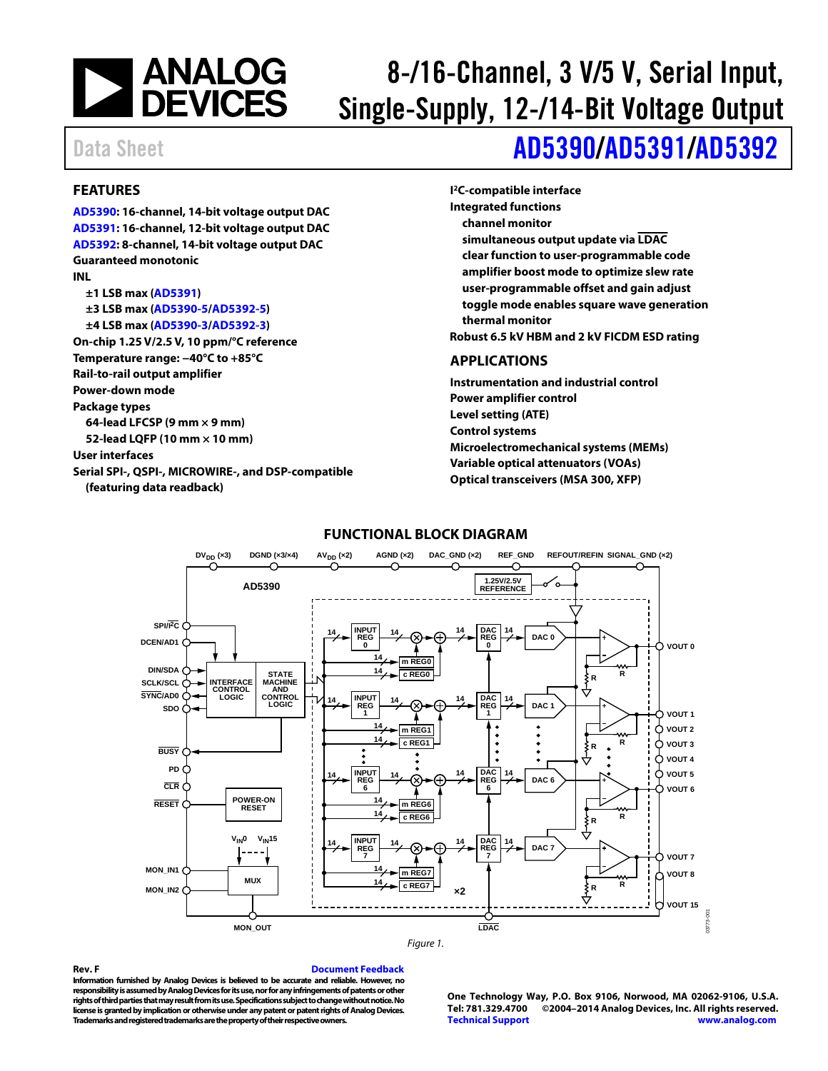# 8-/16-Channel, 3 V/5 V, Serial Input, Single-Supply, 12-/14-Bit Voltage Output

Data Sheet

# AD5390/AD5391/AD5392

## FEATURES

**AD5390: 16-channel, 14-bit voltage output DAC**
**AD5391: 16-channel, 12-bit voltage output DAC**
**AD5392: 8-channel, 14-bit voltage output DAC**
**Guaranteed monotonic**
**INL**
- **±1 LSB max (AD5391)**
- **±3 LSB max (AD5390-5/AD5392-5)**
- **±4 LSB max (AD5390-3/AD5392-3)**

**On-chip 1.25 V/2.5 V, 10 ppm/°C reference**
**Temperature range: −40°C to +85°C**
**Rail-to-rail output amplifier**
**Power-down mode**
**Package types**
- **64-lead LFCSP (9 mm × 9 mm)**
- **52-lead LQFP (10 mm × 10 mm)**

**User interfaces**
**Serial SPI-, QSPI-, MICROWIRE-, and DSP-compatible (featuring data readback)**
**I²C-compatible interface**
**Integrated functions**
- **channel monitor**
- **simultaneous output update via LDAC**
- **clear function to user-programmable code**
- **amplifier boost mode to optimize slew rate**
- **user-programmable offset and gain adjust**
- **toggle mode enables square wave generation**
- **thermal monitor**

**Robust 6.5 kV HBM and 2 kV FICDM ESD rating**

## APPLICATIONS

**Instrumentation and industrial control**
**Power amplifier control**
**Level setting (ATE)**
**Control systems**
**Microelectromechanical systems (MEMs)**
**Variable optical attenuators (VOAs)**
**Optical transceivers (MSA 300, XFP)**

## FUNCTIONAL BLOCK DIAGRAM

Figure 1.

**Rev. F**

Document Feedback

Information furnished by Analog Devices is believed to be accurate and reliable. However, no responsibility is assumed by Analog Devices for its use, nor for any infringements of patents or other rights of third parties that may result from its use. Specifications subject to change without notice. No license is granted by implication or otherwise under any patent or patent rights of Analog Devices. Trademarks and registered trademarks are the property of their respective owners.

One Technology Way, P.O. Box 9106, Norwood, MA 02062-9106, U.S.A.
Tel: 781.329.4700 ©2004–2014 Analog Devices, Inc. All rights reserved.
Technical Support www.analog.com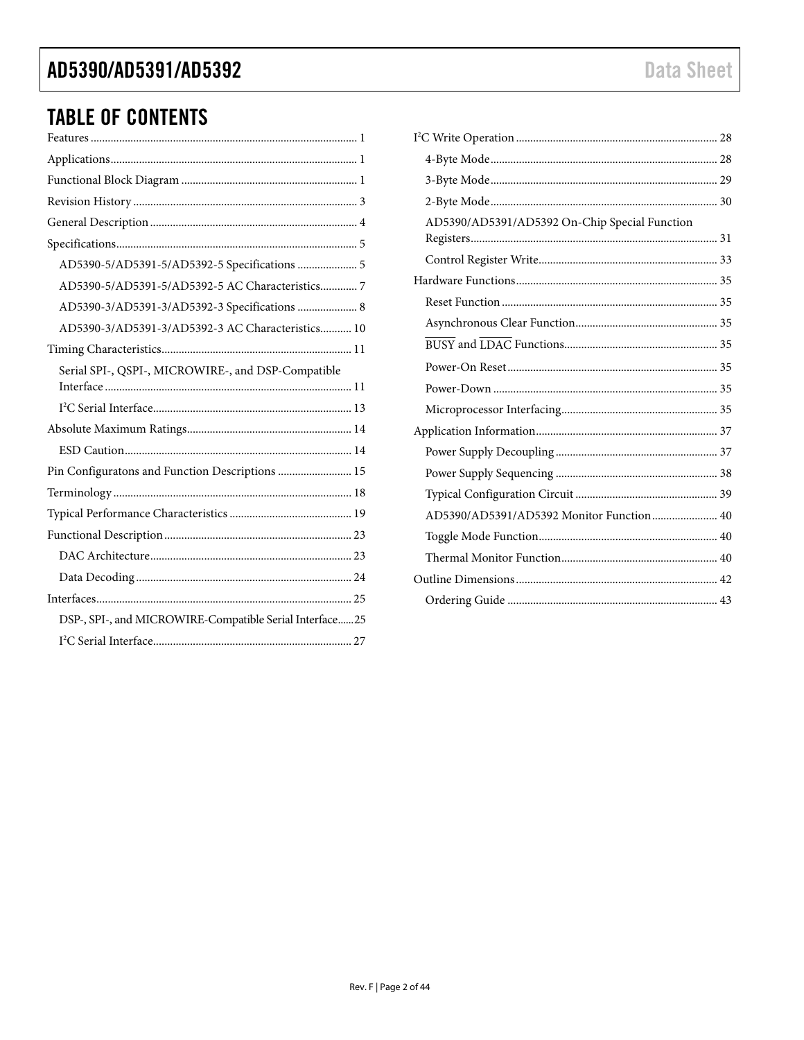## TABLE OF CONTENTS

Features ... 1
Applications ... 1
Functional Block Diagram ... 1
Revision History ... 3
General Description ... 4
Specifications ... 5
- AD5390-5/AD5391-5/AD5392-5 Specifications ... 5
- AD5390-5/AD5391-5/AD5392-5 AC Characteristics ... 7
- AD5390-3/AD5391-3/AD5392-3 Specifications ... 8
- AD5390-3/AD5391-3/AD5392-3 AC Characteristics ... 10

Timing Characteristics ... 11
- Serial SPI-, QSPI-, MICROWIRE-, and DSP-Compatible Interface ... 11
- I²C Serial Interface ... 13

Absolute Maximum Ratings ... 14
- ESD Caution ... 14

Pin Configuratons and Function Descriptions ... 15
Terminology ... 18
Typical Performance Characteristics ... 19
Functional Description ... 23
- DAC Architecture ... 23
- Data Decoding ... 24

Interfaces ... 25
- DSP-, SPI-, and MICROWIRE-Compatible Serial Interface ... 25
- I²C Serial Interface ... 27

I²C Write Operation ... 28
- 4-Byte Mode ... 28
- 3-Byte Mode ... 29
- 2-Byte Mode ... 30
- AD5390/AD5391/AD5392 On-Chip Special Function Registers ... 31
- Control Register Write ... 33

Hardware Functions ... 35
- Reset Function ... 35
- Asynchronous Clear Function ... 35
- $\overline{\text{BUSY}}$ and $\overline{\text{LDAC}}$ Functions ... 35
- Power-On Reset ... 35
- Power-Down ... 35
- Microprocessor Interfacing ... 35

Application Information ... 37
- Power Supply Decoupling ... 37
- Power Supply Sequencing ... 38
- Typical Configuration Circuit ... 39
- AD5390/AD5391/AD5392 Monitor Function ... 40
- Toggle Mode Function ... 40
- Thermal Monitor Function ... 40

Outline Dimensions ... 42
- Ordering Guide ... 43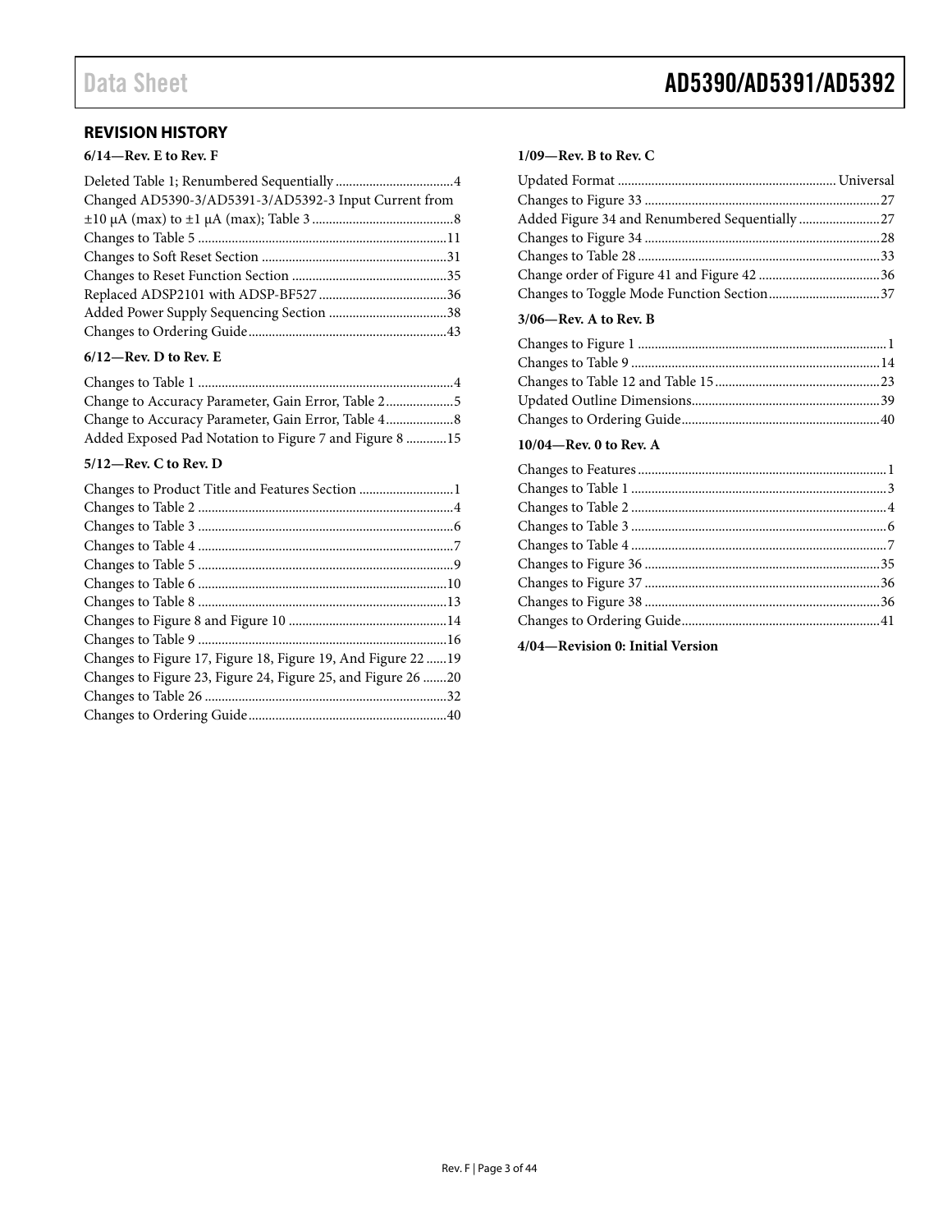## REVISION HISTORY

**6/14—Rev. E to Rev. F**

Deleted Table 1; Renumbered Sequentially ...................................4
Changed AD5390-3/AD5391-3/AD5392-3 Input Current from ±10 µA (max) to ±1 µA (max); Table 3 ..........................................8
Changes to Table 5 .........................................................................11
Changes to Soft Reset Section .......................................................31
Changes to Reset Function Section ..............................................35
Replaced ADSP2101 with ADSP-BF527 ......................................36
Added Power Supply Sequencing Section ...................................38
Changes to Ordering Guide...........................................................43

**6/12—Rev. D to Rev. E**

Changes to Table 1 ...........................................................................4
Change to Accuracy Parameter, Gain Error, Table 2....................5
Change to Accuracy Parameter, Gain Error, Table 4....................8
Added Exposed Pad Notation to Figure 7 and Figure 8 ............15

**5/12—Rev. C to Rev. D**

Changes to Product Title and Features Section ............................1
Changes to Table 2 ...........................................................................4
Changes to Table 3 ...........................................................................6
Changes to Table 4 ...........................................................................7
Changes to Table 5 ...........................................................................9
Changes to Table 6 .........................................................................10
Changes to Table 8 .........................................................................13
Changes to Figure 8 and Figure 10 ...............................................14
Changes to Table 9 .........................................................................16
Changes to Figure 17, Figure 18, Figure 19, And Figure 22 ......19
Changes to Figure 23, Figure 24, Figure 25, and Figure 26 .......20
Changes to Table 26 .......................................................................32
Changes to Ordering Guide...........................................................40

**1/09—Rev. B to Rev. C**

Updated Format ................................................................ Universal
Changes to Figure 33 ......................................................................27
Added Figure 34 and Renumbered Sequentially ........................27
Changes to Figure 34 ......................................................................28
Changes to Table 28 ........................................................................33
Change order of Figure 41 and Figure 42 ....................................36
Changes to Toggle Mode Function Section.................................37

**3/06—Rev. A to Rev. B**

Changes to Figure 1 ..........................................................................1
Changes to Table 9 ..........................................................................14
Changes to Table 12 and Table 15.................................................23
Updated Outline Dimensions........................................................39
Changes to Ordering Guide...........................................................40

**10/04—Rev. 0 to Rev. A**

Changes to Features..........................................................................1
Changes to Table 1 ............................................................................3
Changes to Table 2 ............................................................................4
Changes to Table 3 ............................................................................6
Changes to Table 4 ............................................................................7
Changes to Figure 36 ......................................................................35
Changes to Figure 37 ......................................................................36
Changes to Figure 38 ......................................................................36
Changes to Ordering Guide...........................................................41

**4/04—Revision 0: Initial Version**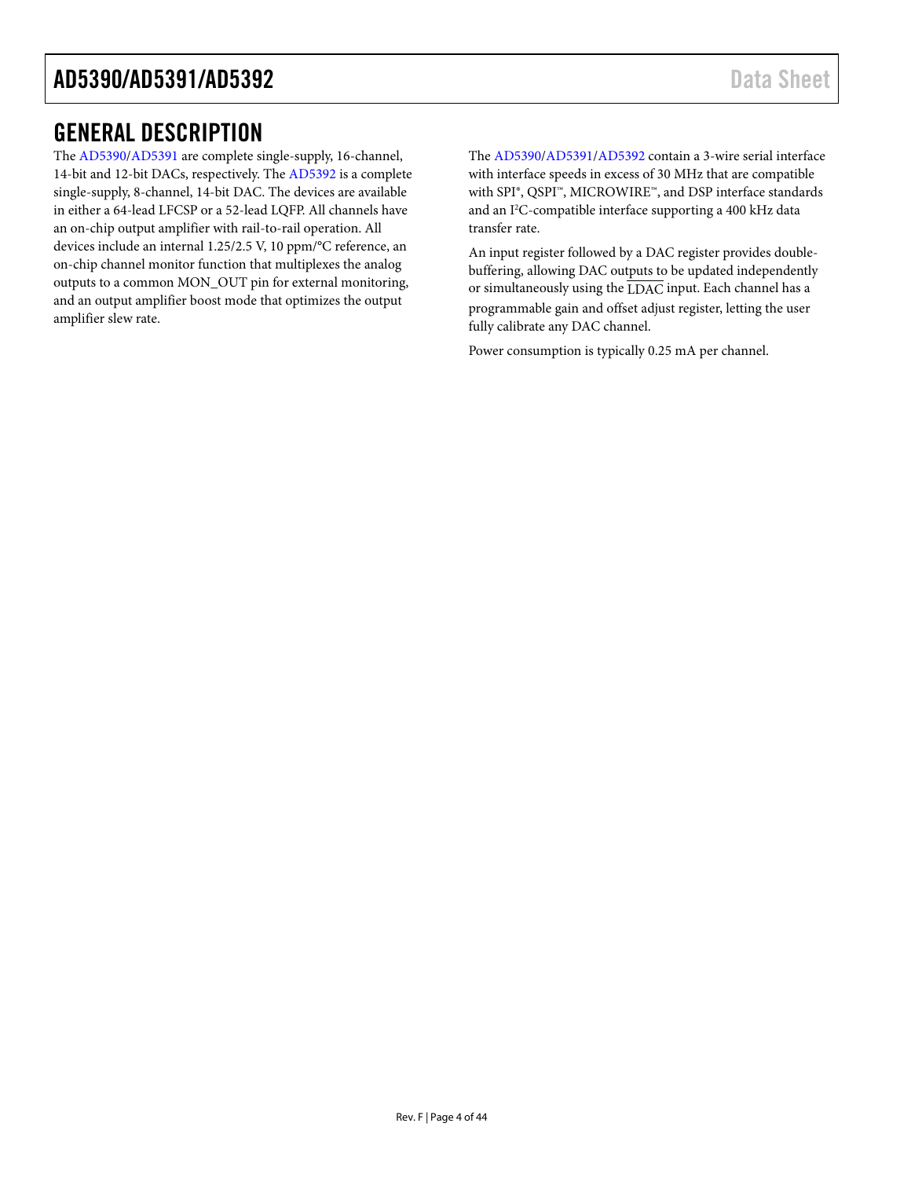## GENERAL DESCRIPTION

The AD5390/AD5391 are complete single-supply, 16-channel, 14-bit and 12-bit DACs, respectively. The AD5392 is a complete single-supply, 8-channel, 14-bit DAC. The devices are available in either a 64-lead LFCSP or a 52-lead LQFP. All channels have an on-chip output amplifier with rail-to-rail operation. All devices include an internal 1.25/2.5 V, 10 ppm/°C reference, an on-chip channel monitor function that multiplexes the analog outputs to a common MON_OUT pin for external monitoring, and an output amplifier boost mode that optimizes the output amplifier slew rate.

The AD5390/AD5391/AD5392 contain a 3-wire serial interface with interface speeds in excess of 30 MHz that are compatible with SPI®, QSPI™, MICROWIRE™, and DSP interface standards and an I²C-compatible interface supporting a 400 kHz data transfer rate.

An input register followed by a DAC register provides double-buffering, allowing DAC outputs to be updated independently or simultaneously using the $\overline{\text{LDAC}}$ input. Each channel has a programmable gain and offset adjust register, letting the user fully calibrate any DAC channel.

Power consumption is typically 0.25 mA per channel.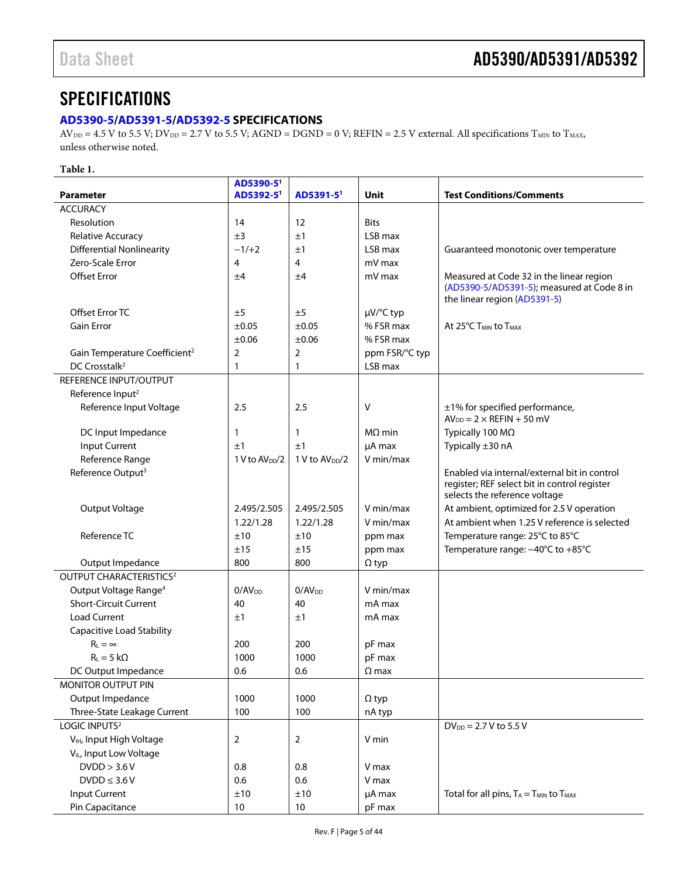# SPECIFICATIONS

## AD5390-5/AD5391-5/AD5392-5 SPECIFICATIONS

$AV_{DD}$ = 4.5 V to 5.5 V; $DV_{DD}$ = 2.7 V to 5.5 V; AGND = DGND = 0 V; REFIN = 2.5 V external. All specifications $T_{MIN}$ to $T_{MAX}$, unless otherwise noted.

**Table 1.**

| Parameter | AD5390-5[1] AD5392-5[1] | AD5391-5[1] | Unit | Test Conditions/Comments |
|---|---|---|---|---|
| ACCURACY | | | | |
| Resolution | 14 | 12 | Bits | |
| Relative Accuracy | ±3 | ±1 | LSB max | |
| Differential Nonlinearity | −1/+2 | ±1 | LSB max | Guaranteed monotonic over temperature |
| Zero-Scale Error | 4 | 4 | mV max | |
| Offset Error | ±4 | ±4 | mV max | Measured at Code 32 in the linear region (AD5390-5/AD5391-5); measured at Code 8 in the linear region (AD5391-5) |
| Offset Error TC | ±5 | ±5 | μV/°C typ | |
| Gain Error | ±0.05 | ±0.05 | % FSR max | At 25°C $T_{MIN}$ to $T_{MAX}$ |
| | ±0.06 | ±0.06 | % FSR max | |
| Gain Temperature Coefficient[2] | 2 | 2 | ppm FSR/°C typ | |
| DC Crosstalk[2] | 1 | 1 | LSB max | |
| REFERENCE INPUT/OUTPUT | | | | |
| Reference Input[2] | | | | |
| Reference Input Voltage | 2.5 | 2.5 | V | ±1% for specified performance, $AV_{DD}$ = 2 × REFIN + 50 mV |
| DC Input Impedance | 1 | 1 | MΩ min | Typically 100 MΩ |
| Input Current | ±1 | ±1 | μA max | Typically ±30 nA |
| Reference Range | 1 V to $AV_{DD}/2$ | 1 V to $AV_{DD}/2$ | V min/max | |
| Reference Output[3] | | | | Enabled via internal/external bit in control register; REF select bit in control register selects the reference voltage |
| Output Voltage | 2.495/2.505 | 2.495/2.505 | V min/max | At ambient, optimized for 2.5 V operation |
| | 1.22/1.28 | 1.22/1.28 | V min/max | At ambient when 1.25 V reference is selected |
| Reference TC | ±10 | ±10 | ppm max | Temperature range: 25°C to 85°C |
| | ±15 | ±15 | ppm max | Temperature range: −40°C to +85°C |
| Output Impedance | 800 | 800 | Ω typ | |
| OUTPUT CHARACTERISTICS[2] | | | | |
| Output Voltage Range[4] | 0/$AV_{DD}$ | 0/$AV_{DD}$ | V min/max | |
| Short-Circuit Current | 40 | 40 | mA max | |
| Load Current | ±1 | ±1 | mA max | |
| Capacitive Load Stability | | | | |
| $R_L = \infty$ | 200 | 200 | pF max | |
| $R_L$ = 5 kΩ | 1000 | 1000 | pF max | |
| DC Output Impedance | 0.6 | 0.6 | Ω max | |
| MONITOR OUTPUT PIN | | | | |
| Output Impedance | 1000 | 1000 | Ω typ | |
| Three-State Leakage Current | 100 | 100 | nA typ | |
| LOGIC INPUTS[2] | | | | $DV_{DD}$ = 2.7 V to 5.5 V |
| $V_{IH}$, Input High Voltage | 2 | 2 | V min | |
| $V_{IL}$, Input Low Voltage | | | | |
| DVDD > 3.6 V | 0.8 | 0.8 | V max | |
| DVDD ≤ 3.6 V | 0.6 | 0.6 | V max | |
| Input Current | ±10 | ±10 | μA max | Total for all pins, $T_A$ = $T_{MIN}$ to $T_{MAX}$ |
| Pin Capacitance | 10 | 10 | pF max | |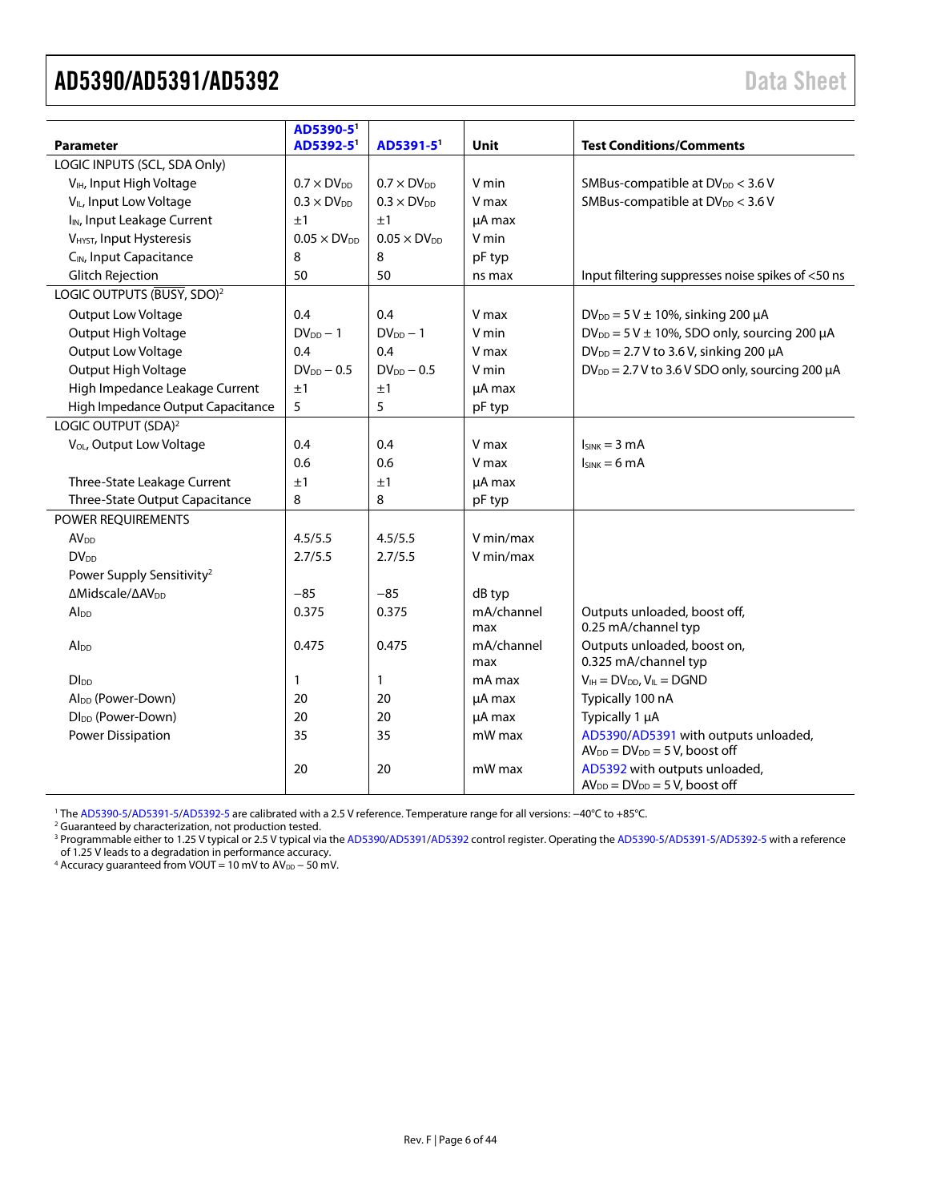| Parameter | AD5390-5[1] AD5392-5[1] | AD5391-5[1] | Unit | Test Conditions/Comments |
|---|---|---|---|---|
| LOGIC INPUTS (SCL, SDA Only) | | | | |
| $V_{IH}$, Input High Voltage | $0.7 \times DV_{DD}$ | $0.7 \times DV_{DD}$ | V min | SMBus-compatible at $DV_{DD} < 3.6$ V |
| $V_{IL}$, Input Low Voltage | $0.3 \times DV_{DD}$ | $0.3 \times DV_{DD}$ | V max | SMBus-compatible at $DV_{DD} < 3.6$ V |
| $I_{IN}$, Input Leakage Current | ±1 | ±1 | µA max | |
| $V_{HYST}$, Input Hysteresis | $0.05 \times DV_{DD}$ | $0.05 \times DV_{DD}$ | V min | |
| $C_{IN}$, Input Capacitance | 8 | 8 | pF typ | |
| Glitch Rejection | 50 | 50 | ns max | Input filtering suppresses noise spikes of <50 ns |
| LOGIC OUTPUTS ($\overline{BUSY}$, SDO)[2] | | | | |
| Output Low Voltage | 0.4 | 0.4 | V max | $DV_{DD} = 5$ V ± 10%, sinking 200 µA |
| Output High Voltage | $DV_{DD} - 1$ | $DV_{DD} - 1$ | V min | $DV_{DD} = 5$ V ± 10%, SDO only, sourcing 200 µA |
| Output Low Voltage | 0.4 | 0.4 | V max | $DV_{DD} = 2.7$ V to 3.6 V, sinking 200 µA |
| Output High Voltage | $DV_{DD} - 0.5$ | $DV_{DD} - 0.5$ | V min | $DV_{DD} = 2.7$ V to 3.6 V SDO only, sourcing 200 µA |
| High Impedance Leakage Current | ±1 | ±1 | µA max | |
| High Impedance Output Capacitance | 5 | 5 | pF typ | |
| LOGIC OUTPUT (SDA)[2] | | | | |
| $V_{OL}$, Output Low Voltage | 0.4 | 0.4 | V max | $I_{SINK} = 3$ mA |
| | 0.6 | 0.6 | V max | $I_{SINK} = 6$ mA |
| Three-State Leakage Current | ±1 | ±1 | µA max | |
| Three-State Output Capacitance | 8 | 8 | pF typ | |
| POWER REQUIREMENTS | | | | |
| $AV_{DD}$ | 4.5/5.5 | 4.5/5.5 | V min/max | |
| $DV_{DD}$ | 2.7/5.5 | 2.7/5.5 | V min/max | |
| Power Supply Sensitivity[2] | | | | |
| $\Delta$Midscale/$\Delta AV_{DD}$ | −85 | −85 | dB typ | |
| $AI_{DD}$ | 0.375 | 0.375 | mA/channel max | Outputs unloaded, boost off, 0.25 mA/channel typ |
| $AI_{DD}$ | 0.475 | 0.475 | mA/channel max | Outputs unloaded, boost on, 0.325 mA/channel typ |
| $DI_{DD}$ | 1 | 1 | mA max | $V_{IH} = DV_{DD}$, $V_{IL}$ = DGND |
| $AI_{DD}$ (Power-Down) | 20 | 20 | µA max | Typically 100 nA |
| $DI_{DD}$ (Power-Down) | 20 | 20 | µA max | Typically 1 µA |
| Power Dissipation | 35 | 35 | mW max | AD5390/AD5391 with outputs unloaded, $AV_{DD} = DV_{DD} = 5$ V, boost off |
| | 20 | 20 | mW max | AD5392 with outputs unloaded, $AV_{DD} = DV_{DD} = 5$ V, boost off |

[1] The AD5390-5/AD5391-5/AD5392-5 are calibrated with a 2.5 V reference. Temperature range for all versions: −40°C to +85°C.
[2] Guaranteed by characterization, not production tested.
[3] Programmable either to 1.25 V typical or 2.5 V typical via the AD5390/AD5391/AD5392 control register. Operating the AD5390-5/AD5391-5/AD5392-5 with a reference of 1.25 V leads to a degradation in performance accuracy.
[4] Accuracy guaranteed from VOUT = 10 mV to $AV_{DD}$ − 50 mV.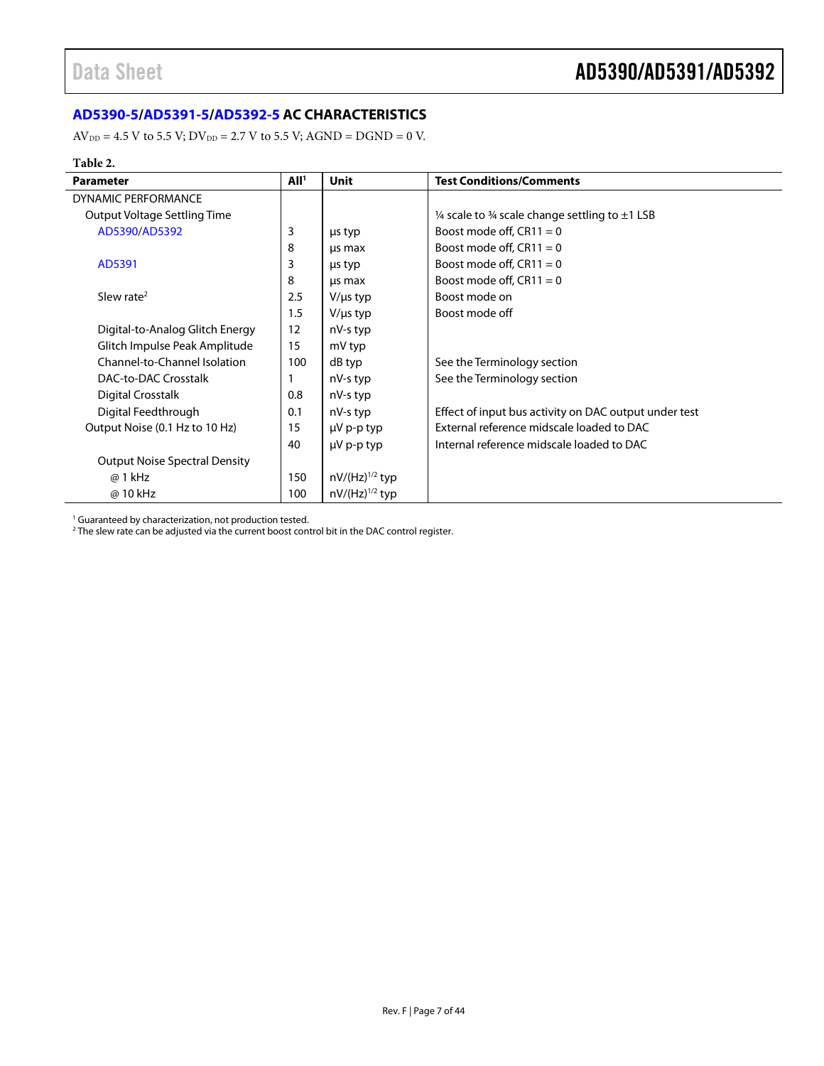## AD5390-5/AD5391-5/AD5392-5 AC CHARACTERISTICS

$AV_{DD}$ = 4.5 V to 5.5 V; $DV_{DD}$ = 2.7 V to 5.5 V; AGND = DGND = 0 V.

**Table 2.**

| Parameter | All[1] | Unit | Test Conditions/Comments |
|---|---|---|---|
| DYNAMIC PERFORMANCE | | | |
| Output Voltage Settling Time | | | ¼ scale to ¾ scale change settling to ±1 LSB |
| AD5390/AD5392 | 3 | µs typ | Boost mode off, CR11 = 0 |
| | 8 | µs max | Boost mode off, CR11 = 0 |
| AD5391 | 3 | µs typ | Boost mode off, CR11 = 0 |
| | 8 | µs max | Boost mode off, CR11 = 0 |
| Slew rate[2] | 2.5 | V/µs typ | Boost mode on |
| | 1.5 | V/µs typ | Boost mode off |
| Digital-to-Analog Glitch Energy | 12 | nV-s typ | |
| Glitch Impulse Peak Amplitude | 15 | mV typ | |
| Channel-to-Channel Isolation | 100 | dB typ | See the Terminology section |
| DAC-to-DAC Crosstalk | 1 | nV-s typ | See the Terminology section |
| Digital Crosstalk | 0.8 | nV-s typ | |
| Digital Feedthrough | 0.1 | nV-s typ | Effect of input bus activity on DAC output under test |
| Output Noise (0.1 Hz to 10 Hz) | 15 | µV p-p typ | External reference midscale loaded to DAC |
| | 40 | µV p-p typ | Internal reference midscale loaded to DAC |
| Output Noise Spectral Density | | | |
| @ 1 kHz | 150 | $nV/(Hz)^{1/2}$ typ | |
| @ 10 kHz | 100 | $nV/(Hz)^{1/2}$ typ | |

[1] Guaranteed by characterization, not production tested.
[2] The slew rate can be adjusted via the current boost control bit in the DAC control register.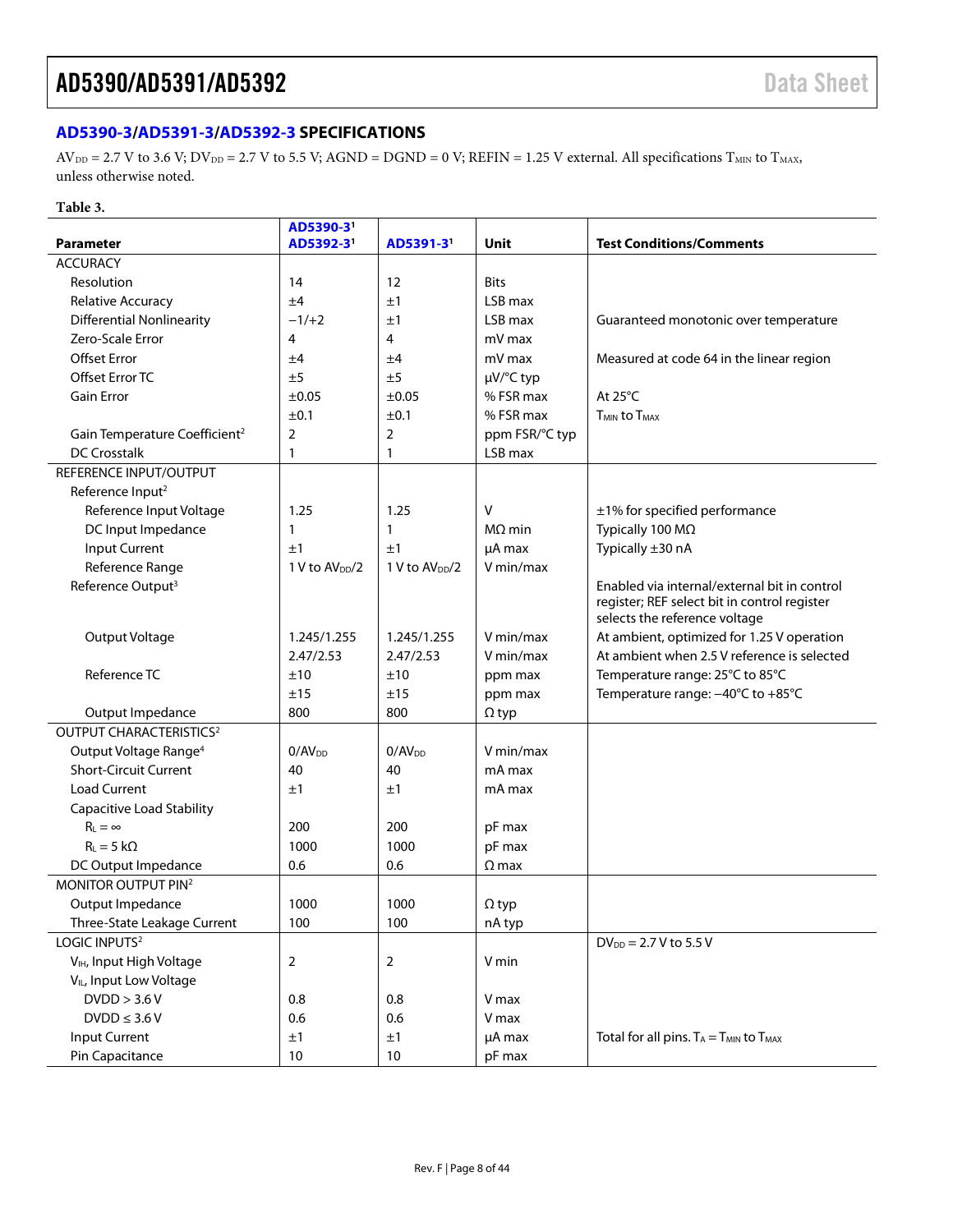## AD5390-3/AD5391-3/AD5392-3 SPECIFICATIONS

$AV_{DD}$ = 2.7 V to 3.6 V; $DV_{DD}$ = 2.7 V to 5.5 V; AGND = DGND = 0 V; REFIN = 1.25 V external. All specifications $T_{MIN}$ to $T_{MAX}$, unless otherwise noted.

**Table 3.**

| Parameter | AD5390-3[1] AD5392-3[1] | AD5391-3[1] | Unit | Test Conditions/Comments |
|---|---|---|---|---|
| ACCURACY | | | | |
| Resolution | 14 | 12 | Bits | |
| Relative Accuracy | ±4 | ±1 | LSB max | |
| Differential Nonlinearity | −1/+2 | ±1 | LSB max | Guaranteed monotonic over temperature |
| Zero-Scale Error | 4 | 4 | mV max | |
| Offset Error | ±4 | ±4 | mV max | Measured at code 64 in the linear region |
| Offset Error TC | ±5 | ±5 | µV/°C typ | |
| Gain Error | ±0.05 | ±0.05 | % FSR max | At 25°C |
| | ±0.1 | ±0.1 | % FSR max | $T_{MIN}$ to $T_{MAX}$ |
| Gain Temperature Coefficient[2] | 2 | 2 | ppm FSR/°C typ | |
| DC Crosstalk | 1 | 1 | LSB max | |
| REFERENCE INPUT/OUTPUT | | | | |
| Reference Input[2] | | | | |
| Reference Input Voltage | 1.25 | 1.25 | V | ±1% for specified performance |
| DC Input Impedance | 1 | 1 | MΩ min | Typically 100 MΩ |
| Input Current | ±1 | ±1 | µA max | Typically ±30 nA |
| Reference Range | 1 V to $AV_{DD}$/2 | 1 V to $AV_{DD}$/2 | V min/max | |
| Reference Output[3] | | | | Enabled via internal/external bit in control register; REF select bit in control register selects the reference voltage |
| Output Voltage | 1.245/1.255 | 1.245/1.255 | V min/max | At ambient, optimized for 1.25 V operation |
| | 2.47/2.53 | 2.47/2.53 | V min/max | At ambient when 2.5 V reference is selected |
| Reference TC | ±10 | ±10 | ppm max | Temperature range: 25°C to 85°C |
| | ±15 | ±15 | ppm max | Temperature range: −40°C to +85°C |
| Output Impedance | 800 | 800 | Ω typ | |
| OUTPUT CHARACTERISTICS[2] | | | | |
| Output Voltage Range[4] | 0/$AV_{DD}$ | 0/$AV_{DD}$ | V min/max | |
| Short-Circuit Current | 40 | 40 | mA max | |
| Load Current | ±1 | ±1 | mA max | |
| Capacitive Load Stability | | | | |
| $R_L = \infty$ | 200 | 200 | pF max | |
| $R_L$ = 5 kΩ | 1000 | 1000 | pF max | |
| DC Output Impedance | 0.6 | 0.6 | Ω max | |
| MONITOR OUTPUT PIN[2] | | | | |
| Output Impedance | 1000 | 1000 | Ω typ | |
| Three-State Leakage Current | 100 | 100 | nA typ | |
| LOGIC INPUTS[2] | | | | $DV_{DD}$ = 2.7 V to 5.5 V |
| $V_{IH}$, Input High Voltage | 2 | 2 | V min | |
| $V_{IL}$, Input Low Voltage | | | | |
| DVDD > 3.6 V | 0.8 | 0.8 | V max | |
| DVDD ≤ 3.6 V | 0.6 | 0.6 | V max | |
| Input Current | ±1 | ±1 | µA max | Total for all pins. $T_A = T_{MIN}$ to $T_{MAX}$ |
| Pin Capacitance | 10 | 10 | pF max | |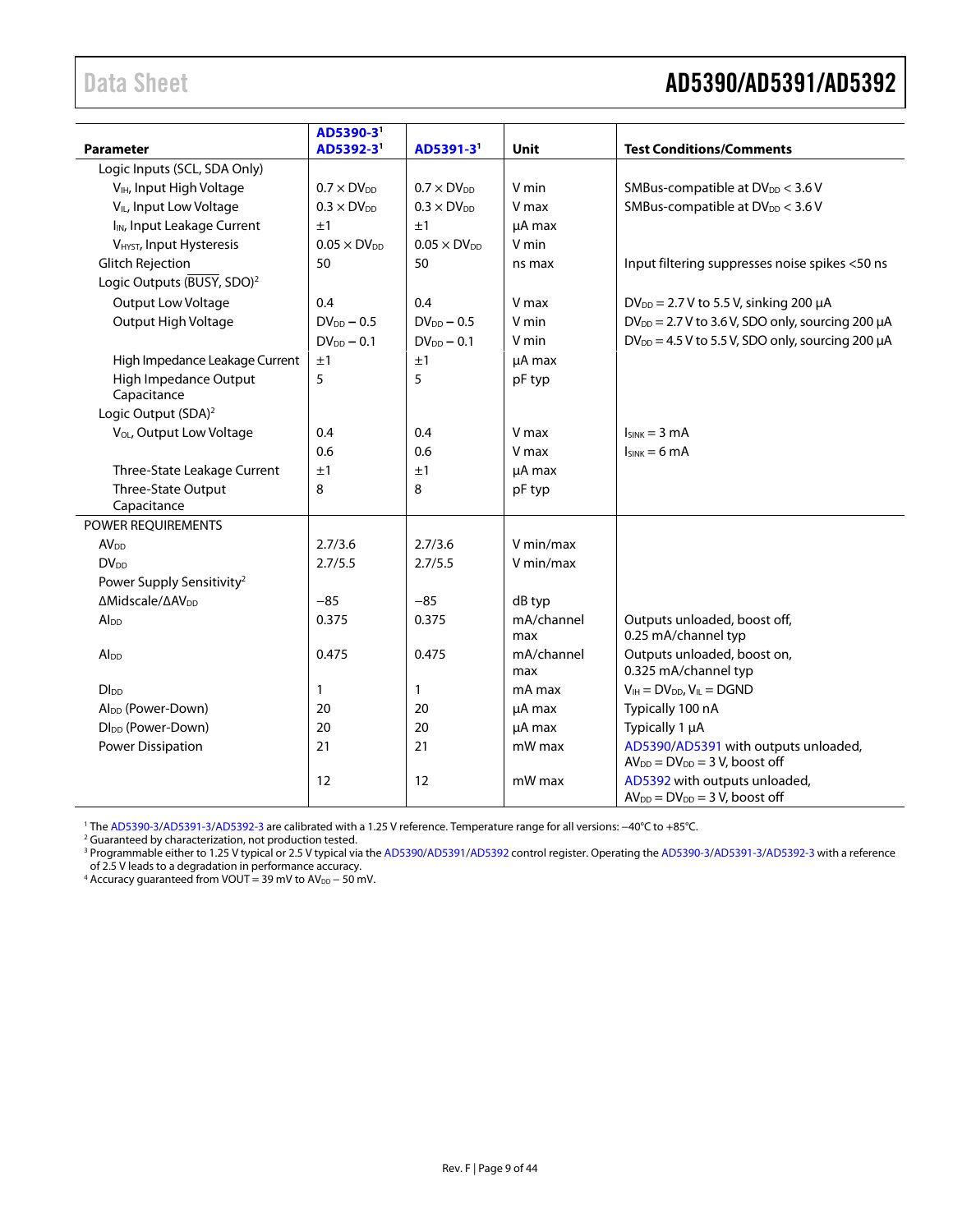| Parameter | AD5390-3[1] AD5392-3[1] | AD5391-3[1] | Unit | Test Conditions/Comments |
|---|---|---|---|---|
| Logic Inputs (SCL, SDA Only) | | | | |
| $V_{IH}$, Input High Voltage | $0.7 \times DV_{DD}$ | $0.7 \times DV_{DD}$ | V min | SMBus-compatible at $DV_{DD} < 3.6$ V |
| $V_{IL}$, Input Low Voltage | $0.3 \times DV_{DD}$ | $0.3 \times DV_{DD}$ | V max | SMBus-compatible at $DV_{DD} < 3.6$ V |
| $I_{IN}$, Input Leakage Current | ±1 | ±1 | µA max | |
| $V_{HYST}$, Input Hysteresis | $0.05 \times DV_{DD}$ | $0.05 \times DV_{DD}$ | V min | |
| Glitch Rejection | 50 | 50 | ns max | Input filtering suppresses noise spikes <50 ns |
| Logic Outputs ($\overline{BUSY}$, SDO)[2] | | | | |
| Output Low Voltage | 0.4 | 0.4 | V max | $DV_{DD}$ = 2.7 V to 5.5 V, sinking 200 µA |
| Output High Voltage | $DV_{DD} - 0.5$ | $DV_{DD} - 0.5$ | V min | $DV_{DD}$ = 2.7 V to 3.6 V, SDO only, sourcing 200 µA |
| | $DV_{DD} - 0.1$ | $DV_{DD} - 0.1$ | V min | $DV_{DD}$ = 4.5 V to 5.5 V, SDO only, sourcing 200 µA |
| High Impedance Leakage Current | ±1 | ±1 | µA max | |
| High Impedance Output Capacitance | 5 | 5 | pF typ | |
| Logic Output (SDA)[2] | | | | |
| $V_{OL}$, Output Low Voltage | 0.4 | 0.4 | V max | $I_{SINK}$ = 3 mA |
| | 0.6 | 0.6 | V max | $I_{SINK}$ = 6 mA |
| Three-State Leakage Current | ±1 | ±1 | µA max | |
| Three-State Output Capacitance | 8 | 8 | pF typ | |
| POWER REQUIREMENTS | | | | |
| $AV_{DD}$ | 2.7/3.6 | 2.7/3.6 | V min/max | |
| $DV_{DD}$ | 2.7/5.5 | 2.7/5.5 | V min/max | |
| Power Supply Sensitivity[2] | | | | |
| ΔMidscale/Δ$AV_{DD}$ | −85 | −85 | dB typ | |
| $AI_{DD}$ | 0.375 | 0.375 | mA/channel max | Outputs unloaded, boost off, 0.25 mA/channel typ |
| $AI_{DD}$ | 0.475 | 0.475 | mA/channel max | Outputs unloaded, boost on, 0.325 mA/channel typ |
| $DI_{DD}$ | 1 | 1 | mA max | $V_{IH} = DV_{DD}$, $V_{IL}$ = DGND |
| $AI_{DD}$ (Power-Down) | 20 | 20 | µA max | Typically 100 nA |
| $DI_{DD}$ (Power-Down) | 20 | 20 | µA max | Typically 1 µA |
| Power Dissipation | 21 | 21 | mW max | AD5390/AD5391 with outputs unloaded, $AV_{DD} = DV_{DD}$ = 3 V, boost off |
| | 12 | 12 | mW max | AD5392 with outputs unloaded, $AV_{DD} = DV_{DD}$ = 3 V, boost off |

[1] The AD5390-3/AD5391-3/AD5392-3 are calibrated with a 1.25 V reference. Temperature range for all versions: −40°C to +85°C.
[2] Guaranteed by characterization, not production tested.
[3] Programmable either to 1.25 V typical or 2.5 V typical via the AD5390/AD5391/AD5392 control register. Operating the AD5390-3/AD5391-3/AD5392-3 with a reference of 2.5 V leads to a degradation in performance accuracy.
[4] Accuracy guaranteed from VOUT = 39 mV to $AV_{DD}$ − 50 mV.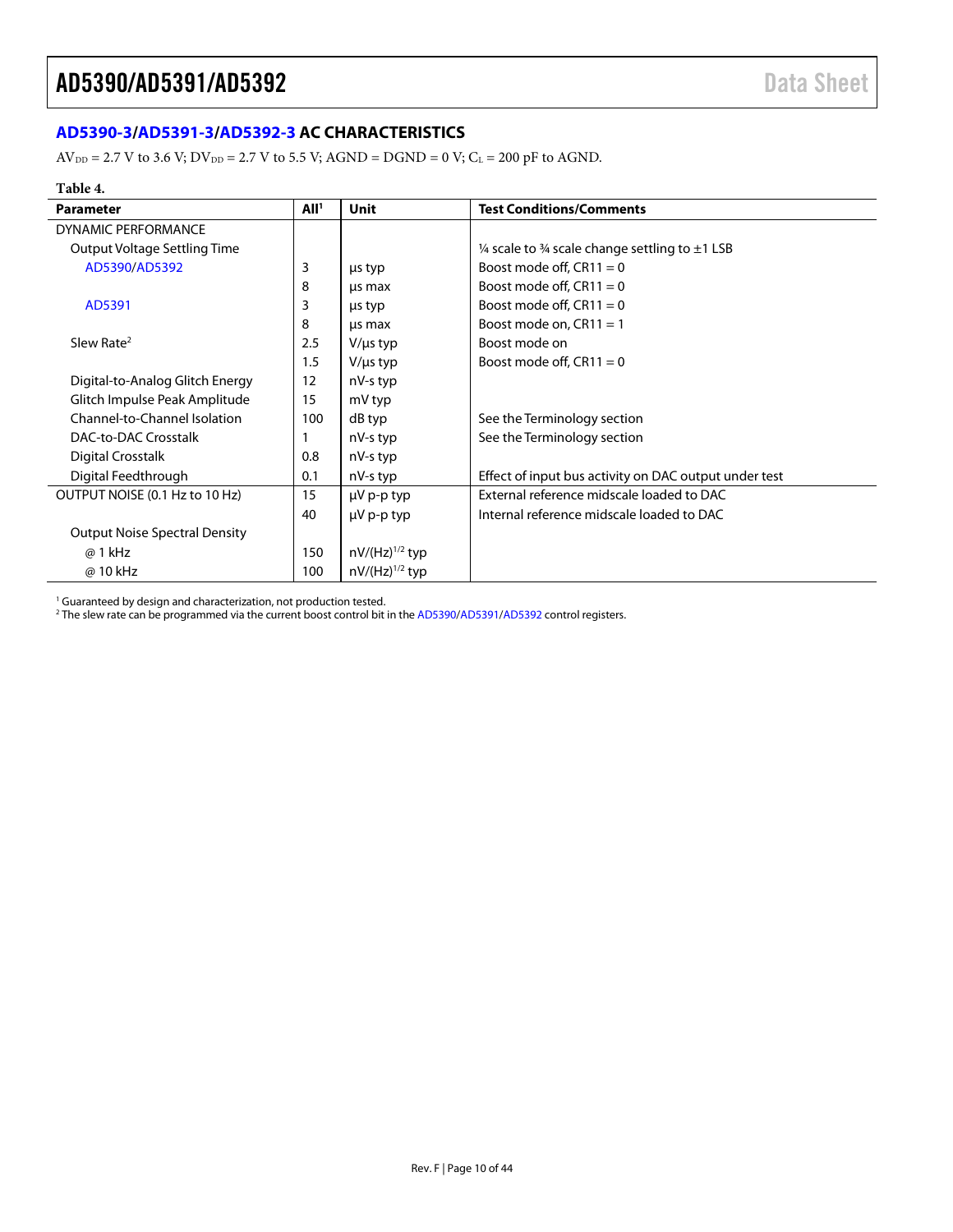## AD5390-3/AD5391-3/AD5392-3 AC CHARACTERISTICS

$AV_{DD}$ = 2.7 V to 3.6 V; $DV_{DD}$ = 2.7 V to 5.5 V; AGND = DGND = 0 V; $C_L$ = 200 pF to AGND.

**Table 4.**

| Parameter | All[1] | Unit | Test Conditions/Comments |
|---|---|---|---|
| DYNAMIC PERFORMANCE | | | |
| Output Voltage Settling Time | | | ¼ scale to ¾ scale change settling to ±1 LSB |
| AD5390/AD5392 | 3 | µs typ | Boost mode off, CR11 = 0 |
| | 8 | µs max | Boost mode off, CR11 = 0 |
| AD5391 | 3 | µs typ | Boost mode off, CR11 = 0 |
| | 8 | µs max | Boost mode on, CR11 = 1 |
| Slew Rate[2] | 2.5 | V/µs typ | Boost mode on |
| | 1.5 | V/µs typ | Boost mode off, CR11 = 0 |
| Digital-to-Analog Glitch Energy | 12 | nV-s typ | |
| Glitch Impulse Peak Amplitude | 15 | mV typ | |
| Channel-to-Channel Isolation | 100 | dB typ | See the Terminology section |
| DAC-to-DAC Crosstalk | 1 | nV-s typ | See the Terminology section |
| Digital Crosstalk | 0.8 | nV-s typ | |
| Digital Feedthrough | 0.1 | nV-s typ | Effect of input bus activity on DAC output under test |
| OUTPUT NOISE (0.1 Hz to 10 Hz) | 15 | µV p-p typ | External reference midscale loaded to DAC |
| | 40 | µV p-p typ | Internal reference midscale loaded to DAC |
| Output Noise Spectral Density | | | |
| @ 1 kHz | 150 | $nV/(Hz)^{1/2}$ typ | |
| @ 10 kHz | 100 | $nV/(Hz)^{1/2}$ typ | |

[1] Guaranteed by design and characterization, not production tested.
[2] The slew rate can be programmed via the current boost control bit in the AD5390/AD5391/AD5392 control registers.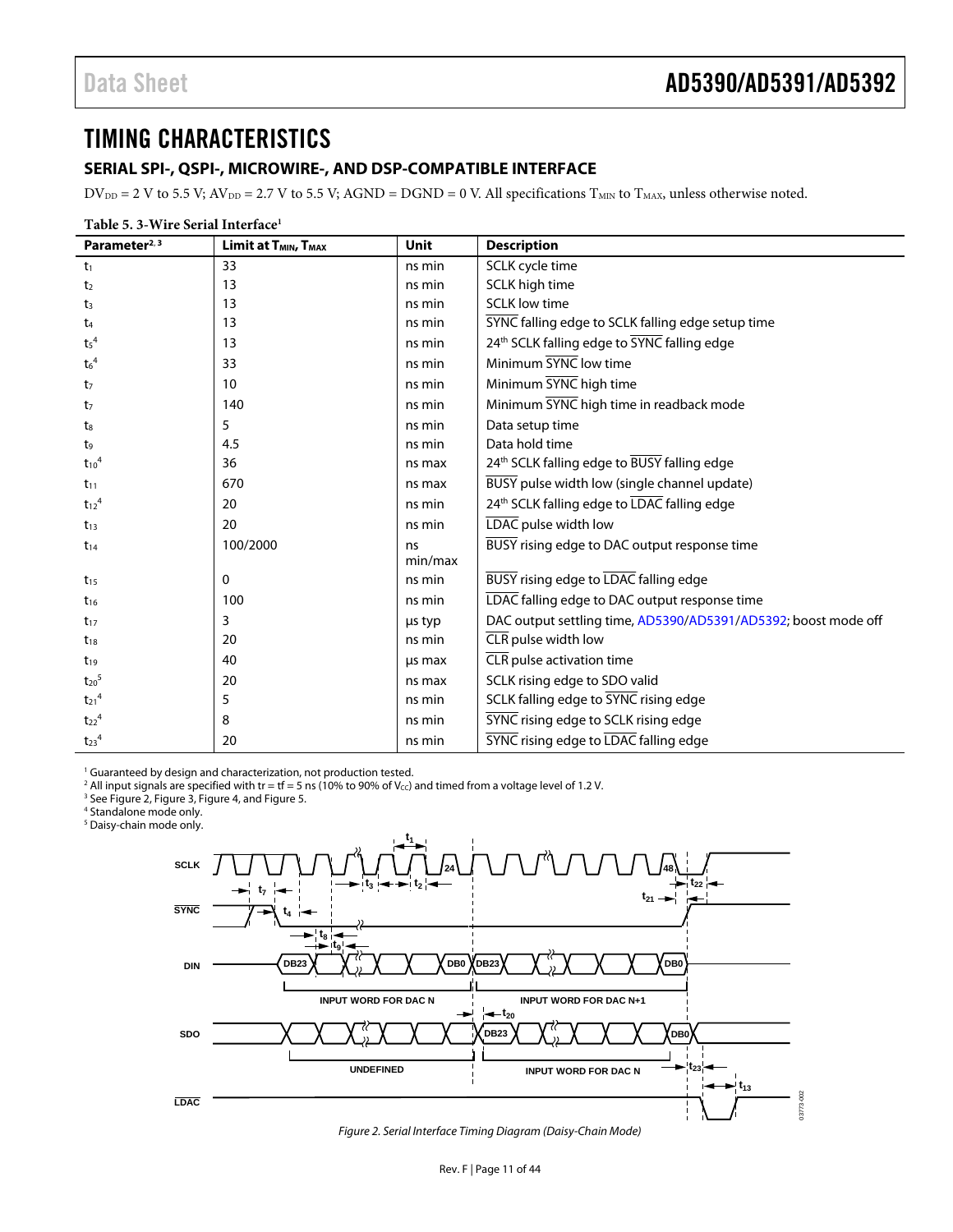# TIMING CHARACTERISTICS

## SERIAL SPI-, QSPI-, MICROWIRE-, AND DSP-COMPATIBLE INTERFACE

$DV_{DD}$ = 2 V to 5.5 V; $AV_{DD}$ = 2.7 V to 5.5 V; AGND = DGND = 0 V. All specifications $T_{MIN}$ to $T_{MAX}$, unless otherwise noted.

**Table 5. 3-Wire Serial Interface[1]**

| Parameter[2, 3] | Limit at $T_{MIN}$, $T_{MAX}$ | Unit | Description |
|---|---|---|---|
| $t_1$ | 33 | ns min | SCLK cycle time |
| $t_2$ | 13 | ns min | SCLK high time |
| $t_3$ | 13 | ns min | SCLK low time |
| $t_4$ | 13 | ns min | SYNC falling edge to SCLK falling edge setup time |
| $t_5$[4] | 13 | ns min | 24th SCLK falling edge to SYNC falling edge |
| $t_6$[4] | 33 | ns min | Minimum SYNC low time |
| $t_7$ | 10 | ns min | Minimum SYNC high time |
| $t_7$ | 140 | ns min | Minimum SYNC high time in readback mode |
| $t_8$ | 5 | ns min | Data setup time |
| $t_9$ | 4.5 | ns min | Data hold time |
| $t_{10}$[4] | 36 | ns max | 24th SCLK falling edge to BUSY falling edge |
| $t_{11}$ | 670 | ns max | BUSY pulse width low (single channel update) |
| $t_{12}$[4] | 20 | ns min | 24th SCLK falling edge to LDAC falling edge |
| $t_{13}$ | 20 | ns min | LDAC pulse width low |
| $t_{14}$ | 100/2000 | ns min/max | BUSY rising edge to DAC output response time |
| $t_{15}$ | 0 | ns min | BUSY rising edge to LDAC falling edge |
| $t_{16}$ | 100 | ns min | LDAC falling edge to DAC output response time |
| $t_{17}$ | 3 | µs typ | DAC output settling time, AD5390/AD5391/AD5392; boost mode off |
| $t_{18}$ | 20 | ns min | CLR pulse width low |
| $t_{19}$ | 40 | µs max | CLR pulse activation time |
| $t_{20}$[5] | 20 | ns max | SCLK rising edge to SDO valid |
| $t_{21}$[4] | 5 | ns min | SCLK falling edge to SYNC rising edge |
| $t_{22}$[4] | 8 | ns min | SYNC rising edge to SCLK rising edge |
| $t_{23}$[4] | 20 | ns min | SYNC rising edge to LDAC falling edge |

[1] Guaranteed by design and characterization, not production tested.
[2] All input signals are specified with tr = tf = 5 ns (10% to 90% of $V_{CC}$) and timed from a voltage level of 1.2 V.
[3] See Figure 2, Figure 3, Figure 4, and Figure 5.
[4] Standalone mode only.
[5] Daisy-chain mode only.

*Figure 2. Serial Interface Timing Diagram (Daisy-Chain Mode)*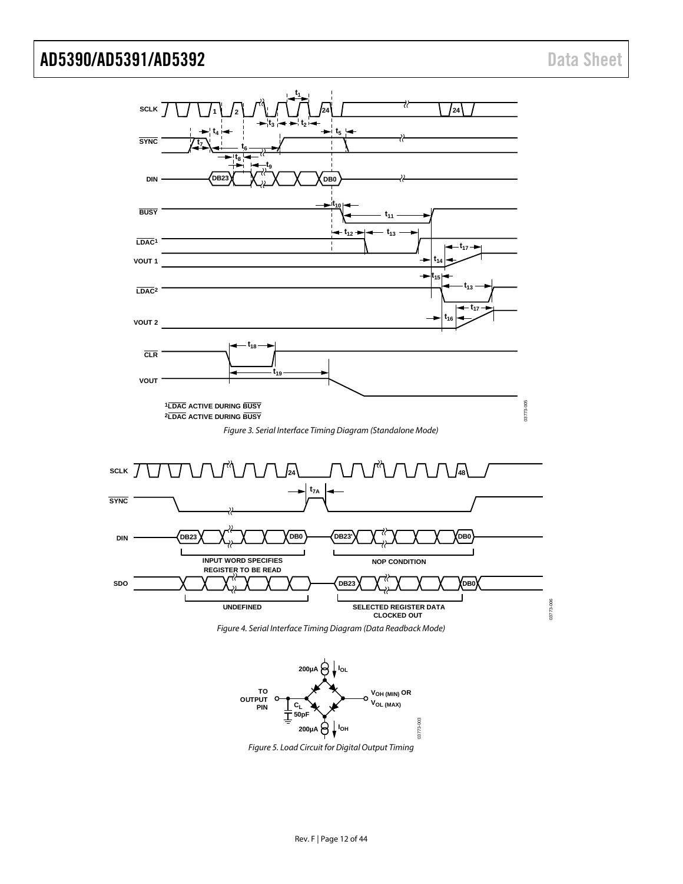Figure 3. Serial Interface Timing Diagram (Standalone Mode)

Figure 4. Serial Interface Timing Diagram (Data Readback Mode)

Figure 5. Load Circuit for Digital Output Timing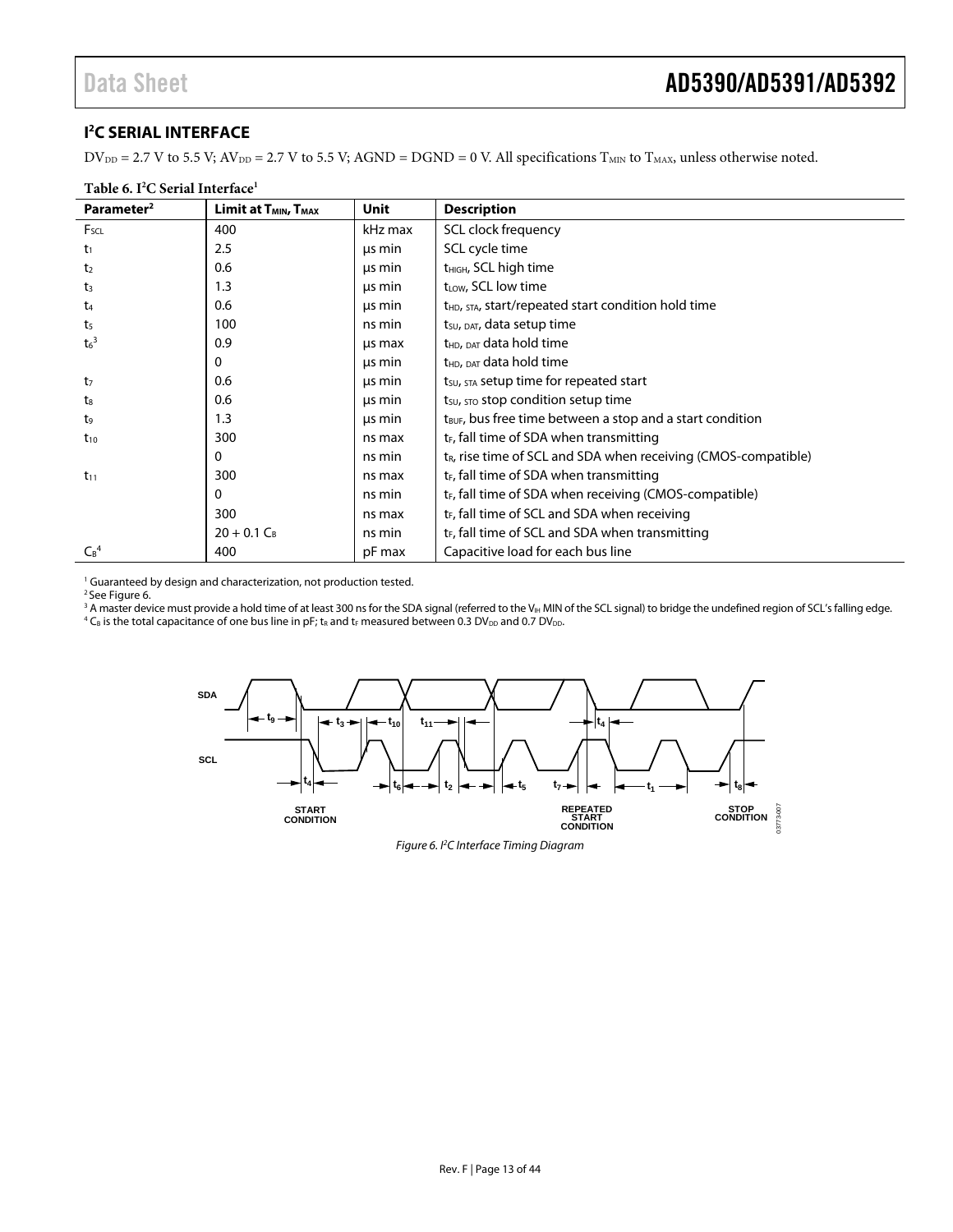## $I^2C$ SERIAL INTERFACE

$DV_{DD}$ = 2.7 V to 5.5 V; $AV_{DD}$ = 2.7 V to 5.5 V; AGND = DGND = 0 V. All specifications $T_{MIN}$ to $T_{MAX}$, unless otherwise noted.

**Table 6. $I^2C$ Serial Interface[1]**

| Parameter[2] | Limit at $T_{MIN}$, $T_{MAX}$ | Unit | Description |
|---|---|---|---|
| $F_{SCL}$ | 400 | kHz max | SCL clock frequency |
| $t_1$ | 2.5 | μs min | SCL cycle time |
| $t_2$ | 0.6 | μs min | $t_{HIGH}$, SCL high time |
| $t_3$ | 1.3 | μs min | $t_{LOW}$, SCL low time |
| $t_4$ | 0.6 | μs min | $t_{HD, STA}$, start/repeated start condition hold time |
| $t_5$ | 100 | ns min | $t_{SU, DAT}$, data setup time |
| $t_6$[3] | 0.9 | μs max | $t_{HD, DAT}$ data hold time |
| | 0 | μs min | $t_{HD, DAT}$ data hold time |
| $t_7$ | 0.6 | μs min | $t_{SU, STA}$ setup time for repeated start |
| $t_8$ | 0.6 | μs min | $t_{SU, STO}$ stop condition setup time |
| $t_9$ | 1.3 | μs min | $t_{BUF}$, bus free time between a stop and a start condition |
| $t_{10}$ | 300 | ns max | $t_F$, fall time of SDA when transmitting |
| | 0 | ns min | $t_R$, rise time of SCL and SDA when receiving (CMOS-compatible) |
| $t_{11}$ | 300 | ns max | $t_F$, fall time of SDA when transmitting |
| | 0 | ns min | $t_F$, fall time of SDA when receiving (CMOS-compatible) |
| | 300 | ns max | $t_F$, fall time of SCL and SDA when receiving |
| | $20 + 0.1\ C_B$ | ns min | $t_F$, fall time of SCL and SDA when transmitting |
| $C_B$[4] | 400 | pF max | Capacitive load for each bus line |

[1] Guaranteed by design and characterization, not production tested.
[2] See Figure 6.
[3] A master device must provide a hold time of at least 300 ns for the SDA signal (referred to the $V_{IH}$ MIN of the SCL signal) to bridge the undefined region of SCL's falling edge.
[4] $C_B$ is the total capacitance of one bus line in pF; $t_R$ and $t_F$ measured between 0.3 $DV_{DD}$ and 0.7 $DV_{DD}$.

*Figure 6. $I^2C$ Interface Timing Diagram*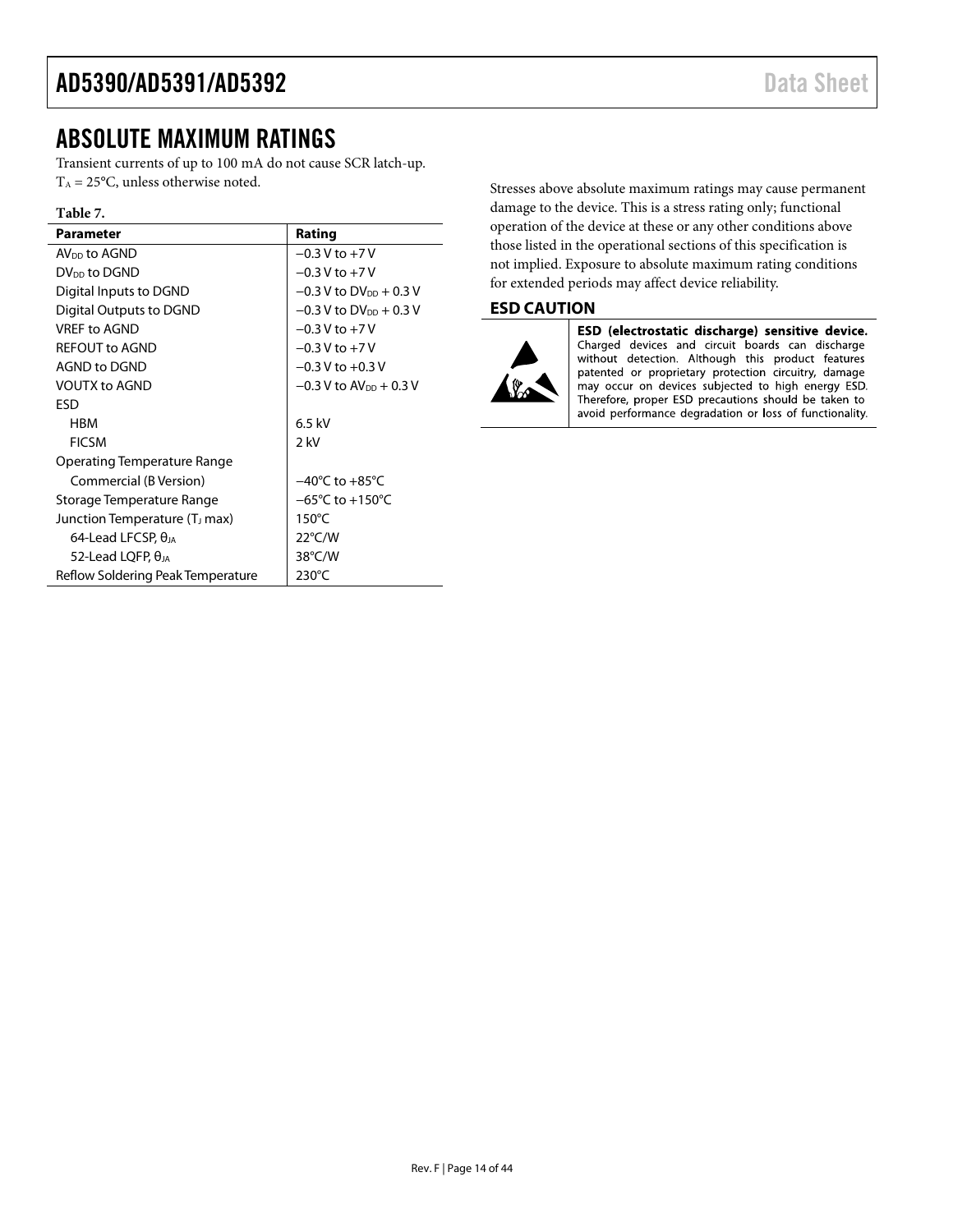# ABSOLUTE MAXIMUM RATINGS

Transient currents of up to 100 mA do not cause SCR latch-up.
$T_A$ = 25°C, unless otherwise noted.

**Table 7.**

| Parameter | Rating |
|---|---|
| $AV_{DD}$ to AGND | −0.3 V to +7 V |
| $DV_{DD}$ to DGND | −0.3 V to +7 V |
| Digital Inputs to DGND | −0.3 V to $DV_{DD}$ + 0.3 V |
| Digital Outputs to DGND | −0.3 V to $DV_{DD}$ + 0.3 V |
| VREF to AGND | −0.3 V to +7 V |
| REFOUT to AGND | −0.3 V to +7 V |
| AGND to DGND | −0.3 V to +0.3 V |
| VOUTX to AGND | −0.3 V to $AV_{DD}$ + 0.3 V |
| ESD | |
| HBM | 6.5 kV |
| FICSM | 2 kV |
| Operating Temperature Range | |
| Commercial (B Version) | −40°C to +85°C |
| Storage Temperature Range | −65°C to +150°C |
| Junction Temperature ($T_J$ max) | 150°C |
| 64-Lead LFCSP, $\theta_{JA}$ | 22°C/W |
| 52-Lead LQFP, $\theta_{JA}$ | 38°C/W |
| Reflow Soldering Peak Temperature | 230°C |

Stresses above absolute maximum ratings may cause permanent damage to the device. This is a stress rating only; functional operation of the device at these or any other conditions above those listed in the operational sections of this specification is not implied. Exposure to absolute maximum rating conditions for extended periods may affect device reliability.

## ESD CAUTION

**ESD (electrostatic discharge) sensitive device.** Charged devices and circuit boards can discharge without detection. Although this product features patented or proprietary protection circuitry, damage may occur on devices subjected to high energy ESD. Therefore, proper ESD precautions should be taken to avoid performance degradation or loss of functionality.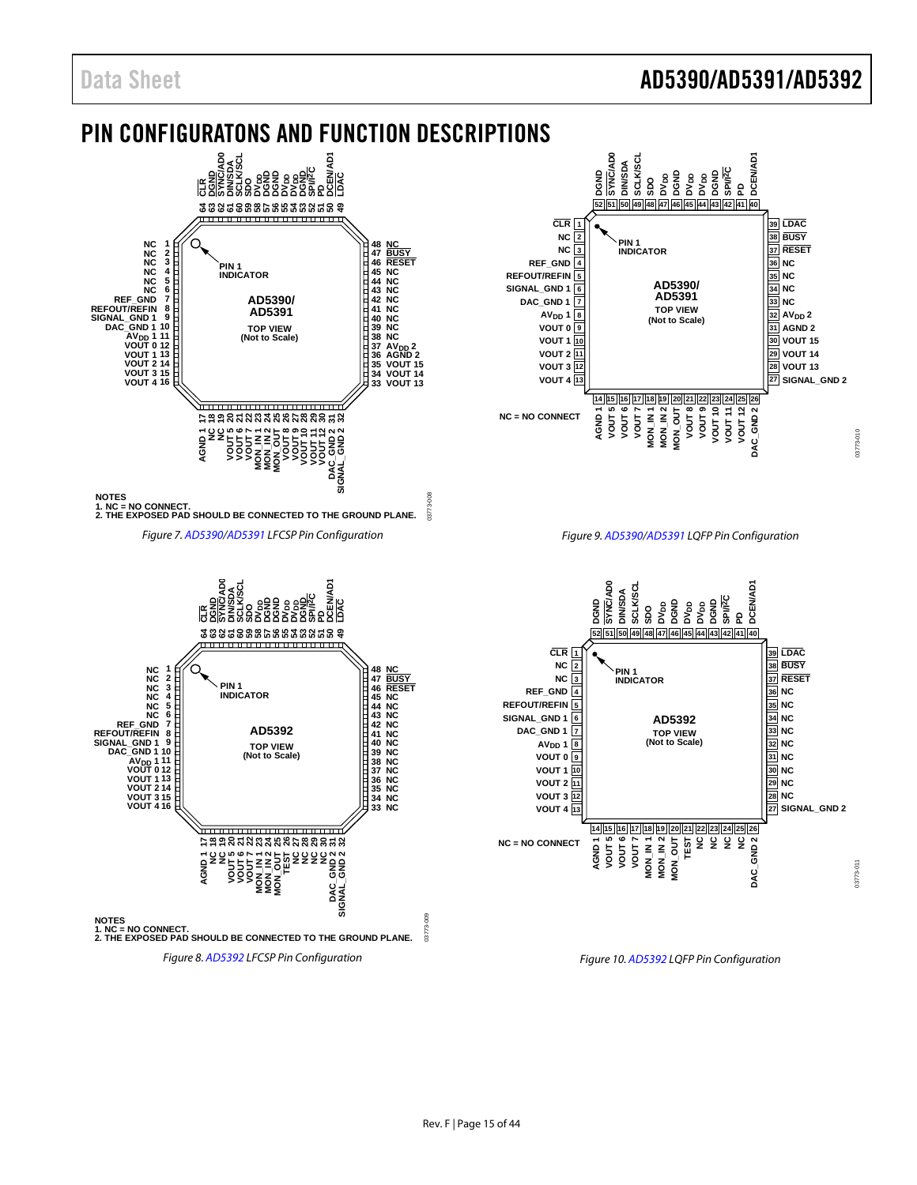# PIN CONFIGURATONS AND FUNCTION DESCRIPTIONS

NOTES
1. NC = NO CONNECT.
2. THE EXPOSED PAD SHOULD BE CONNECTED TO THE GROUND PLANE.

*Figure 7. AD5390/AD5391 LFCSP Pin Configuration*

NC = NO CONNECT

*Figure 9. AD5390/AD5391 LQFP Pin Configuration*

NOTES
1. NC = NO CONNECT.
2. THE EXPOSED PAD SHOULD BE CONNECTED TO THE GROUND PLANE.

*Figure 8. AD5392 LFCSP Pin Configuration*

NC = NO CONNECT

*Figure 10. AD5392 LQFP Pin Configuration*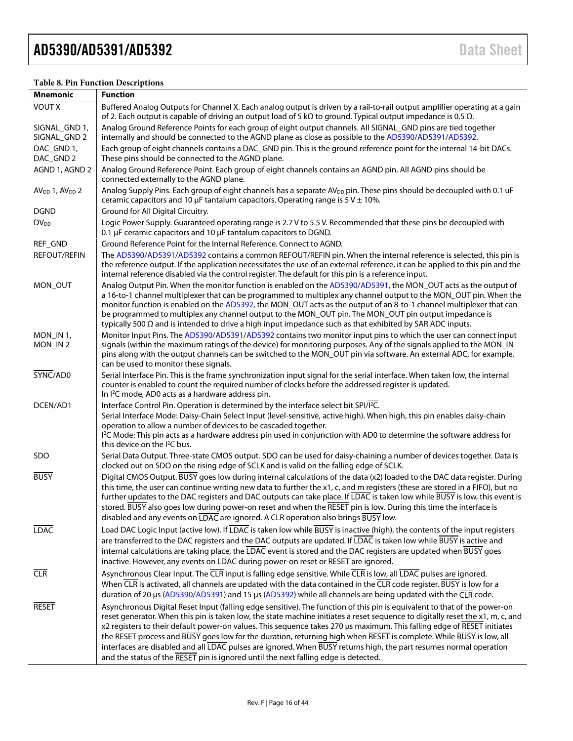**Table 8. Pin Function Descriptions**

| Mnemonic | Function |
|---|---|
| VOUT X | Buffered Analog Outputs for Channel X. Each analog output is driven by a rail-to-rail output amplifier operating at a gain of 2. Each output is capable of driving an output load of 5 kΩ to ground. Typical output impedance is 0.5 Ω. |
| SIGNAL_GND 1, SIGNAL_GND 2 | Analog Ground Reference Points for each group of eight output channels. All SIGNAL_GND pins are tied together internally and should be connected to the AGND plane as close as possible to the AD5390/AD5391/AD5392. |
| DAC_GND 1, DAC_GND 2 | Each group of eight channels contains a DAC_GND pin. This is the ground reference point for the internal 14-bit DACs. These pins should be connected to the AGND plane. |
| AGND 1, AGND 2 | Analog Ground Reference Point. Each group of eight channels contains an AGND pin. All AGND pins should be connected externally to the AGND plane. |
| $AV_{DD}$ 1, $AV_{DD}$ 2 | Analog Supply Pins. Each group of eight channels has a separate $AV_{DD}$ pin. These pins should be decoupled with 0.1 uF ceramic capacitors and 10 μF tantalum capacitors. Operating range is 5 V ± 10%. |
| DGND | Ground for All Digital Circuitry. |
| $DV_{DD}$ | Logic Power Supply. Guaranteed operating range is 2.7 V to 5.5 V. Recommended that these pins be decoupled with 0.1 μF ceramic capacitors and 10 μF tantalum capacitors to DGND. |
| REF_GND | Ground Reference Point for the Internal Reference. Connect to AGND. |
| REFOUT/REFIN | The AD5390/AD5391/AD5392 contains a common REFOUT/REFIN pin. When the internal reference is selected, this pin is the reference output. If the application necessitates the use of an external reference, it can be applied to this pin and the internal reference disabled via the control register. The default for this pin is a reference input. |
| MON_OUT | Analog Output Pin. When the monitor function is enabled on the AD5390/AD5391, the MON_OUT acts as the output of a 16-to-1 channel multiplexer that can be programmed to multiplex any channel output to the MON_OUT pin. When the monitor function is enabled on the AD5392, the MON_OUT acts as the output of an 8-to-1 channel multiplexer that can be programmed to multiplex any channel output to the MON_OUT pin. The MON_OUT pin output impedance is typically 500 Ω and is intended to drive a high input impedance such as that exhibited by SAR ADC inputs. |
| MON_IN 1, MON_IN 2 | Monitor Input Pins. The AD5390/AD5391/AD5392 contains two monitor input pins to which the user can connect input signals (within the maximum ratings of the device) for monitoring purposes. Any of the signals applied to the MON_IN pins along with the output channels can be switched to the MON_OUT pin via software. An external ADC, for example, can be used to monitor these signals. |
| $\overline{\text{SYNC}}$/AD0 | Serial Interface Pin. This is the frame synchronization input signal for the serial interface. When taken low, the internal counter is enabled to count the required number of clocks before the addressed register is updated.<br>In I²C mode, AD0 acts as a hardware address pin. |
| DCEN/AD1 | Interface Control Pin. Operation is determined by the interface select bit SPI/$\overline{\text{I}^2\text{C}}$.<br>Serial Interface Mode: Daisy-Chain Select Input (level-sensitive, active high). When high, this pin enables daisy-chain operation to allow a number of devices to be cascaded together.<br>I²C Mode: This pin acts as a hardware address pin used in conjunction with AD0 to determine the software address for this device on the I²C bus. |
| SDO | Serial Data Output. Three-state CMOS output. SDO can be used for daisy-chaining a number of devices together. Data is clocked out on SDO on the rising edge of SCLK and is valid on the falling edge of SCLK. |
| $\overline{\text{BUSY}}$ | Digital CMOS Output. $\overline{\text{BUSY}}$ goes low during internal calculations of the data (x2) loaded to the DAC data register. During this time, the user can continue writing new data to further the x1, c, and m registers (these are stored in a FIFO), but no further updates to the DAC registers and DAC outputs can take place. If $\overline{\text{LDAC}}$ is taken low while $\overline{\text{BUSY}}$ is low, this event is stored. $\overline{\text{BUSY}}$ also goes low during power-on reset and when the $\overline{\text{RESET}}$ pin is low. During this time the interface is disabled and any events on $\overline{\text{LDAC}}$ are ignored. A CLR operation also brings $\overline{\text{BUSY}}$ low. |
| $\overline{\text{LDAC}}$ | Load DAC Logic Input (active low). If $\overline{\text{LDAC}}$ is taken low while $\overline{\text{BUSY}}$ is inactive (high), the contents of the input registers are transferred to the DAC registers and the DAC outputs are updated. If $\overline{\text{LDAC}}$ is taken low while $\overline{\text{BUSY}}$ is active and internal calculations are taking place, the $\overline{\text{LDAC}}$ event is stored and the DAC registers are updated when $\overline{\text{BUSY}}$ goes inactive. However, any events on $\overline{\text{LDAC}}$ during power-on reset or $\overline{\text{RESET}}$ are ignored. |
| $\overline{\text{CLR}}$ | Asynchronous Clear Input. The $\overline{\text{CLR}}$ input is falling edge sensitive. While $\overline{\text{CLR}}$ is low, all $\overline{\text{LDAC}}$ pulses are ignored. When $\overline{\text{CLR}}$ is activated, all channels are updated with the data contained in the $\overline{\text{CLR}}$ code register. $\overline{\text{BUSY}}$ is low for a duration of 20 μs (AD5390/AD5391) and 15 μs (AD5392) while all channels are being updated with the $\overline{\text{CLR}}$ code. |
| $\overline{\text{RESET}}$ | Asynchronous Digital Reset Input (falling edge sensitive). The function of this pin is equivalent to that of the power-on reset generator. When this pin is taken low, the state machine initiates a reset sequence to digitally reset the x1, m, c, and x2 registers to their default power-on values. This sequence takes 270 μs maximum. This falling edge of $\overline{\text{RESET}}$ initiates the RESET process and $\overline{\text{BUSY}}$ goes low for the duration, returning high when $\overline{\text{RESET}}$ is complete. While $\overline{\text{BUSY}}$ is low, all interfaces are disabled and all $\overline{\text{LDAC}}$ pulses are ignored. When $\overline{\text{BUSY}}$ returns high, the part resumes normal operation and the status of the $\overline{\text{RESET}}$ pin is ignored until the next falling edge is detected. |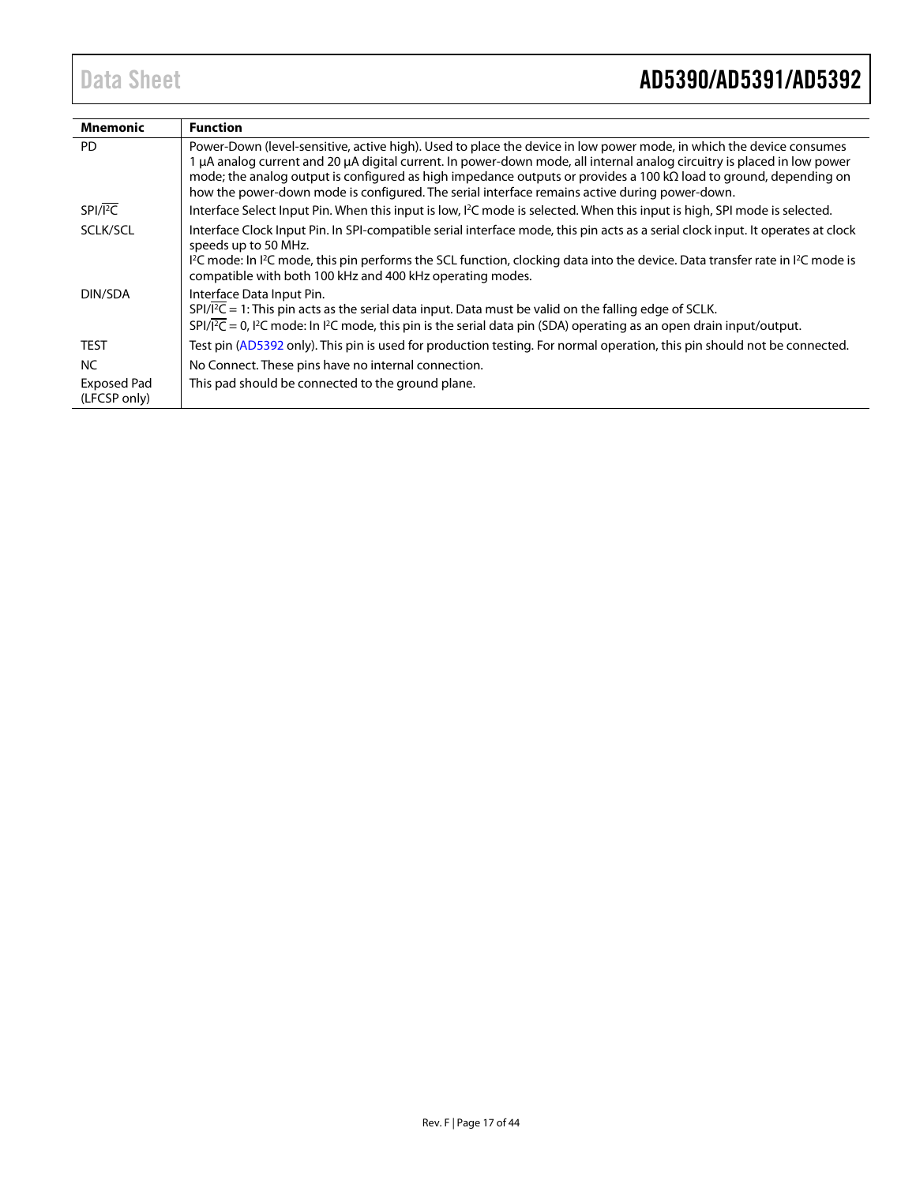| Mnemonic | Function |
|---|---|
| PD | Power-Down (level-sensitive, active high). Used to place the device in low power mode, in which the device consumes 1 µA analog current and 20 µA digital current. In power-down mode, all internal analog circuitry is placed in low power mode; the analog output is configured as high impedance outputs or provides a 100 kΩ load to ground, depending on how the power-down mode is configured. The serial interface remains active during power-down. |
| SPI/$\overline{I^2C}$ | Interface Select Input Pin. When this input is low, I²C mode is selected. When this input is high, SPI mode is selected. |
| SCLK/SCL | Interface Clock Input Pin. In SPI-compatible serial interface mode, this pin acts as a serial clock input. It operates at clock speeds up to 50 MHz.<br>I²C mode: In I²C mode, this pin performs the SCL function, clocking data into the device. Data transfer rate in I²C mode is compatible with both 100 kHz and 400 kHz operating modes. |
| DIN/SDA | Interface Data Input Pin.<br>SPI/$\overline{I^2C}$ = 1: This pin acts as the serial data input. Data must be valid on the falling edge of SCLK.<br>SPI/$\overline{I^2C}$ = 0, I²C mode: In I²C mode, this pin is the serial data pin (SDA) operating as an open drain input/output. |
| TEST | Test pin (AD5392 only). This pin is used for production testing. For normal operation, this pin should not be connected. |
| NC | No Connect. These pins have no internal connection. |
| Exposed Pad (LFCSP only) | This pad should be connected to the ground plane. |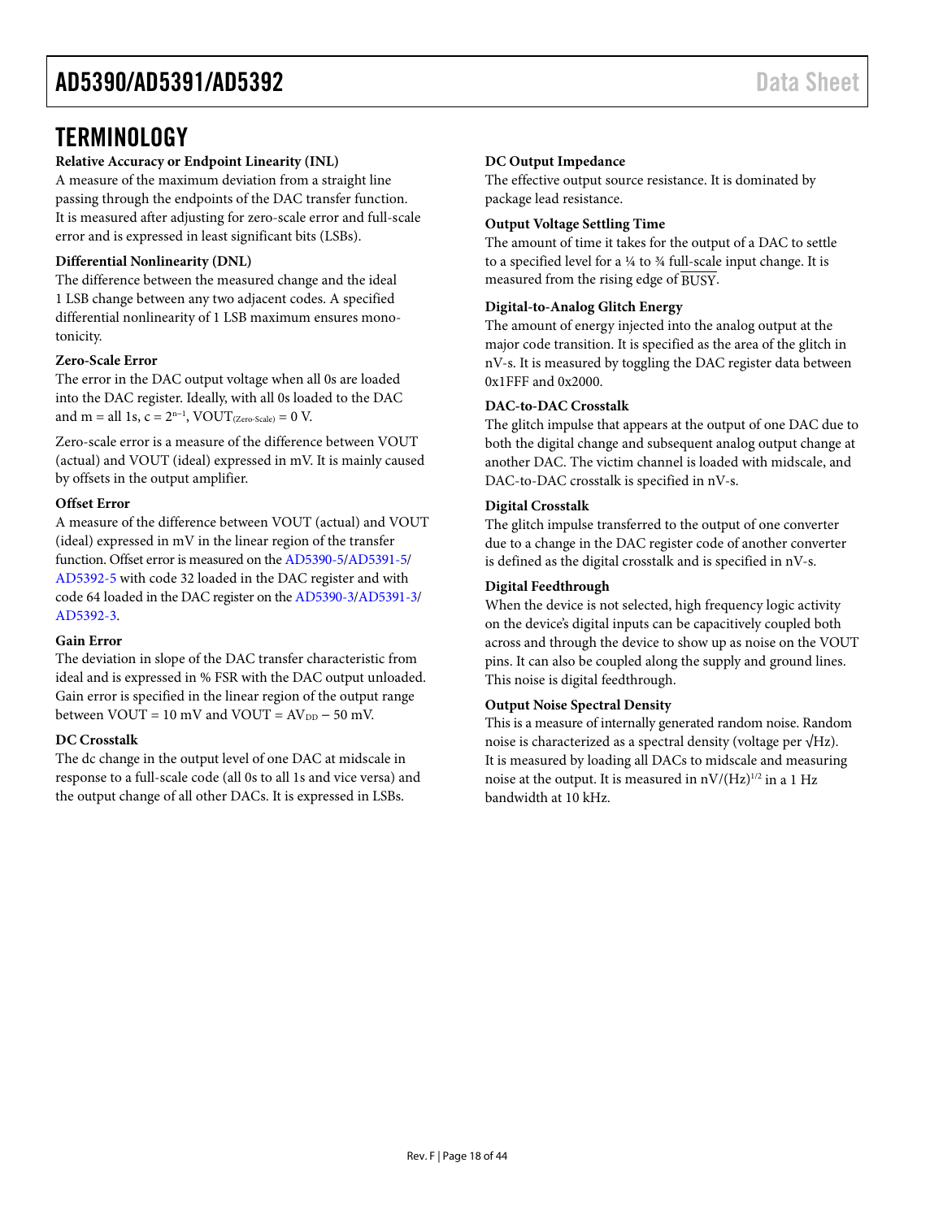## TERMINOLOGY

**Relative Accuracy or Endpoint Linearity (INL)**

A measure of the maximum deviation from a straight line passing through the endpoints of the DAC transfer function. It is measured after adjusting for zero-scale error and full-scale error and is expressed in least significant bits (LSBs).

**Differential Nonlinearity (DNL)**

The difference between the measured change and the ideal 1 LSB change between any two adjacent codes. A specified differential nonlinearity of 1 LSB maximum ensures monotonicity.

**Zero-Scale Error**

The error in the DAC output voltage when all 0s are loaded into the DAC register. Ideally, with all 0s loaded to the DAC and m = all 1s, $c = 2^{n-1}$, $VOUT_{(Zero\text{-}Scale)} = 0$ V.

Zero-scale error is a measure of the difference between VOUT (actual) and VOUT (ideal) expressed in mV. It is mainly caused by offsets in the output amplifier.

**Offset Error**

A measure of the difference between VOUT (actual) and VOUT (ideal) expressed in mV in the linear region of the transfer function. Offset error is measured on the AD5390-5/AD5391-5/AD5392-5 with code 32 loaded in the DAC register and with code 64 loaded in the DAC register on the AD5390-3/AD5391-3/AD5392-3.

**Gain Error**

The deviation in slope of the DAC transfer characteristic from ideal and is expressed in % FSR with the DAC output unloaded. Gain error is specified in the linear region of the output range between VOUT = 10 mV and VOUT = $AV_{DD}$ − 50 mV.

**DC Crosstalk**

The dc change in the output level of one DAC at midscale in response to a full-scale code (all 0s to all 1s and vice versa) and the output change of all other DACs. It is expressed in LSBs.

**DC Output Impedance**

The effective output source resistance. It is dominated by package lead resistance.

**Output Voltage Settling Time**

The amount of time it takes for the output of a DAC to settle to a specified level for a ¼ to ¾ full-scale input change. It is measured from the rising edge of $\overline{\text{BUSY}}$.

**Digital-to-Analog Glitch Energy**

The amount of energy injected into the analog output at the major code transition. It is specified as the area of the glitch in nV-s. It is measured by toggling the DAC register data between 0x1FFF and 0x2000.

**DAC-to-DAC Crosstalk**

The glitch impulse that appears at the output of one DAC due to both the digital change and subsequent analog output change at another DAC. The victim channel is loaded with midscale, and DAC-to-DAC crosstalk is specified in nV-s.

**Digital Crosstalk**

The glitch impulse transferred to the output of one converter due to a change in the DAC register code of another converter is defined as the digital crosstalk and is specified in nV-s.

**Digital Feedthrough**

When the device is not selected, high frequency logic activity on the device's digital inputs can be capacitively coupled both across and through the device to show up as noise on the VOUT pins. It can also be coupled along the supply and ground lines. This noise is digital feedthrough.

**Output Noise Spectral Density**

This is a measure of internally generated random noise. Random noise is characterized as a spectral density (voltage per √Hz). It is measured by loading all DACs to midscale and measuring noise at the output. It is measured in $nV/(Hz)^{1/2}$ in a 1 Hz bandwidth at 10 kHz.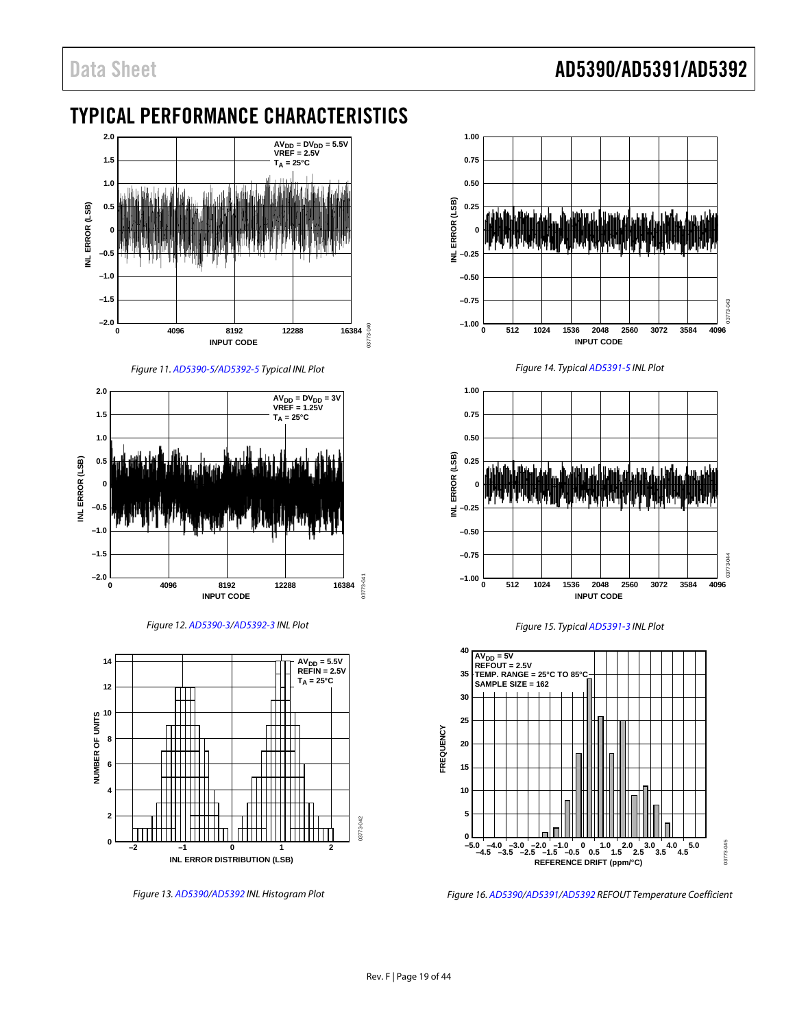# TYPICAL PERFORMANCE CHARACTERISTICS

Figure 11. AD5390-5/AD5392-5 Typical INL Plot

Figure 12. AD5390-3/AD5392-3 INL Plot

Figure 13. AD5390/AD5392 INL Histogram Plot

Figure 14. Typical AD5391-5 INL Plot

Figure 15. Typical AD5391-3 INL Plot

Figure 16. AD5390/AD5391/AD5392 REFOUT Temperature Coefficient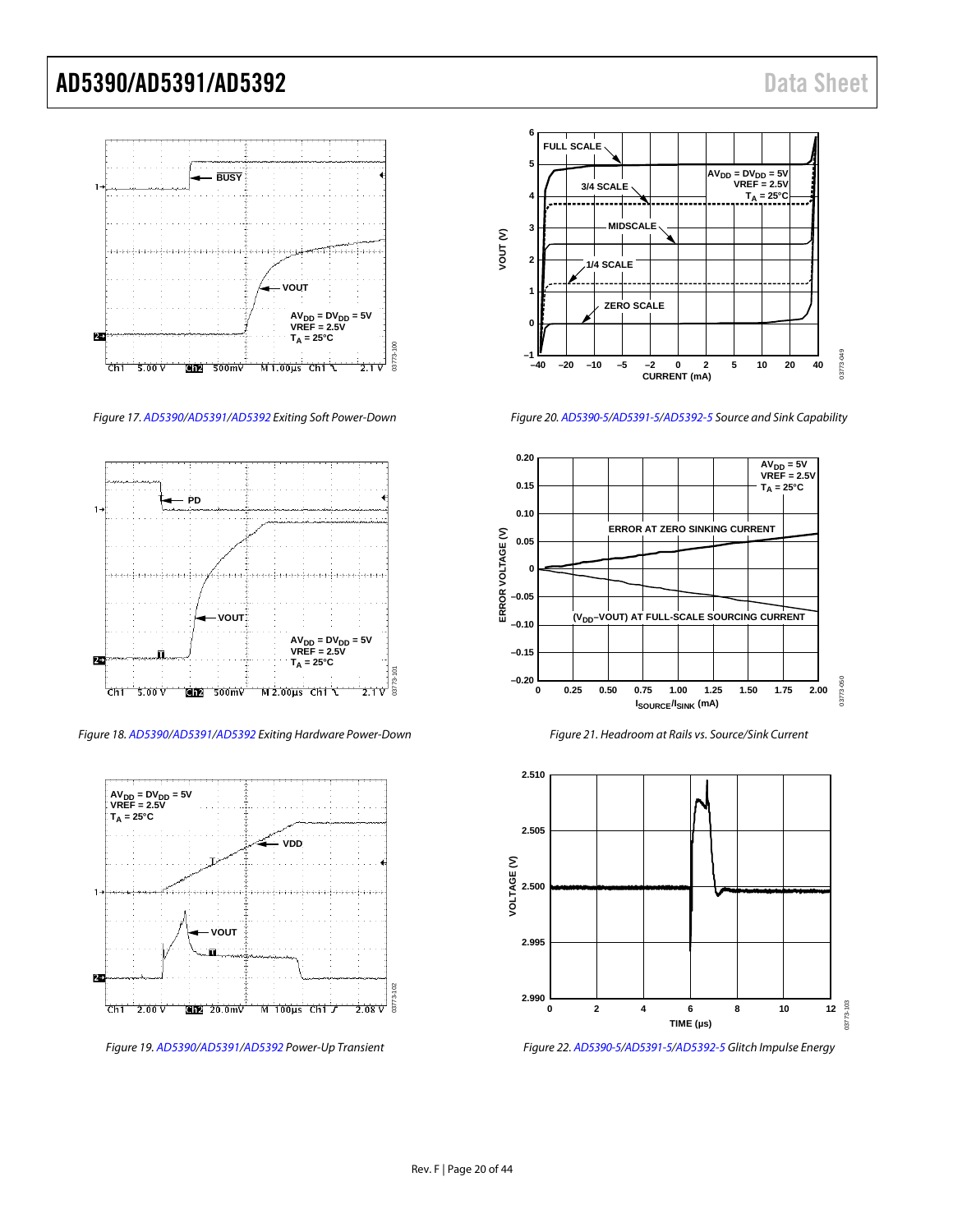Figure 17. AD5390/AD5391/AD5392 Exiting Soft Power-Down

Figure 18. AD5390/AD5391/AD5392 Exiting Hardware Power-Down

Figure 19. AD5390/AD5391/AD5392 Power-Up Transient

Figure 20. AD5390-5/AD5391-5/AD5392-5 Source and Sink Capability

Figure 21. Headroom at Rails vs. Source/Sink Current

Figure 22. AD5390-5/AD5391-5/AD5392-5 Glitch Impulse Energy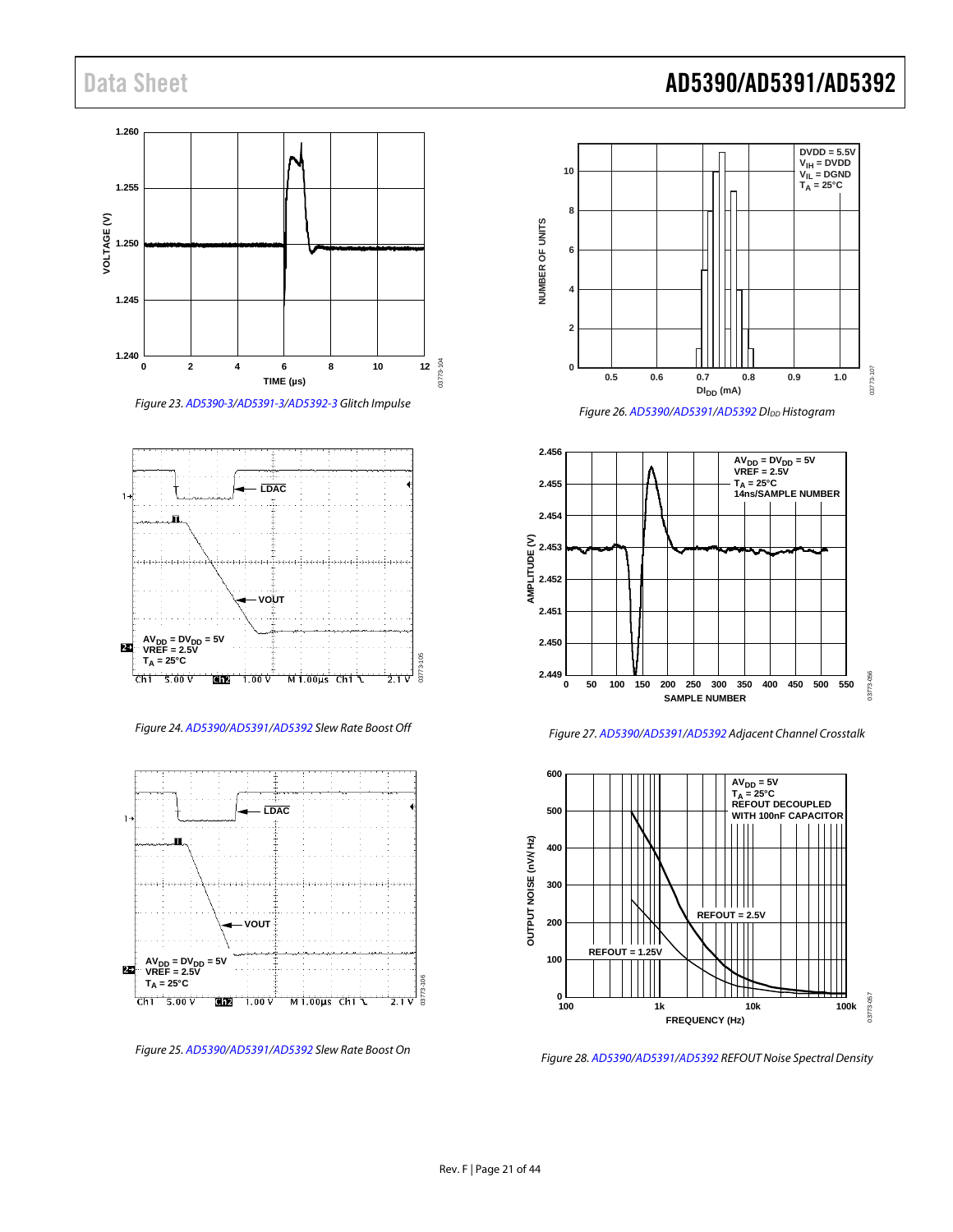Figure 23. AD5390-3/AD5391-3/AD5392-3 Glitch Impulse

Figure 24. AD5390/AD5391/AD5392 Slew Rate Boost Off

Figure 25. AD5390/AD5391/AD5392 Slew Rate Boost On

Figure 26. AD5390/AD5391/AD5392 $DI_{DD}$ Histogram

Figure 27. AD5390/AD5391/AD5392 Adjacent Channel Crosstalk

Figure 28. AD5390/AD5391/AD5392 REFOUT Noise Spectral Density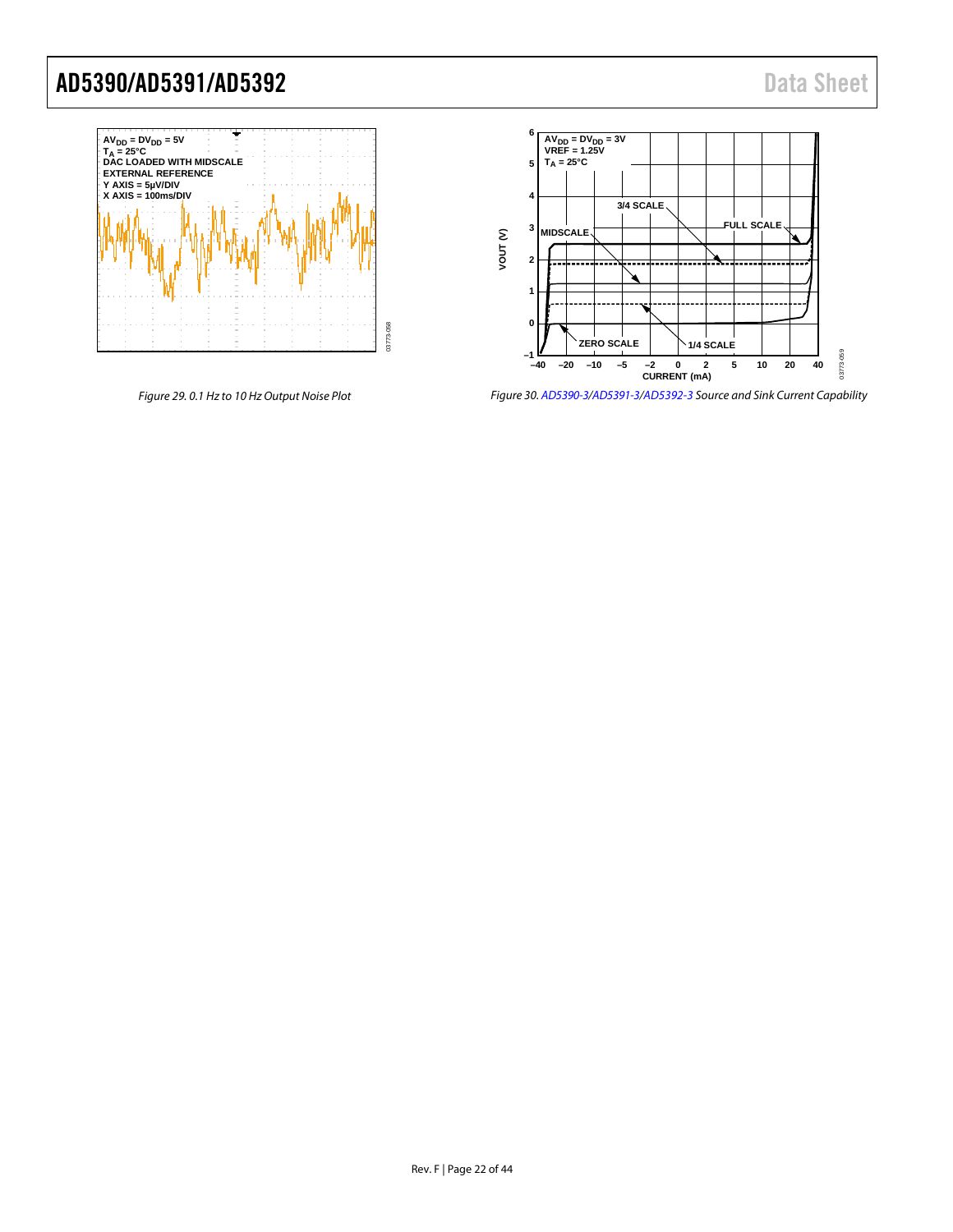Figure 29. 0.1 Hz to 10 Hz Output Noise Plot

Figure 30. AD5390-3/AD5391-3/AD5392-3 Source and Sink Current Capability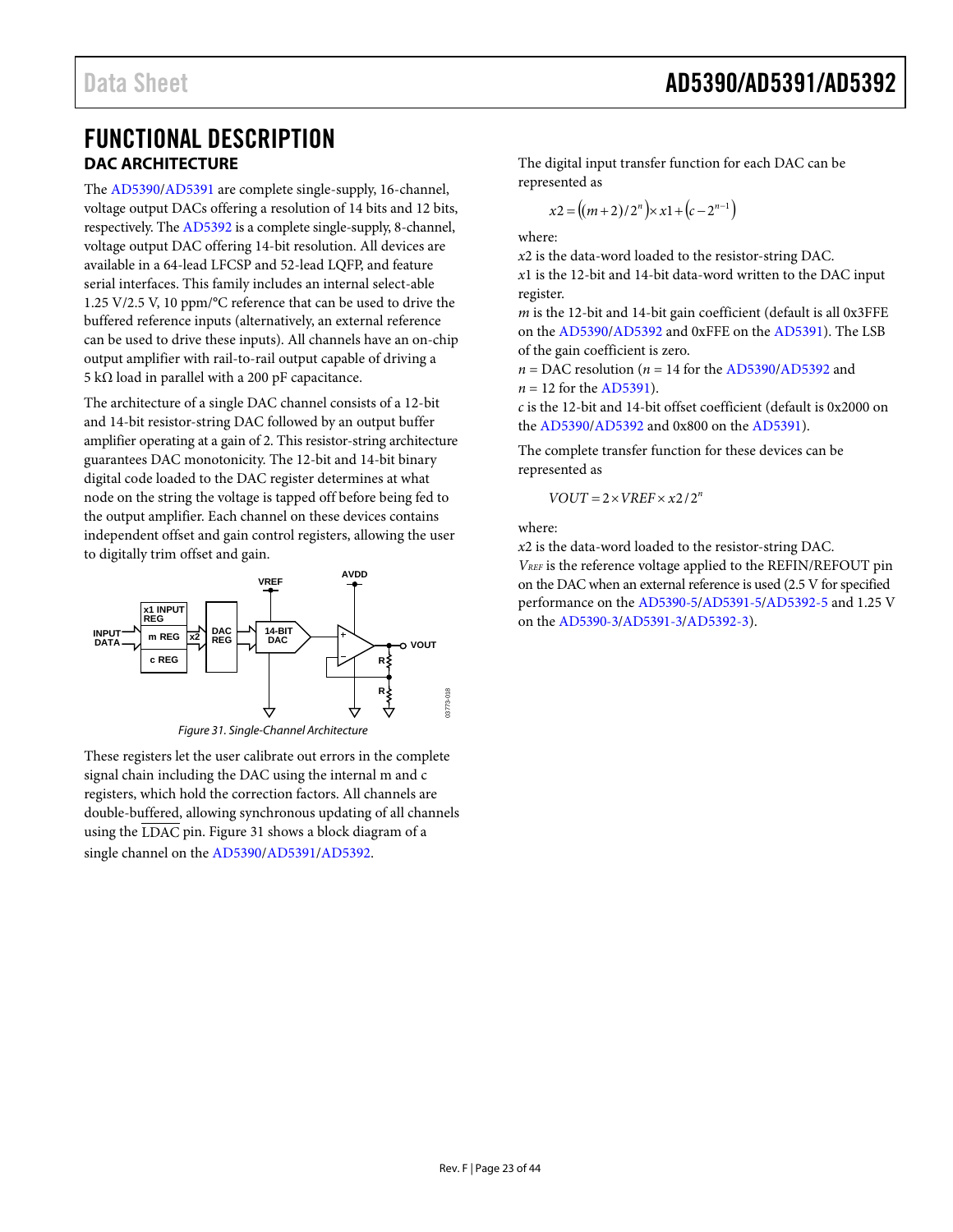# FUNCTIONAL DESCRIPTION

## DAC ARCHITECTURE

The AD5390/AD5391 are complete single-supply, 16-channel, voltage output DACs offering a resolution of 14 bits and 12 bits, respectively. The AD5392 is a complete single-supply, 8-channel, voltage output DAC offering 14-bit resolution. All devices are available in a 64-lead LFCSP and 52-lead LQFP, and feature serial interfaces. This family includes an internal select-able 1.25 V/2.5 V, 10 ppm/°C reference that can be used to drive the buffered reference inputs (alternatively, an external reference can be used to drive these inputs). All channels have an on-chip output amplifier with rail-to-rail output capable of driving a 5 kΩ load in parallel with a 200 pF capacitance.

The architecture of a single DAC channel consists of a 12-bit and 14-bit resistor-string DAC followed by an output buffer amplifier operating at a gain of 2. This resistor-string architecture guarantees DAC monotonicity. The 12-bit and 14-bit binary digital code loaded to the DAC register determines at what node on the string the voltage is tapped off before being fed to the output amplifier. Each channel on these devices contains independent offset and gain control registers, allowing the user to digitally trim offset and gain.

Figure 31. Single-Channel Architecture

These registers let the user calibrate out errors in the complete signal chain including the DAC using the internal m and c registers, which hold the correction factors. All channels are double-buffered, allowing synchronous updating of all channels using the $\overline{\text{LDAC}}$ pin. Figure 31 shows a block diagram of a single channel on the AD5390/AD5391/AD5392.

The digital input transfer function for each DAC can be represented as

$$x2 = \left((m+2)/2^n\right) \times x1 + \left(c - 2^{n-1}\right)$$

where:
$x2$ is the data-word loaded to the resistor-string DAC.
$x1$ is the 12-bit and 14-bit data-word written to the DAC input register.
$m$ is the 12-bit and 14-bit gain coefficient (default is all 0x3FFE on the AD5390/AD5392 and 0xFFE on the AD5391). The LSB of the gain coefficient is zero.
$n$ = DAC resolution ($n$ = 14 for the AD5390/AD5392 and $n$ = 12 for the AD5391).
$c$ is the 12-bit and 14-bit offset coefficient (default is 0x2000 on the AD5390/AD5392 and 0x800 on the AD5391).

The complete transfer function for these devices can be represented as

$$VOUT = 2 \times VREF \times x2/2^n$$

where:
$x2$ is the data-word loaded to the resistor-string DAC.
$V_{REF}$ is the reference voltage applied to the REFIN/REFOUT pin on the DAC when an external reference is used (2.5 V for specified performance on the AD5390-5/AD5391-5/AD5392-5 and 1.25 V on the AD5390-3/AD5391-3/AD5392-3).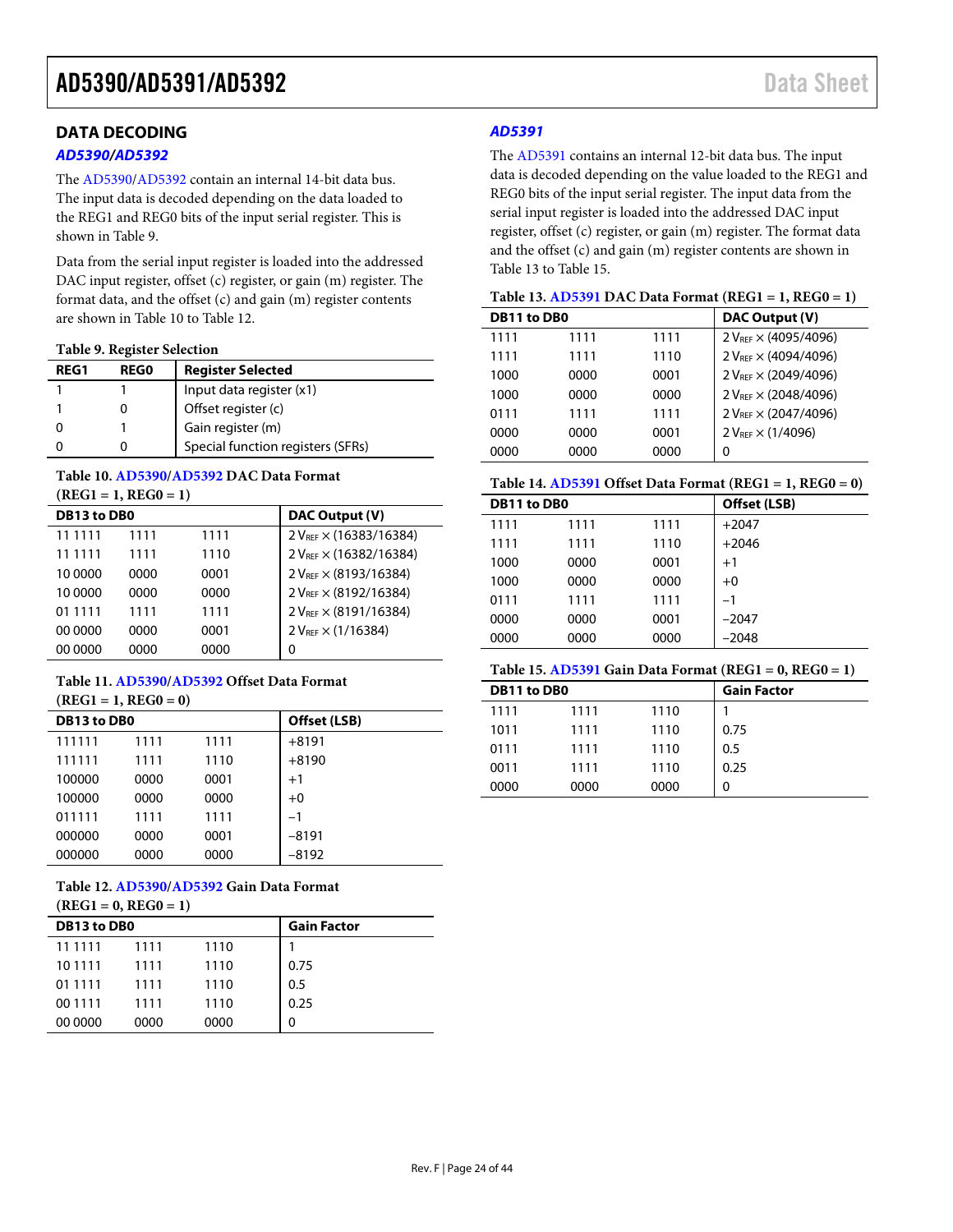## DATA DECODING

### AD5390/AD5392

The AD5390/AD5392 contain an internal 14-bit data bus. The input data is decoded depending on the data loaded to the REG1 and REG0 bits of the input serial register. This is shown in Table 9.

Data from the serial input register is loaded into the addressed DAC input register, offset (c) register, or gain (m) register. The format data, and the offset (c) and gain (m) register contents are shown in Table 10 to Table 12.

**Table 9. Register Selection**

| REG1 | REG0 | Register Selected |
|---|---|---|
| 1 | 1 | Input data register (x1) |
| 1 | 0 | Offset register (c) |
| 0 | 1 | Gain register (m) |
| 0 | 0 | Special function registers (SFRs) |

**Table 10. AD5390/AD5392 DAC Data Format (REG1 = 1, REG0 = 1)**

| DB13 to DB0 | | | DAC Output (V) |
|---|---|---|---|
| 11 1111 | 1111 | 1111 | 2 $V_{REF}$ × (16383/16384) |
| 11 1111 | 1111 | 1110 | 2 $V_{REF}$ × (16382/16384) |
| 10 0000 | 0000 | 0001 | 2 $V_{REF}$ × (8193/16384) |
| 10 0000 | 0000 | 0000 | 2 $V_{REF}$ × (8192/16384) |
| 01 1111 | 1111 | 1111 | 2 $V_{REF}$ × (8191/16384) |
| 00 0000 | 0000 | 0001 | 2 $V_{REF}$ × (1/16384) |
| 00 0000 | 0000 | 0000 | 0 |

**Table 11. AD5390/AD5392 Offset Data Format (REG1 = 1, REG0 = 0)**

| DB13 to DB0 | | | Offset (LSB) |
|---|---|---|---|
| 111111 | 1111 | 1111 | +8191 |
| 111111 | 1111 | 1110 | +8190 |
| 100000 | 0000 | 0001 | +1 |
| 100000 | 0000 | 0000 | +0 |
| 011111 | 1111 | 1111 | −1 |
| 000000 | 0000 | 0001 | −8191 |
| 000000 | 0000 | 0000 | −8192 |

**Table 12. AD5390/AD5392 Gain Data Format (REG1 = 0, REG0 = 1)**

| DB13 to DB0 | | | Gain Factor |
|---|---|---|---|
| 11 1111 | 1111 | 1110 | 1 |
| 10 1111 | 1111 | 1110 | 0.75 |
| 01 1111 | 1111 | 1110 | 0.5 |
| 00 1111 | 1111 | 1110 | 0.25 |
| 00 0000 | 0000 | 0000 | 0 |

### AD5391

The AD5391 contains an internal 12-bit data bus. The input data is decoded depending on the value loaded to the REG1 and REG0 bits of the input serial register. The input data from the serial input register is loaded into the addressed DAC input register, offset (c) register, or gain (m) register. The format data and the offset (c) and gain (m) register contents are shown in Table 13 to Table 15.

**Table 13. AD5391 DAC Data Format (REG1 = 1, REG0 = 1)**

| DB11 to DB0 | | | DAC Output (V) |
|---|---|---|---|
| 1111 | 1111 | 1111 | 2 $V_{REF}$ × (4095/4096) |
| 1111 | 1111 | 1110 | 2 $V_{REF}$ × (4094/4096) |
| 1000 | 0000 | 0001 | 2 $V_{REF}$ × (2049/4096) |
| 1000 | 0000 | 0000 | 2 $V_{REF}$ × (2048/4096) |
| 0111 | 1111 | 1111 | 2 $V_{REF}$ × (2047/4096) |
| 0000 | 0000 | 0001 | 2 $V_{REF}$ × (1/4096) |
| 0000 | 0000 | 0000 | 0 |

**Table 14. AD5391 Offset Data Format (REG1 = 1, REG0 = 0)**

| DB11 to DB0 | | | Offset (LSB) |
|---|---|---|---|
| 1111 | 1111 | 1111 | +2047 |
| 1111 | 1111 | 1110 | +2046 |
| 1000 | 0000 | 0001 | +1 |
| 1000 | 0000 | 0000 | +0 |
| 0111 | 1111 | 1111 | −1 |
| 0000 | 0000 | 0001 | −2047 |
| 0000 | 0000 | 0000 | −2048 |

**Table 15. AD5391 Gain Data Format (REG1 = 0, REG0 = 1)**

| DB11 to DB0 | | | Gain Factor |
|---|---|---|---|
| 1111 | 1111 | 1110 | 1 |
| 1011 | 1111 | 1110 | 0.75 |
| 0111 | 1111 | 1110 | 0.5 |
| 0011 | 1111 | 1110 | 0.25 |
| 0000 | 0000 | 0000 | 0 |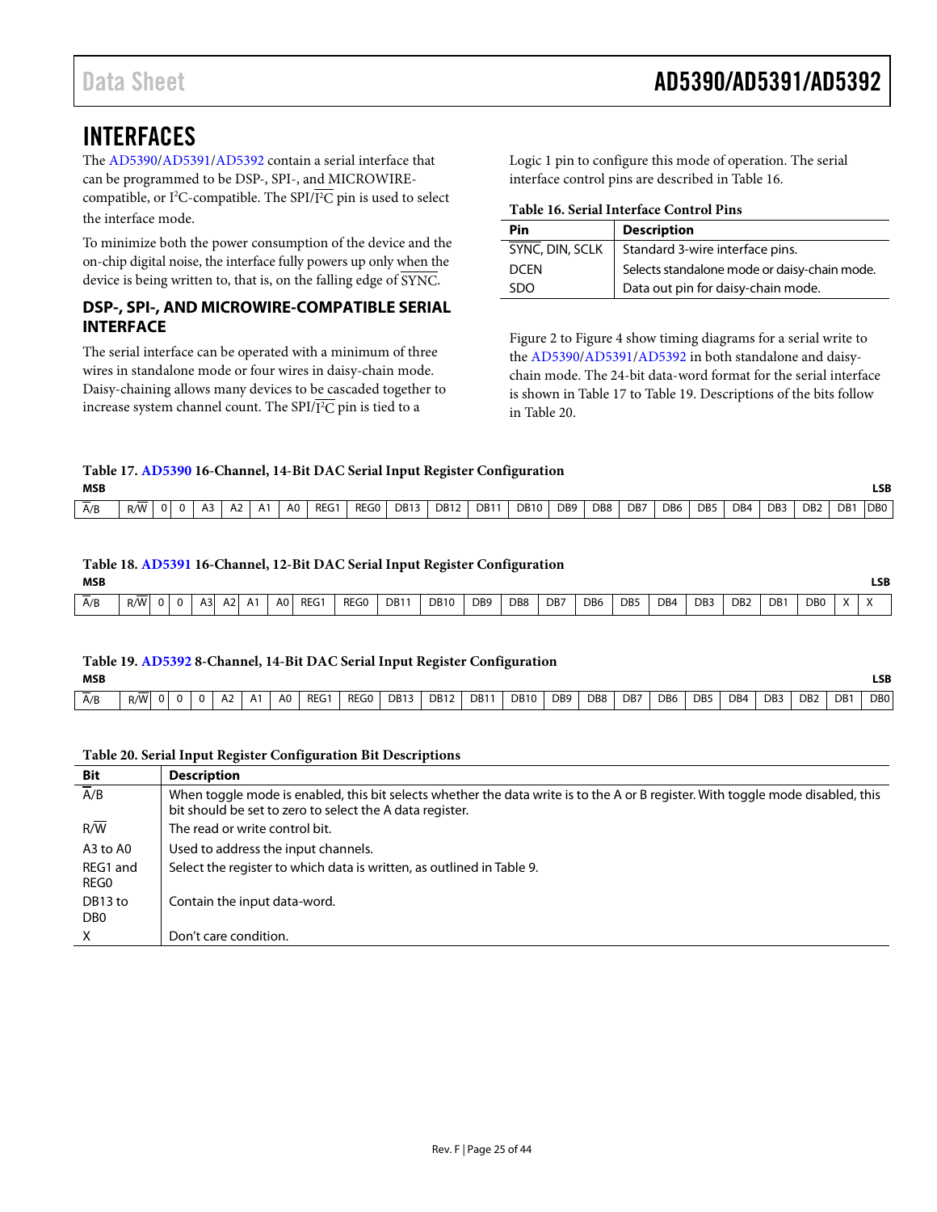# INTERFACES

The AD5390/AD5391/AD5392 contain a serial interface that can be programmed to be DSP-, SPI-, and MICROWIRE-compatible, or I²C-compatible. The SPI/I²C pin is used to select the interface mode.

To minimize both the power consumption of the device and the on-chip digital noise, the interface fully powers up only when the device is being written to, that is, on the falling edge of SYNC.

## DSP-, SPI-, AND MICROWIRE-COMPATIBLE SERIAL INTERFACE

The serial interface can be operated with a minimum of three wires in standalone mode or four wires in daisy-chain mode. Daisy-chaining allows many devices to be cascaded together to increase system channel count. The SPI/I²C pin is tied to a Logic 1 pin to configure this mode of operation. The serial interface control pins are described in Table 16.

**Table 16. Serial Interface Control Pins**

| Pin | Description |
|---|---|
| SYNC, DIN, SCLK | Standard 3-wire interface pins. |
| DCEN | Selects standalone mode or daisy-chain mode. |
| SDO | Data out pin for daisy-chain mode. |

Figure 2 to Figure 4 show timing diagrams for a serial write to the AD5390/AD5391/AD5392 in both standalone and daisy-chain mode. The 24-bit data-word format for the serial interface is shown in Table 17 to Table 19. Descriptions of the bits follow in Table 20.

**Table 17. AD5390 16-Channel, 14-Bit DAC Serial Input Register Configuration**

| MSB | | | | | | | | | | | | | | | | | | | | | | | LSB |
|---|---|---|---|---|---|---|---|---|---|---|---|---|---|---|---|---|---|---|---|---|---|---|---|
| A/B | R/W | 0 | 0 | A3 | A2 | A1 | A0 | REG1 | REG0 | DB13 | DB12 | DB11 | DB10 | DB9 | DB8 | DB7 | DB6 | DB5 | DB4 | DB3 | DB2 | DB1 | DB0 |

**Table 18. AD5391 16-Channel, 12-Bit DAC Serial Input Register Configuration**

| MSB | | | | | | | | | | | | | | | | | | | | | | | LSB |
|---|---|---|---|---|---|---|---|---|---|---|---|---|---|---|---|---|---|---|---|---|---|---|---|
| A/B | R/W | 0 | 0 | A3 | A2 | A1 | A0 | REG1 | REG0 | DB11 | DB10 | DB9 | DB8 | DB7 | DB6 | DB5 | DB4 | DB3 | DB2 | DB1 | DB0 | X | X |

**Table 19. AD5392 8-Channel, 14-Bit DAC Serial Input Register Configuration**

| MSB | | | | | | | | | | | | | | | | | | | | | | | LSB |
|---|---|---|---|---|---|---|---|---|---|---|---|---|---|---|---|---|---|---|---|---|---|---|---|
| A/B | R/W | 0 | 0 | 0 | A2 | A1 | A0 | REG1 | REG0 | DB13 | DB12 | DB11 | DB10 | DB9 | DB8 | DB7 | DB6 | DB5 | DB4 | DB3 | DB2 | DB1 | DB0 |

**Table 20. Serial Input Register Configuration Bit Descriptions**

| Bit | Description |
|---|---|
| A/B | When toggle mode is enabled, this bit selects whether the data write is to the A or B register. With toggle mode disabled, this bit should be set to zero to select the A data register. |
| R/W | The read or write control bit. |
| A3 to A0 | Used to address the input channels. |
| REG1 and REG0 | Select the register to which data is written, as outlined in Table 9. |
| DB13 to DB0 | Contain the input data-word. |
| X | Don't care condition. |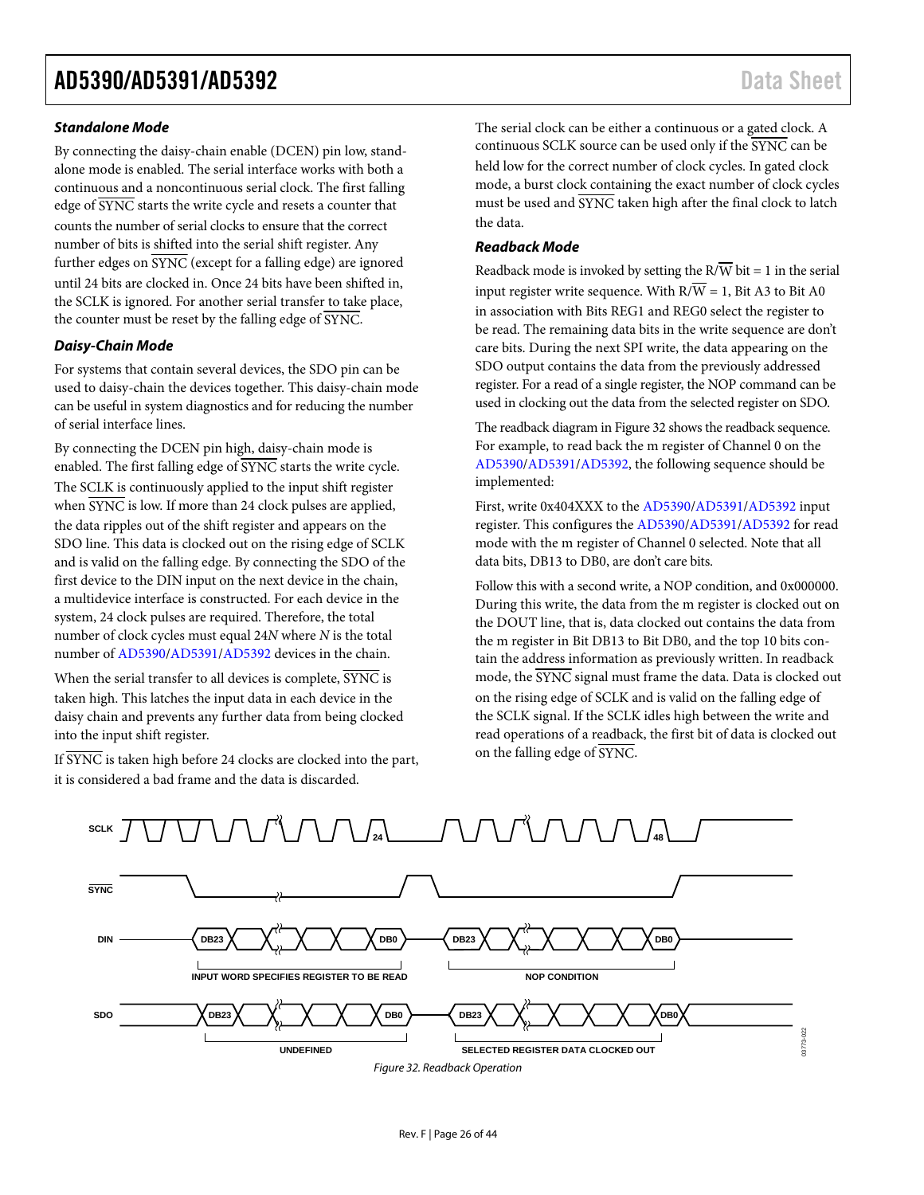### *Standalone Mode*

By connecting the daisy-chain enable (DCEN) pin low, standalone mode is enabled. The serial interface works with both a continuous and a noncontinuous serial clock. The first falling edge of $\overline{\text{SYNC}}$ starts the write cycle and resets a counter that counts the number of serial clocks to ensure that the correct number of bits is shifted into the serial shift register. Any further edges on $\overline{\text{SYNC}}$ (except for a falling edge) are ignored until 24 bits are clocked in. Once 24 bits have been shifted in, the SCLK is ignored. For another serial transfer to take place, the counter must be reset by the falling edge of $\overline{\text{SYNC}}$.

### *Daisy-Chain Mode*

For systems that contain several devices, the SDO pin can be used to daisy-chain the devices together. This daisy-chain mode can be useful in system diagnostics and for reducing the number of serial interface lines.

By connecting the DCEN pin high, daisy-chain mode is enabled. The first falling edge of $\overline{\text{SYNC}}$ starts the write cycle. The SCLK is continuously applied to the input shift register when $\overline{\text{SYNC}}$ is low. If more than 24 clock pulses are applied, the data ripples out of the shift register and appears on the SDO line. This data is clocked out on the rising edge of SCLK and is valid on the falling edge. By connecting the SDO of the first device to the DIN input on the next device in the chain, a multidevice interface is constructed. For each device in the system, 24 clock pulses are required. Therefore, the total number of clock cycles must equal 24*N* where *N* is the total number of AD5390/AD5391/AD5392 devices in the chain.

When the serial transfer to all devices is complete, $\overline{\text{SYNC}}$ is taken high. This latches the input data in each device in the daisy chain and prevents any further data from being clocked into the input shift register.

If $\overline{\text{SYNC}}$ is taken high before 24 clocks are clocked into the part, it is considered a bad frame and the data is discarded.

The serial clock can be either a continuous or a gated clock. A continuous SCLK source can be used only if the $\overline{\text{SYNC}}$ can be held low for the correct number of clock cycles. In gated clock mode, a burst clock containing the exact number of clock cycles must be used and $\overline{\text{SYNC}}$ taken high after the final clock to latch the data.

### *Readback Mode*

Readback mode is invoked by setting the R/$\overline{\text{W}}$ bit = 1 in the serial input register write sequence. With R/$\overline{\text{W}}$ = 1, Bit A3 to Bit A0 in association with Bits REG1 and REG0 select the register to be read. The remaining data bits in the write sequence are don't care bits. During the next SPI write, the data appearing on the SDO output contains the data from the previously addressed register. For a read of a single register, the NOP command can be used in clocking out the data from the selected register on SDO.

The readback diagram in Figure 32 shows the readback sequence. For example, to read back the m register of Channel 0 on the AD5390/AD5391/AD5392, the following sequence should be implemented:

First, write 0x404XXX to the AD5390/AD5391/AD5392 input register. This configures the AD5390/AD5391/AD5392 for read mode with the m register of Channel 0 selected. Note that all data bits, DB13 to DB0, are don't care bits.

Follow this with a second write, a NOP condition, and 0x000000. During this write, the data from the m register is clocked out on the DOUT line, that is, data clocked out contains the data from the m register in Bit DB13 to Bit DB0, and the top 10 bits contain the address information as previously written. In readback mode, the $\overline{\text{SYNC}}$ signal must frame the data. Data is clocked out on the rising edge of SCLK and is valid on the falling edge of the SCLK signal. If the SCLK idles high between the write and read operations of a readback, the first bit of data is clocked out on the falling edge of $\overline{\text{SYNC}}$.

*Figure 32. Readback Operation*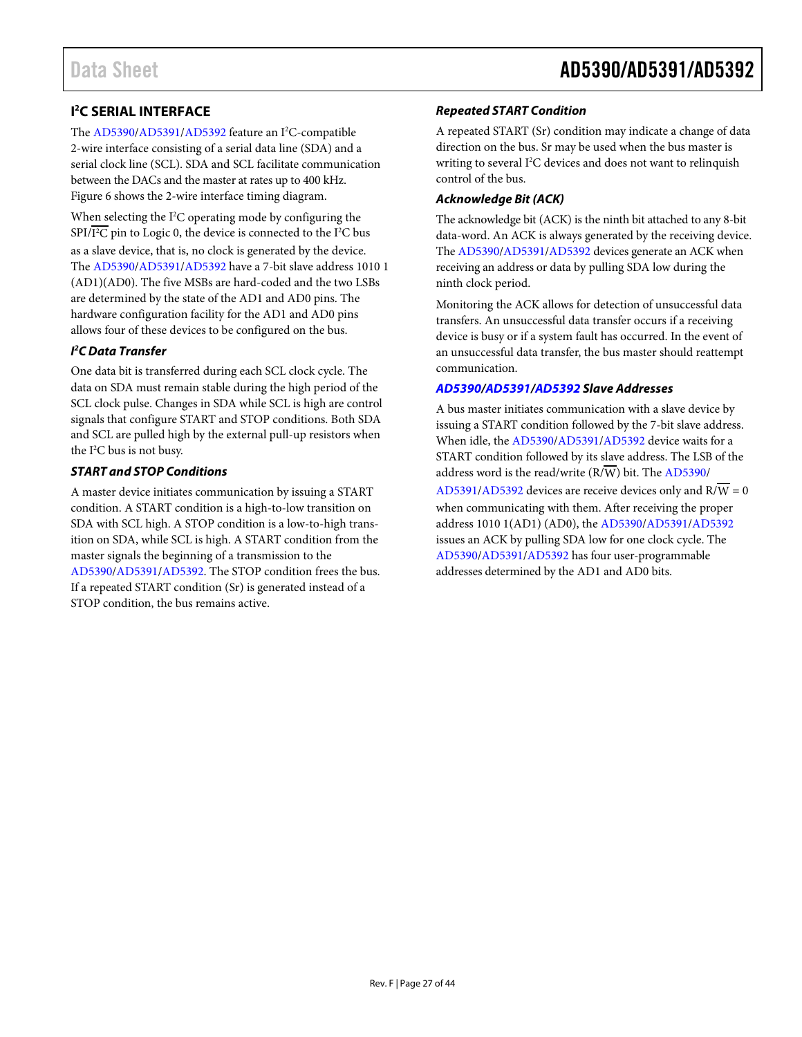## I²C SERIAL INTERFACE

The AD5390/AD5391/AD5392 feature an I²C-compatible 2-wire interface consisting of a serial data line (SDA) and a serial clock line (SCL). SDA and SCL facilitate communication between the DACs and the master at rates up to 400 kHz. Figure 6 shows the 2-wire interface timing diagram.

When selecting the I²C operating mode by configuring the SPI/$\overline{\text{I}^2\text{C}}$ pin to Logic 0, the device is connected to the I²C bus as a slave device, that is, no clock is generated by the device. The AD5390/AD5391/AD5392 have a 7-bit slave address 1010 1 (AD1)(AD0). The five MSBs are hard-coded and the two LSBs are determined by the state of the AD1 and AD0 pins. The hardware configuration facility for the AD1 and AD0 pins allows four of these devices to be configured on the bus.

### I²C Data Transfer

One data bit is transferred during each SCL clock cycle. The data on SDA must remain stable during the high period of the SCL clock pulse. Changes in SDA while SCL is high are control signals that configure START and STOP conditions. Both SDA and SCL are pulled high by the external pull-up resistors when the I²C bus is not busy.

### START and STOP Conditions

A master device initiates communication by issuing a START condition. A START condition is a high-to-low transition on SDA with SCL high. A STOP condition is a low-to-high transition on SDA, while SCL is high. A START condition from the master signals the beginning of a transmission to the AD5390/AD5391/AD5392. The STOP condition frees the bus. If a repeated START condition (Sr) is generated instead of a STOP condition, the bus remains active.

### Repeated START Condition

A repeated START (Sr) condition may indicate a change of data direction on the bus. Sr may be used when the bus master is writing to several I²C devices and does not want to relinquish control of the bus.

### Acknowledge Bit (ACK)

The acknowledge bit (ACK) is the ninth bit attached to any 8-bit data-word. An ACK is always generated by the receiving device. The AD5390/AD5391/AD5392 devices generate an ACK when receiving an address or data by pulling SDA low during the ninth clock period.

Monitoring the ACK allows for detection of unsuccessful data transfers. An unsuccessful data transfer occurs if a receiving device is busy or if a system fault has occurred. In the event of an unsuccessful data transfer, the bus master should reattempt communication.

### AD5390/AD5391/AD5392 Slave Addresses

A bus master initiates communication with a slave device by issuing a START condition followed by the 7-bit slave address. When idle, the AD5390/AD5391/AD5392 device waits for a START condition followed by its slave address. The LSB of the address word is the read/write (R/$\overline{\text{W}}$) bit. The AD5390/AD5391/AD5392 devices are receive devices only and R/$\overline{\text{W}}$ = 0 when communicating with them. After receiving the proper address 1010 1(AD1) (AD0), the AD5390/AD5391/AD5392 issues an ACK by pulling SDA low for one clock cycle. The AD5390/AD5391/AD5392 has four user-programmable addresses determined by the AD1 and AD0 bits.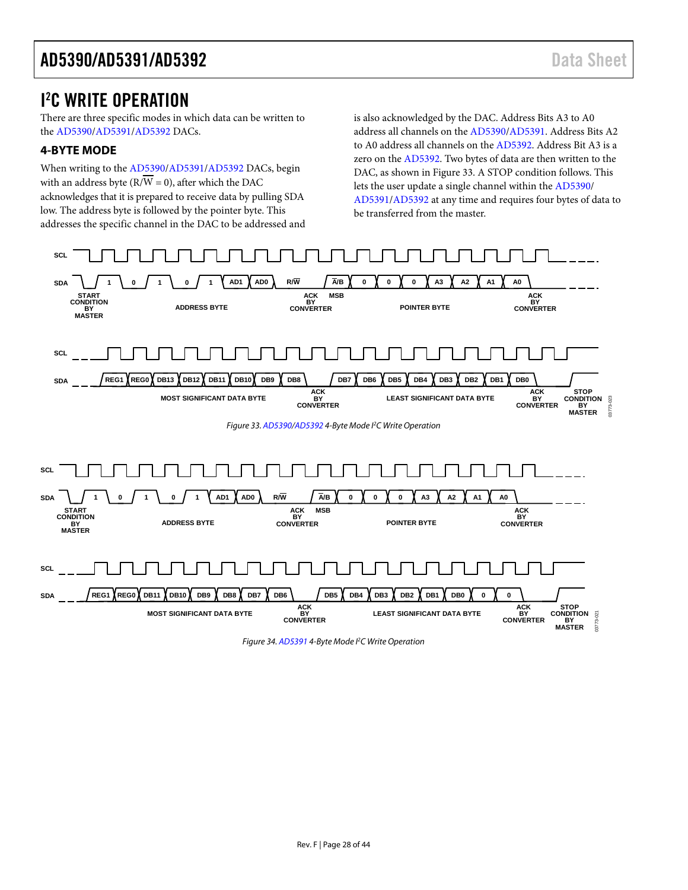## I²C WRITE OPERATION

There are three specific modes in which data can be written to the AD5390/AD5391/AD5392 DACs.

### 4-BYTE MODE

When writing to the AD5390/AD5391/AD5392 DACs, begin with an address byte (R/$\overline{W}$ = 0), after which the DAC acknowledges that it is prepared to receive data by pulling SDA low. The address byte is followed by the pointer byte. This addresses the specific channel in the DAC to be addressed and is also acknowledged by the DAC. Address Bits A3 to A0 address all channels on the AD5390/AD5391. Address Bits A2 to A0 address all channels on the AD5392. Address Bit A3 is a zero on the AD5392. Two bytes of data are then written to the DAC, as shown in Figure 33. A STOP condition follows. This lets the user update a single channel within the AD5390/AD5391/AD5392 at any time and requires four bytes of data to be transferred from the master.

*Figure 33. AD5390/AD5392 4-Byte Mode I²C Write Operation*

*Figure 34. AD5391 4-Byte Mode I²C Write Operation*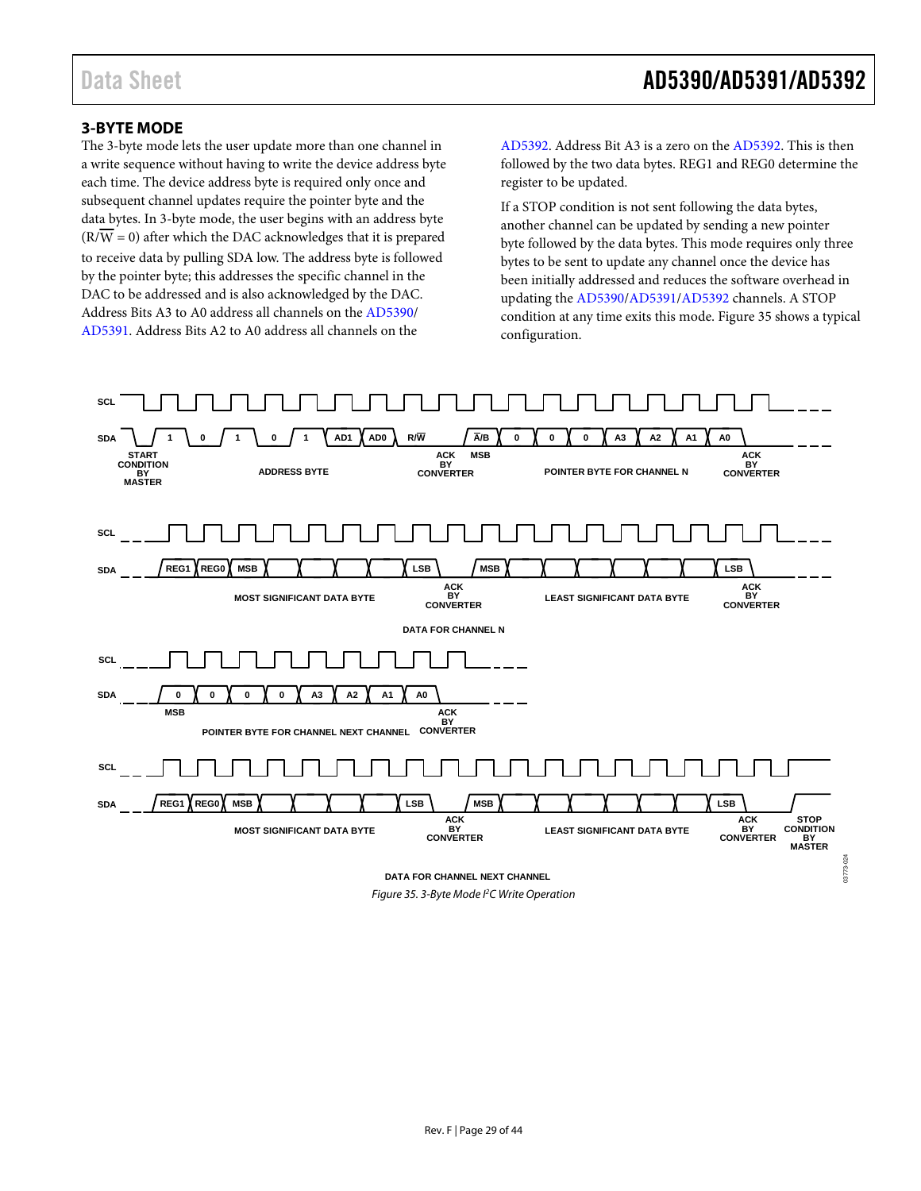### 3-BYTE MODE

The 3-byte mode lets the user update more than one channel in a write sequence without having to write the device address byte each time. The device address byte is required only once and subsequent channel updates require the pointer byte and the data bytes. In 3-byte mode, the user begins with an address byte ($R/\overline{W}$ = 0) after which the DAC acknowledges that it is prepared to receive data by pulling SDA low. The address byte is followed by the pointer byte; this addresses the specific channel in the DAC to be addressed and is also acknowledged by the DAC. Address Bits A3 to A0 address all channels on the AD5390/AD5391. Address Bits A2 to A0 address all channels on the AD5392. Address Bit A3 is a zero on the AD5392. This is then followed by the two data bytes. REG1 and REG0 determine the register to be updated.

If a STOP condition is not sent following the data bytes, another channel can be updated by sending a new pointer byte followed by the data bytes. This mode requires only three bytes to be sent to update any channel once the device has been initially addressed and reduces the software overhead in updating the AD5390/AD5391/AD5392 channels. A STOP condition at any time exits this mode. Figure 35 shows a typical configuration.

Figure 35. 3-Byte Mode I²C Write Operation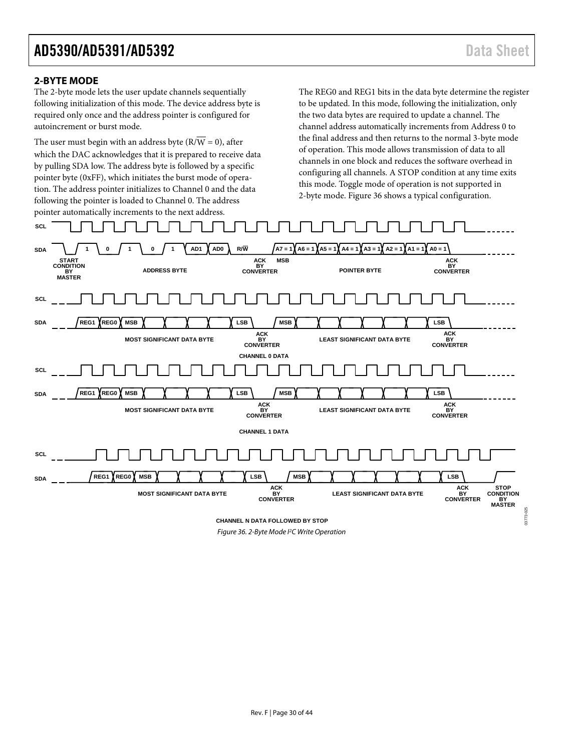## 2-BYTE MODE

The 2-byte mode lets the user update channels sequentially following initialization of this mode. The device address byte is required only once and the address pointer is configured for autoincrement or burst mode.

The user must begin with an address byte (R/$\overline{W}$ = 0), after which the DAC acknowledges that it is prepared to receive data by pulling SDA low. The address byte is followed by a specific pointer byte (0xFF), which initiates the burst mode of operation. The address pointer initializes to Channel 0 and the data following the pointer is loaded to Channel 0. The address pointer automatically increments to the next address.

The REG0 and REG1 bits in the data byte determine the register to be updated. In this mode, following the initialization, only the two data bytes are required to update a channel. The channel address automatically increments from Address 0 to the final address and then returns to the normal 3-byte mode of operation. This mode allows transmission of data to all channels in one block and reduces the software overhead in configuring all channels. A STOP condition at any time exits this mode. Toggle mode of operation is not supported in 2-byte mode. Figure 36 shows a typical configuration.

Figure 36. 2-Byte Mode I²C Write Operation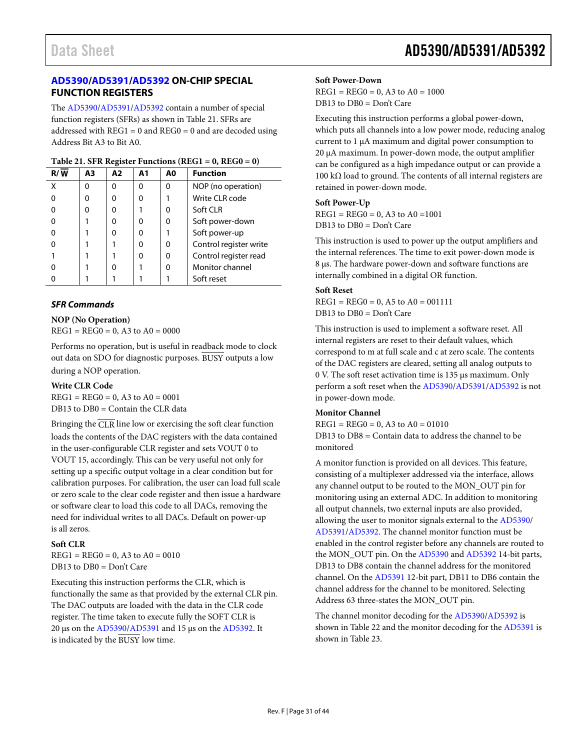## AD5390/AD5391/AD5392 ON-CHIP SPECIAL FUNCTION REGISTERS

The AD5390/AD5391/AD5392 contain a number of special function registers (SFRs) as shown in Table 21. SFRs are addressed with REG1 = 0 and REG0 = 0 and are decoded using Address Bit A3 to Bit A0.

**Table 21. SFR Register Functions (REG1 = 0, REG0 = 0)**

| R/$\overline{W}$ | A3 | A2 | A1 | A0 | Function |
|---|---|---|---|---|---|
| X | 0 | 0 | 0 | 0 | NOP (no operation) |
| 0 | 0 | 0 | 0 | 1 | Write CLR code |
| 0 | 0 | 0 | 1 | 0 | Soft CLR |
| 0 | 1 | 0 | 0 | 0 | Soft power-down |
| 0 | 1 | 0 | 0 | 1 | Soft power-up |
| 0 | 1 | 1 | 0 | 0 | Control register write |
| 1 | 1 | 1 | 0 | 0 | Control register read |
| 0 | 1 | 0 | 1 | 0 | Monitor channel |
| 0 | 1 | 1 | 1 | 1 | Soft reset |

### *SFR Commands*

**NOP (No Operation)**

REG1 = REG0 = 0, A3 to A0 = 0000

Performs no operation, but is useful in readback mode to clock out data on SDO for diagnostic purposes. $\overline{\text{BUSY}}$ outputs a low during a NOP operation.

**Write CLR Code**

REG1 = REG0 = 0, A3 to A0 = 0001

DB13 to DB0 = Contain the CLR data

Bringing the $\overline{\text{CLR}}$ line low or exercising the soft clear function loads the contents of the DAC registers with the data contained in the user-configurable CLR register and sets VOUT 0 to VOUT 15, accordingly. This can be very useful not only for setting up a specific output voltage in a clear condition but for calibration purposes. For calibration, the user can load full scale or zero scale to the clear code register and then issue a hardware or software clear to load this code to all DACs, removing the need for individual writes to all DACs. Default on power-up is all zeros.

**Soft CLR**

REG1 = REG0 = 0, A3 to A0 = 0010

DB13 to DB0 = Don't Care

Executing this instruction performs the CLR, which is functionally the same as that provided by the external CLR pin. The DAC outputs are loaded with the data in the CLR code register. The time taken to execute fully the SOFT CLR is 20 µs on the AD5390/AD5391 and 15 µs on the AD5392. It is indicated by the $\overline{\text{BUSY}}$ low time.

**Soft Power-Down**

REG1 = REG0 = 0, A3 to A0 = 1000

DB13 to DB0 = Don't Care

Executing this instruction performs a global power-down, which puts all channels into a low power mode, reducing analog current to 1 µA maximum and digital power consumption to 20 µA maximum. In power-down mode, the output amplifier can be configured as a high impedance output or can provide a 100 kΩ load to ground. The contents of all internal registers are retained in power-down mode.

**Soft Power-Up**

REG1 = REG0 = 0, A3 to A0 =1001

DB13 to DB0 = Don't Care

This instruction is used to power up the output amplifiers and the internal references. The time to exit power-down mode is 8 µs. The hardware power-down and software functions are internally combined in a digital OR function.

**Soft Reset**

REG1 = REG0 = 0, A5 to A0 = 001111

DB13 to DB0 = Don't Care

This instruction is used to implement a software reset. All internal registers are reset to their default values, which correspond to m at full scale and c at zero scale. The contents of the DAC registers are cleared, setting all analog outputs to 0 V. The soft reset activation time is 135 µs maximum. Only perform a soft reset when the AD5390/AD5391/AD5392 is not in power-down mode.

**Monitor Channel**

REG1 = REG0 = 0, A3 to A0 = 01010

DB13 to DB8 = Contain data to address the channel to be monitored

A monitor function is provided on all devices. This feature, consisting of a multiplexer addressed via the interface, allows any channel output to be routed to the MON_OUT pin for monitoring using an external ADC. In addition to monitoring all output channels, two external inputs are also provided, allowing the user to monitor signals external to the AD5390/AD5391/AD5392. The channel monitor function must be enabled in the control register before any channels are routed to the MON_OUT pin. On the AD5390 and AD5392 14-bit parts, DB13 to DB8 contain the channel address for the monitored channel. On the AD5391 12-bit part, DB11 to DB6 contain the channel address for the channel to be monitored. Selecting Address 63 three-states the MON_OUT pin.

The channel monitor decoding for the AD5390/AD5392 is shown in Table 22 and the monitor decoding for the AD5391 is shown in Table 23.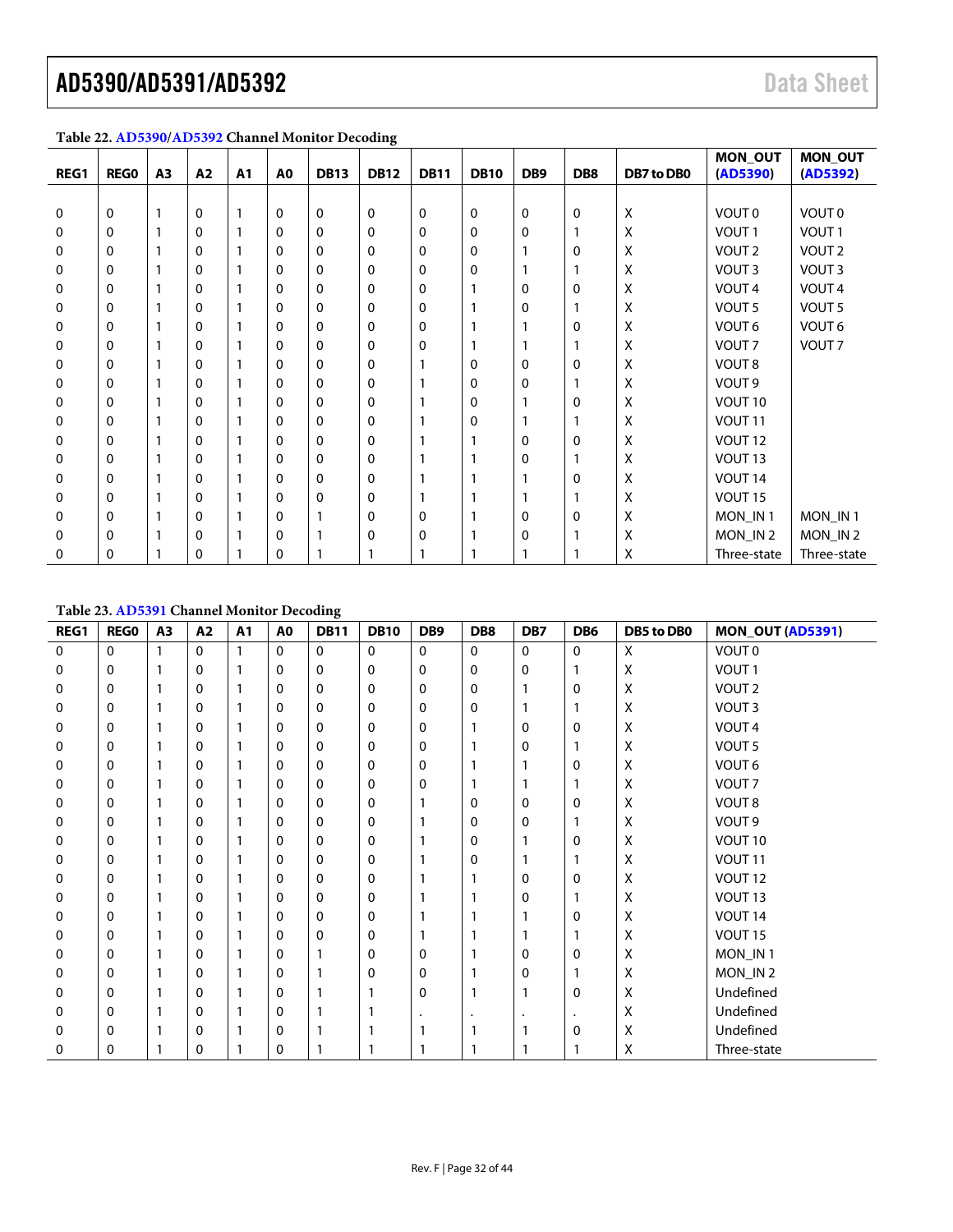**Table 22. AD5390/AD5392 Channel Monitor Decoding**

| REG1 | REG0 | A3 | A2 | A1 | A0 | DB13 | DB12 | DB11 | DB10 | DB9 | DB8 | DB7 to DB0 | MON_OUT (AD5390) | MON_OUT (AD5392) |
|---|---|---|---|---|---|---|---|---|---|---|---|---|---|---|
| 0 | 0 | 1 | 0 | 1 | 0 | 0 | 0 | 0 | 0 | 0 | 0 | X | VOUT 0 | VOUT 0 |
| 0 | 0 | 1 | 0 | 1 | 0 | 0 | 0 | 0 | 0 | 0 | 1 | X | VOUT 1 | VOUT 1 |
| 0 | 0 | 1 | 0 | 1 | 0 | 0 | 0 | 0 | 0 | 1 | 0 | X | VOUT 2 | VOUT 2 |
| 0 | 0 | 1 | 0 | 1 | 0 | 0 | 0 | 0 | 0 | 1 | 1 | X | VOUT 3 | VOUT 3 |
| 0 | 0 | 1 | 0 | 1 | 0 | 0 | 0 | 0 | 1 | 0 | 0 | X | VOUT 4 | VOUT 4 |
| 0 | 0 | 1 | 0 | 1 | 0 | 0 | 0 | 0 | 1 | 0 | 1 | X | VOUT 5 | VOUT 5 |
| 0 | 0 | 1 | 0 | 1 | 0 | 0 | 0 | 0 | 1 | 1 | 0 | X | VOUT 6 | VOUT 6 |
| 0 | 0 | 1 | 0 | 1 | 0 | 0 | 0 | 0 | 1 | 1 | 1 | X | VOUT 7 | VOUT 7 |
| 0 | 0 | 1 | 0 | 1 | 0 | 0 | 0 | 1 | 0 | 0 | 0 | X | VOUT 8 | |
| 0 | 0 | 1 | 0 | 1 | 0 | 0 | 0 | 1 | 0 | 0 | 1 | X | VOUT 9 | |
| 0 | 0 | 1 | 0 | 1 | 0 | 0 | 0 | 1 | 0 | 1 | 0 | X | VOUT 10 | |
| 0 | 0 | 1 | 0 | 1 | 0 | 0 | 0 | 1 | 0 | 1 | 1 | X | VOUT 11 | |
| 0 | 0 | 1 | 0 | 1 | 0 | 0 | 0 | 1 | 1 | 0 | 0 | X | VOUT 12 | |
| 0 | 0 | 1 | 0 | 1 | 0 | 0 | 0 | 1 | 1 | 0 | 1 | X | VOUT 13 | |
| 0 | 0 | 1 | 0 | 1 | 0 | 0 | 0 | 1 | 1 | 1 | 0 | X | VOUT 14 | |
| 0 | 0 | 1 | 0 | 1 | 0 | 0 | 0 | 1 | 1 | 1 | 1 | X | VOUT 15 | |
| 0 | 0 | 1 | 0 | 1 | 0 | 1 | 0 | 0 | 1 | 0 | 0 | X | MON_IN 1 | MON_IN 1 |
| 0 | 0 | 1 | 0 | 1 | 0 | 1 | 0 | 0 | 1 | 0 | 1 | X | MON_IN 2 | MON_IN 2 |
| 0 | 0 | 1 | 0 | 1 | 0 | 1 | 1 | 1 | 1 | 1 | 1 | X | Three-state | Three-state |

**Table 23. AD5391 Channel Monitor Decoding**

| REG1 | REG0 | A3 | A2 | A1 | A0 | DB11 | DB10 | DB9 | DB8 | DB7 | DB6 | DB5 to DB0 | MON_OUT (AD5391) |
|---|---|---|---|---|---|---|---|---|---|---|---|---|---|
| 0 | 0 | 1 | 0 | 1 | 0 | 0 | 0 | 0 | 0 | 0 | 0 | X | VOUT 0 |
| 0 | 0 | 1 | 0 | 1 | 0 | 0 | 0 | 0 | 0 | 0 | 1 | X | VOUT 1 |
| 0 | 0 | 1 | 0 | 1 | 0 | 0 | 0 | 0 | 0 | 1 | 0 | X | VOUT 2 |
| 0 | 0 | 1 | 0 | 1 | 0 | 0 | 0 | 0 | 0 | 1 | 1 | X | VOUT 3 |
| 0 | 0 | 1 | 0 | 1 | 0 | 0 | 0 | 0 | 1 | 0 | 0 | X | VOUT 4 |
| 0 | 0 | 1 | 0 | 1 | 0 | 0 | 0 | 0 | 1 | 0 | 1 | X | VOUT 5 |
| 0 | 0 | 1 | 0 | 1 | 0 | 0 | 0 | 0 | 1 | 1 | 0 | X | VOUT 6 |
| 0 | 0 | 1 | 0 | 1 | 0 | 0 | 0 | 0 | 1 | 1 | 1 | X | VOUT 7 |
| 0 | 0 | 1 | 0 | 1 | 0 | 0 | 0 | 1 | 0 | 0 | 0 | X | VOUT 8 |
| 0 | 0 | 1 | 0 | 1 | 0 | 0 | 0 | 1 | 0 | 0 | 1 | X | VOUT 9 |
| 0 | 0 | 1 | 0 | 1 | 0 | 0 | 0 | 1 | 0 | 1 | 0 | X | VOUT 10 |
| 0 | 0 | 1 | 0 | 1 | 0 | 0 | 0 | 1 | 0 | 1 | 1 | X | VOUT 11 |
| 0 | 0 | 1 | 0 | 1 | 0 | 0 | 0 | 1 | 1 | 0 | 0 | X | VOUT 12 |
| 0 | 0 | 1 | 0 | 1 | 0 | 0 | 0 | 1 | 1 | 0 | 1 | X | VOUT 13 |
| 0 | 0 | 1 | 0 | 1 | 0 | 0 | 0 | 1 | 1 | 1 | 0 | X | VOUT 14 |
| 0 | 0 | 1 | 0 | 1 | 0 | 0 | 0 | 1 | 1 | 1 | 1 | X | VOUT 15 |
| 0 | 0 | 1 | 0 | 1 | 0 | 1 | 0 | 0 | 1 | 0 | 0 | X | MON_IN 1 |
| 0 | 0 | 1 | 0 | 1 | 0 | 1 | 0 | 0 | 1 | 0 | 1 | X | MON_IN 2 |
| 0 | 0 | 1 | 0 | 1 | 0 | 1 | 1 | 0 | 1 | 1 | 0 | X | Undefined |
| 0 | 0 | 1 | 0 | 1 | 0 | 1 | 1 | . | . | . | . | X | Undefined |
| 0 | 0 | 1 | 0 | 1 | 0 | 1 | 1 | 1 | 1 | 1 | 0 | X | Undefined |
| 0 | 0 | 1 | 0 | 1 | 0 | 1 | 1 | 1 | 1 | 1 | 1 | X | Three-state |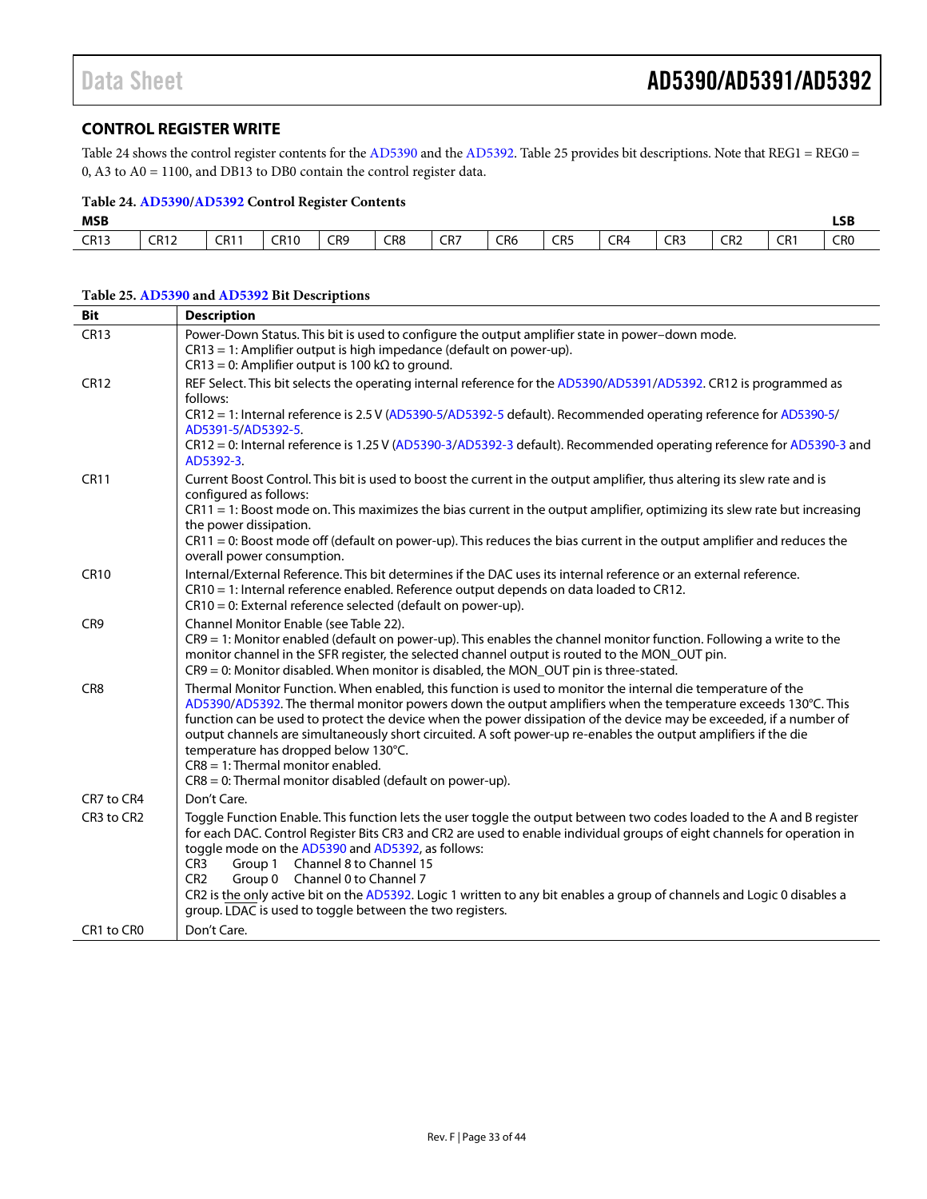## CONTROL REGISTER WRITE

Table 24 shows the control register contents for the AD5390 and the AD5392. Table 25 provides bit descriptions. Note that REG1 = REG0 = 0, A3 to A0 = 1100, and DB13 to DB0 contain the control register data.

**Table 24. AD5390/AD5392 Control Register Contents**

| MSB | | | | | | | | | | | | | LSB |
|---|---|---|---|---|---|---|---|---|---|---|---|---|---|
| CR13 | CR12 | CR11 | CR10 | CR9 | CR8 | CR7 | CR6 | CR5 | CR4 | CR3 | CR2 | CR1 | CR0 |

**Table 25. AD5390 and AD5392 Bit Descriptions**

| Bit | Description |
|---|---|
| CR13 | Power-Down Status. This bit is used to configure the output amplifier state in power–down mode.<br>CR13 = 1: Amplifier output is high impedance (default on power-up).<br>CR13 = 0: Amplifier output is 100 kΩ to ground. |
| CR12 | REF Select. This bit selects the operating internal reference for the AD5390/AD5391/AD5392. CR12 is programmed as follows:<br>CR12 = 1: Internal reference is 2.5 V (AD5390-5/AD5392-5 default). Recommended operating reference for AD5390-5/AD5391-5/AD5392-5.<br>CR12 = 0: Internal reference is 1.25 V (AD5390-3/AD5392-3 default). Recommended operating reference for AD5390-3 and AD5392-3. |
| CR11 | Current Boost Control. This bit is used to boost the current in the output amplifier, thus altering its slew rate and is configured as follows:<br>CR11 = 1: Boost mode on. This maximizes the bias current in the output amplifier, optimizing its slew rate but increasing the power dissipation.<br>CR11 = 0: Boost mode off (default on power-up). This reduces the bias current in the output amplifier and reduces the overall power consumption. |
| CR10 | Internal/External Reference. This bit determines if the DAC uses its internal reference or an external reference.<br>CR10 = 1: Internal reference enabled. Reference output depends on data loaded to CR12.<br>CR10 = 0: External reference selected (default on power-up). |
| CR9 | Channel Monitor Enable (see Table 22).<br>CR9 = 1: Monitor enabled (default on power-up). This enables the channel monitor function. Following a write to the monitor channel in the SFR register, the selected channel output is routed to the MON_OUT pin.<br>CR9 = 0: Monitor disabled. When monitor is disabled, the MON_OUT pin is three-stated. |
| CR8 | Thermal Monitor Function. When enabled, this function is used to monitor the internal die temperature of the AD5390/AD5392. The thermal monitor powers down the output amplifiers when the temperature exceeds 130°C. This function can be used to protect the device when the power dissipation of the device may be exceeded, if a number of output channels are simultaneously short circuited. A soft power-up re-enables the output amplifiers if the die temperature has dropped below 130°C.<br>CR8 = 1: Thermal monitor enabled.<br>CR8 = 0: Thermal monitor disabled (default on power-up). |
| CR7 to CR4 | Don't Care. |
| CR3 to CR2 | Toggle Function Enable. This function lets the user toggle the output between two codes loaded to the A and B register for each DAC. Control Register Bits CR3 and CR2 are used to enable individual groups of eight channels for operation in toggle mode on the AD5390 and AD5392, as follows:<br>CR3 Group 1 Channel 8 to Channel 15<br>CR2 Group 0 Channel 0 to Channel 7<br>CR2 is the only active bit on the AD5392. Logic 1 written to any bit enables a group of channels and Logic 0 disables a group. LDAC is used to toggle between the two registers. |
| CR1 to CR0 | Don't Care. |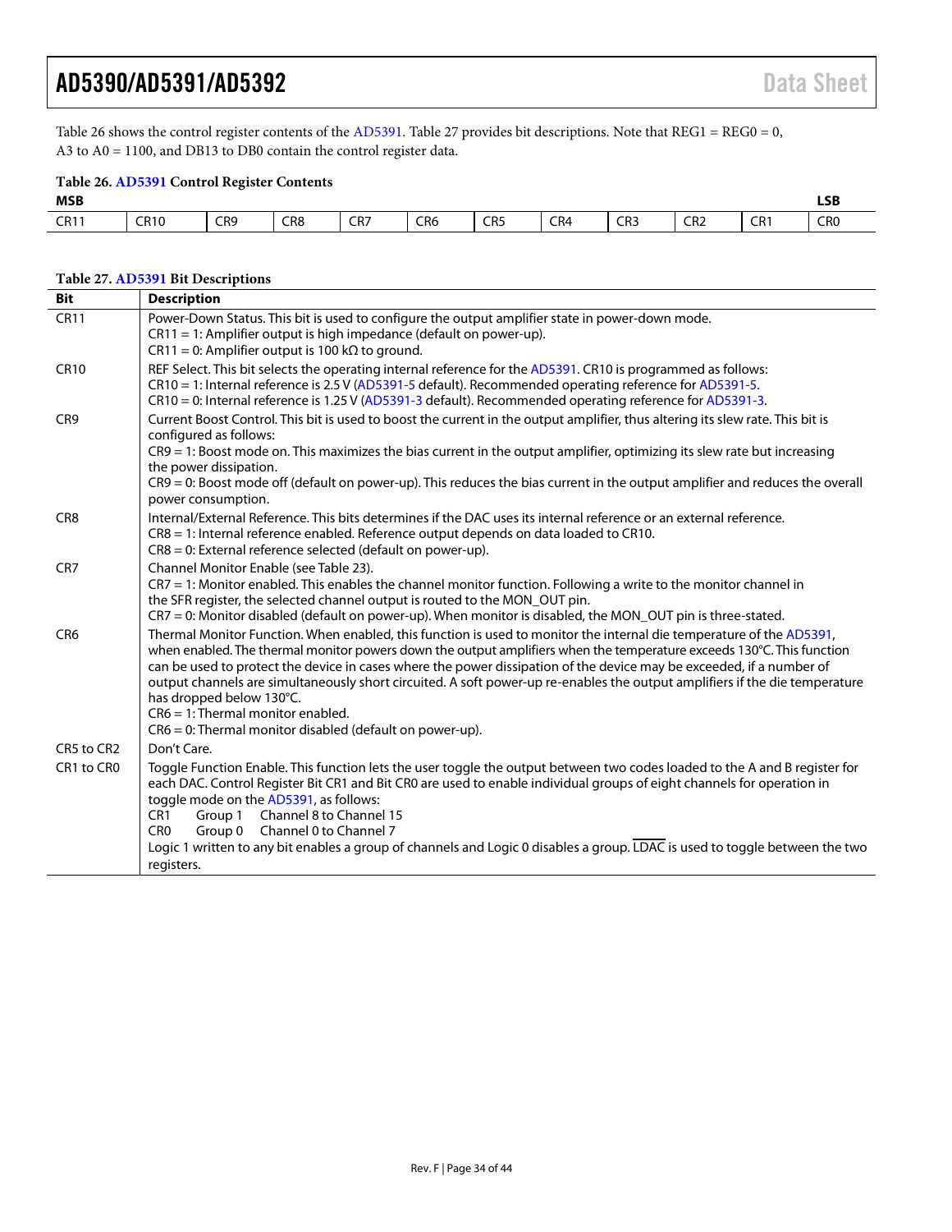Table 26 shows the control register contents of the AD5391. Table 27 provides bit descriptions. Note that REG1 = REG0 = 0, A3 to A0 = 1100, and DB13 to DB0 contain the control register data.

**Table 26. AD5391 Control Register Contents**

| MSB | | | | | | | | | | | LSB |
|---|---|---|---|---|---|---|---|---|---|---|---|
| CR11 | CR10 | CR9 | CR8 | CR7 | CR6 | CR5 | CR4 | CR3 | CR2 | CR1 | CR0 |

**Table 27. AD5391 Bit Descriptions**

| Bit | Description |
|---|---|
| CR11 | Power-Down Status. This bit is used to configure the output amplifier state in power-down mode.<br>CR11 = 1: Amplifier output is high impedance (default on power-up).<br>CR11 = 0: Amplifier output is 100 kΩ to ground. |
| CR10 | REF Select. This bit selects the operating internal reference for the AD5391. CR10 is programmed as follows:<br>CR10 = 1: Internal reference is 2.5 V (AD5391-5 default). Recommended operating reference for AD5391-5.<br>CR10 = 0: Internal reference is 1.25 V (AD5391-3 default). Recommended operating reference for AD5391-3. |
| CR9 | Current Boost Control. This bit is used to boost the current in the output amplifier, thus altering its slew rate. This bit is configured as follows:<br>CR9 = 1: Boost mode on. This maximizes the bias current in the output amplifier, optimizing its slew rate but increasing the power dissipation.<br>CR9 = 0: Boost mode off (default on power-up). This reduces the bias current in the output amplifier and reduces the overall power consumption. |
| CR8 | Internal/External Reference. This bits determines if the DAC uses its internal reference or an external reference.<br>CR8 = 1: Internal reference enabled. Reference output depends on data loaded to CR10.<br>CR8 = 0: External reference selected (default on power-up). |
| CR7 | Channel Monitor Enable (see Table 23).<br>CR7 = 1: Monitor enabled. This enables the channel monitor function. Following a write to the monitor channel in the SFR register, the selected channel output is routed to the MON_OUT pin.<br>CR7 = 0: Monitor disabled (default on power-up). When monitor is disabled, the MON_OUT pin is three-stated. |
| CR6 | Thermal Monitor Function. When enabled, this function is used to monitor the internal die temperature of the AD5391, when enabled. The thermal monitor powers down the output amplifiers when the temperature exceeds 130°C. This function can be used to protect the device in cases where the power dissipation of the device may be exceeded, if a number of output channels are simultaneously short circuited. A soft power-up re-enables the output amplifiers if the die temperature has dropped below 130°C.<br>CR6 = 1: Thermal monitor enabled.<br>CR6 = 0: Thermal monitor disabled (default on power-up). |
| CR5 to CR2 | Don't Care. |
| CR1 to CR0 | Toggle Function Enable. This function lets the user toggle the output between two codes loaded to the A and B register for each DAC. Control Register Bit CR1 and Bit CR0 are used to enable individual groups of eight channels for operation in toggle mode on the AD5391, as follows:<br>CR1 Group 1 Channel 8 to Channel 15<br>CR0 Group 0 Channel 0 to Channel 7<br>Logic 1 written to any bit enables a group of channels and Logic 0 disables a group. $\overline{\text{LDAC}}$ is used to toggle between the two registers. |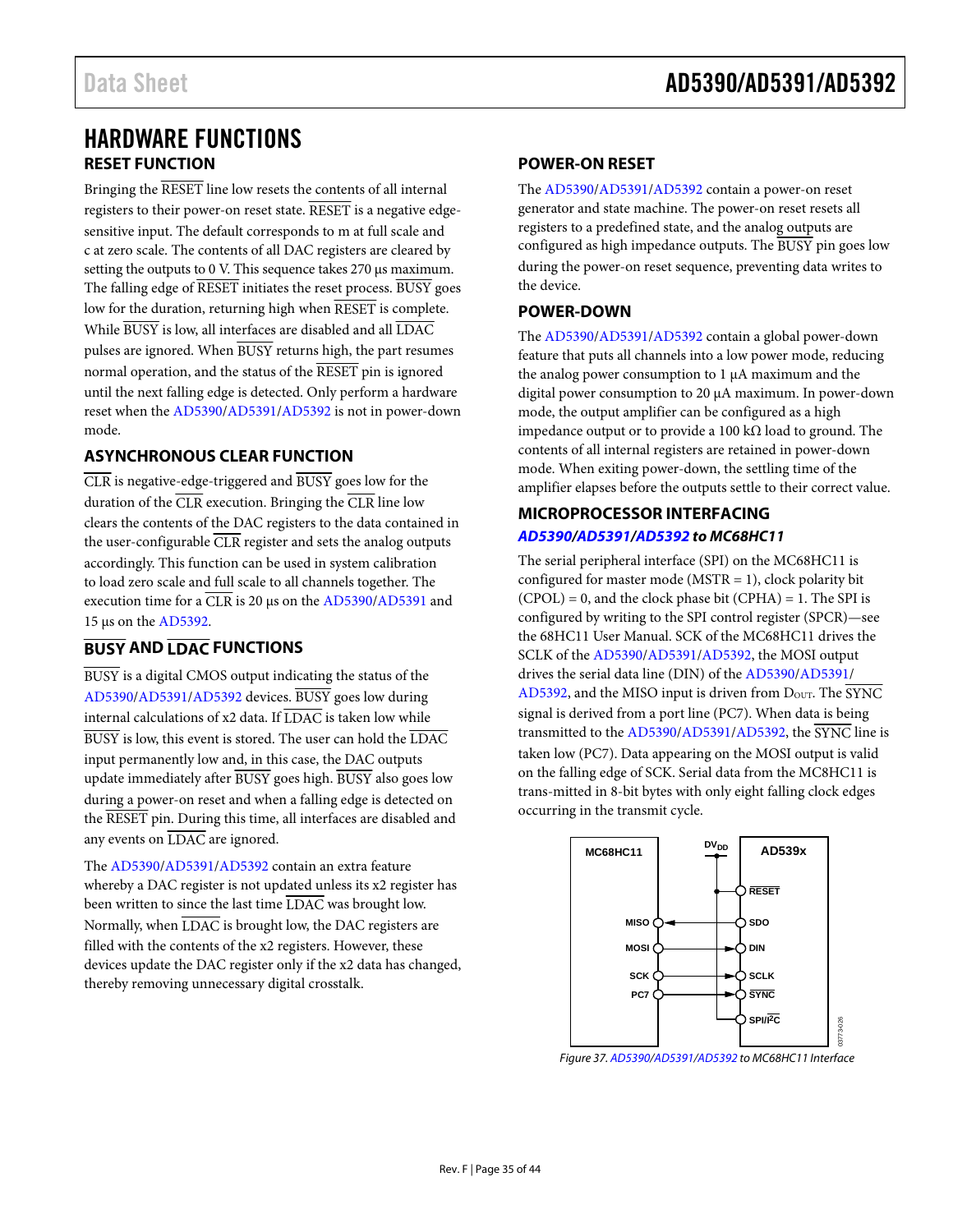# HARDWARE FUNCTIONS

## RESET FUNCTION

Bringing the RESET line low resets the contents of all internal registers to their power-on reset state. RESET is a negative edge-sensitive input. The default corresponds to m at full scale and c at zero scale. The contents of all DAC registers are cleared by setting the outputs to 0 V. This sequence takes 270 µs maximum. The falling edge of RESET initiates the reset process. BUSY goes low for the duration, returning high when RESET is complete. While BUSY is low, all interfaces are disabled and all LDAC pulses are ignored. When BUSY returns high, the part resumes normal operation, and the status of the RESET pin is ignored until the next falling edge is detected. Only perform a hardware reset when the AD5390/AD5391/AD5392 is not in power-down mode.

## ASYNCHRONOUS CLEAR FUNCTION

CLR is negative-edge-triggered and BUSY goes low for the duration of the CLR execution. Bringing the CLR line low clears the contents of the DAC registers to the data contained in the user-configurable CLR register and sets the analog outputs accordingly. This function can be used in system calibration to load zero scale and full scale to all channels together. The execution time for a CLR is 20 µs on the AD5390/AD5391 and 15 µs on the AD5392.

## BUSY AND LDAC FUNCTIONS

BUSY is a digital CMOS output indicating the status of the AD5390/AD5391/AD5392 devices. BUSY goes low during internal calculations of x2 data. If LDAC is taken low while BUSY is low, this event is stored. The user can hold the LDAC input permanently low and, in this case, the DAC outputs update immediately after BUSY goes high. BUSY also goes low during a power-on reset and when a falling edge is detected on the RESET pin. During this time, all interfaces are disabled and any events on LDAC are ignored.

The AD5390/AD5391/AD5392 contain an extra feature whereby a DAC register is not updated unless its x2 register has been written to since the last time LDAC was brought low. Normally, when LDAC is brought low, the DAC registers are filled with the contents of the x2 registers. However, these devices update the DAC register only if the x2 data has changed, thereby removing unnecessary digital crosstalk.

## POWER-ON RESET

The AD5390/AD5391/AD5392 contain a power-on reset generator and state machine. The power-on reset resets all registers to a predefined state, and the analog outputs are configured as high impedance outputs. The BUSY pin goes low during the power-on reset sequence, preventing data writes to the device.

## POWER-DOWN

The AD5390/AD5391/AD5392 contain a global power-down feature that puts all channels into a low power mode, reducing the analog power consumption to 1 µA maximum and the digital power consumption to 20 µA maximum. In power-down mode, the output amplifier can be configured as a high impedance output or to provide a 100 kΩ load to ground. The contents of all internal registers are retained in power-down mode. When exiting power-down, the settling time of the amplifier elapses before the outputs settle to their correct value.

## MICROPROCESSOR INTERFACING

### *AD5390/AD5391/AD5392 to MC68HC11*

The serial peripheral interface (SPI) on the MC68HC11 is configured for master mode (MSTR = 1), clock polarity bit (CPOL) = 0, and the clock phase bit (CPHA) = 1. The SPI is configured by writing to the SPI control register (SPCR)—see the 68HC11 User Manual. SCK of the MC68HC11 drives the SCLK of the AD5390/AD5391/AD5392, the MOSI output drives the serial data line (DIN) of the AD5390/AD5391/AD5392, and the MISO input is driven from $D_{OUT}$. The SYNC signal is derived from a port line (PC7). When data is being transmitted to the AD5390/AD5391/AD5392, the SYNC line is taken low (PC7). Data appearing on the MOSI output is valid on the falling edge of SCK. Serial data from the MC8HC11 is trans-mitted in 8-bit bytes with only eight falling clock edges occurring in the transmit cycle.

*Figure 37. AD5390/AD5391/AD5392 to MC68HC11 Interface*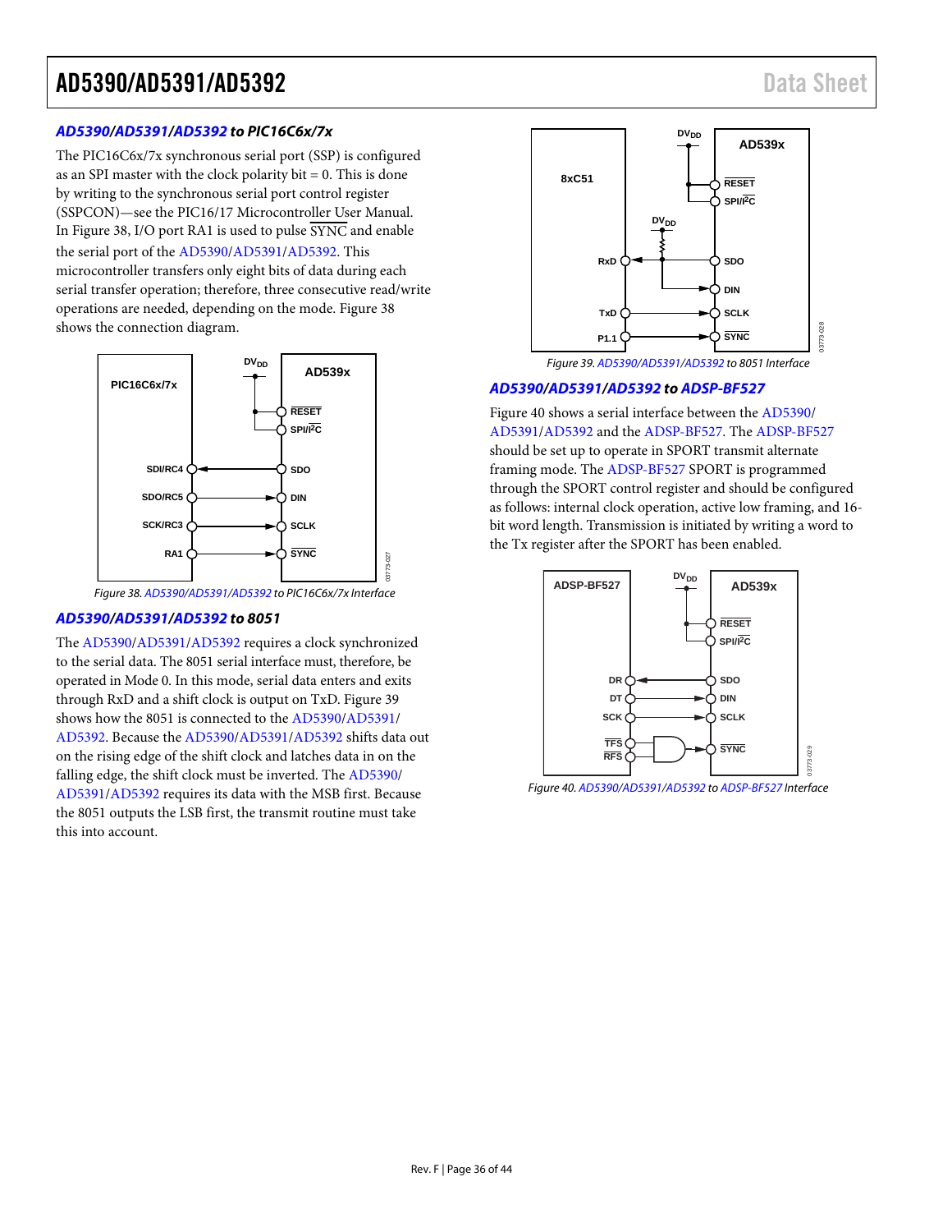### AD5390/AD5391/AD5392 to PIC16C6x/7x

The PIC16C6x/7x synchronous serial port (SSP) is configured as an SPI master with the clock polarity bit = 0. This is done by writing to the synchronous serial port control register (SSPCON)—see the PIC16/17 Microcontroller User Manual. In Figure 38, I/O port RA1 is used to pulse SYNC and enable the serial port of the AD5390/AD5391/AD5392. This microcontroller transfers only eight bits of data during each serial transfer operation; therefore, three consecutive read/write operations are needed, depending on the mode. Figure 38 shows the connection diagram.

*Figure 38. AD5390/AD5391/AD5392 to PIC16C6x/7x Interface*

### AD5390/AD5391/AD5392 to 8051

The AD5390/AD5391/AD5392 requires a clock synchronized to the serial data. The 8051 serial interface must, therefore, be operated in Mode 0. In this mode, serial data enters and exits through RxD and a shift clock is output on TxD. Figure 39 shows how the 8051 is connected to the AD5390/AD5391/AD5392. Because the AD5390/AD5391/AD5392 shifts data out on the rising edge of the shift clock and latches data in on the falling edge, the shift clock must be inverted. The AD5390/AD5391/AD5392 requires its data with the MSB first. Because the 8051 outputs the LSB first, the transmit routine must take this into account.

*Figure 39. AD5390/AD5391/AD5392 to 8051 Interface*

### AD5390/AD5391/AD5392 to ADSP-BF527

Figure 40 shows a serial interface between the AD5390/AD5391/AD5392 and the ADSP-BF527. The ADSP-BF527 should be set up to operate in SPORT transmit alternate framing mode. The ADSP-BF527 SPORT is programmed through the SPORT control register and should be configured as follows: internal clock operation, active low framing, and 16-bit word length. Transmission is initiated by writing a word to the Tx register after the SPORT has been enabled.

*Figure 40. AD5390/AD5391/AD5392 to ADSP-BF527 Interface*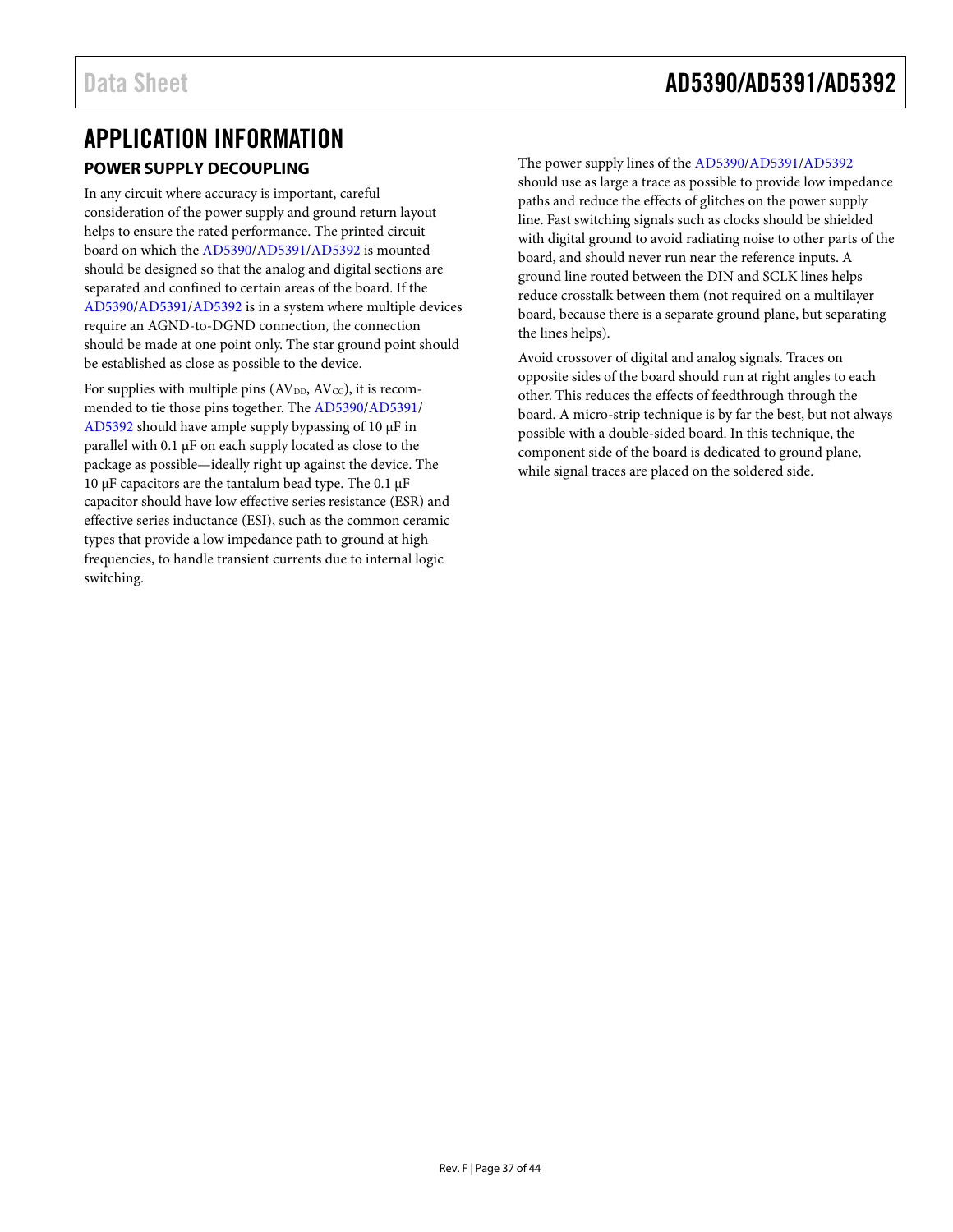# APPLICATION INFORMATION

## POWER SUPPLY DECOUPLING

In any circuit where accuracy is important, careful consideration of the power supply and ground return layout helps to ensure the rated performance. The printed circuit board on which the AD5390/AD5391/AD5392 is mounted should be designed so that the analog and digital sections are separated and confined to certain areas of the board. If the AD5390/AD5391/AD5392 is in a system where multiple devices require an AGND-to-DGND connection, the connection should be made at one point only. The star ground point should be established as close as possible to the device.

For supplies with multiple pins ($AV_{DD}$, $AV_{CC}$), it is recommended to tie those pins together. The AD5390/AD5391/AD5392 should have ample supply bypassing of 10 μF in parallel with 0.1 μF on each supply located as close to the package as possible—ideally right up against the device. The 10 μF capacitors are the tantalum bead type. The 0.1 μF capacitor should have low effective series resistance (ESR) and effective series inductance (ESI), such as the common ceramic types that provide a low impedance path to ground at high frequencies, to handle transient currents due to internal logic switching.

The power supply lines of the AD5390/AD5391/AD5392 should use as large a trace as possible to provide low impedance paths and reduce the effects of glitches on the power supply line. Fast switching signals such as clocks should be shielded with digital ground to avoid radiating noise to other parts of the board, and should never run near the reference inputs. A ground line routed between the DIN and SCLK lines helps reduce crosstalk between them (not required on a multilayer board, because there is a separate ground plane, but separating the lines helps).

Avoid crossover of digital and analog signals. Traces on opposite sides of the board should run at right angles to each other. This reduces the effects of feedthrough through the board. A micro-strip technique is by far the best, but not always possible with a double-sided board. In this technique, the component side of the board is dedicated to ground plane, while signal traces are placed on the soldered side.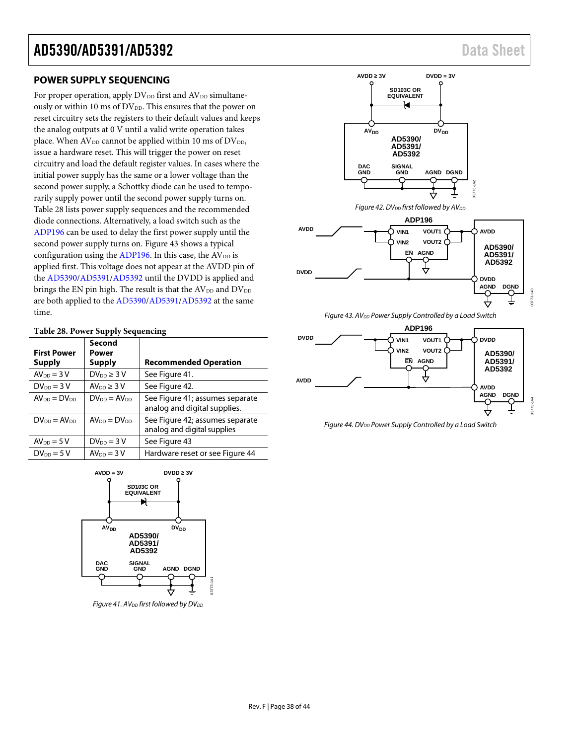## POWER SUPPLY SEQUENCING

For proper operation, apply $DV_{DD}$ first and $AV_{DD}$ simultaneously or within 10 ms of $DV_{DD}$. This ensures that the power on reset circuitry sets the registers to their default values and keeps the analog outputs at 0 V until a valid write operation takes place. When $AV_{DD}$ cannot be applied within 10 ms of $DV_{DD}$, issue a hardware reset. This will trigger the power on reset circuitry and load the default register values. In cases where the initial power supply has the same or a lower voltage than the second power supply, a Schottky diode can be used to temporarily supply power until the second power supply turns on. Table 28 lists power supply sequences and the recommended diode connections. Alternatively, a load switch such as the ADP196 can be used to delay the first power supply until the second power supply turns on. Figure 43 shows a typical configuration using the ADP196. In this case, the $AV_{DD}$ is applied first. This voltage does not appear at the AVDD pin of the AD5390/AD5391/AD5392 until the DVDD is applied and brings the EN pin high. The result is that the $AV_{DD}$ and $DV_{DD}$ are both applied to the AD5390/AD5391/AD5392 at the same time.

**Table 28. Power Supply Sequencing**

| First Power Supply | Second Power Supply | Recommended Operation |
|---|---|---|
| $AV_{DD}$ = 3 V | $DV_{DD}$ ≥ 3 V | See Figure 41. |
| $DV_{DD}$ = 3 V | $AV_{DD}$ ≥ 3 V | See Figure 42. |
| $AV_{DD}$ = $DV_{DD}$ | $DV_{DD}$ = $AV_{DD}$ | See Figure 41; assumes separate analog and digital supplies. |
| $DV_{DD}$ = $AV_{DD}$ | $AV_{DD}$ = $DV_{DD}$ | See Figure 42; assumes separate analog and digital supplies |
| $AV_{DD}$ = 5 V | $DV_{DD}$ = 3 V | See Figure 43 |
| $DV_{DD}$ = 5 V | $AV_{DD}$ = 3 V | Hardware reset or see Figure 44 |

*Figure 41. $AV_{DD}$ first followed by $DV_{DD}$*

*Figure 42. $DV_{DD}$ first followed by $AV_{DD}$*

*Figure 43. $AV_{DD}$ Power Supply Controlled by a Load Switch*

*Figure 44. $DV_{DD}$ Power Supply Controlled by a Load Switch*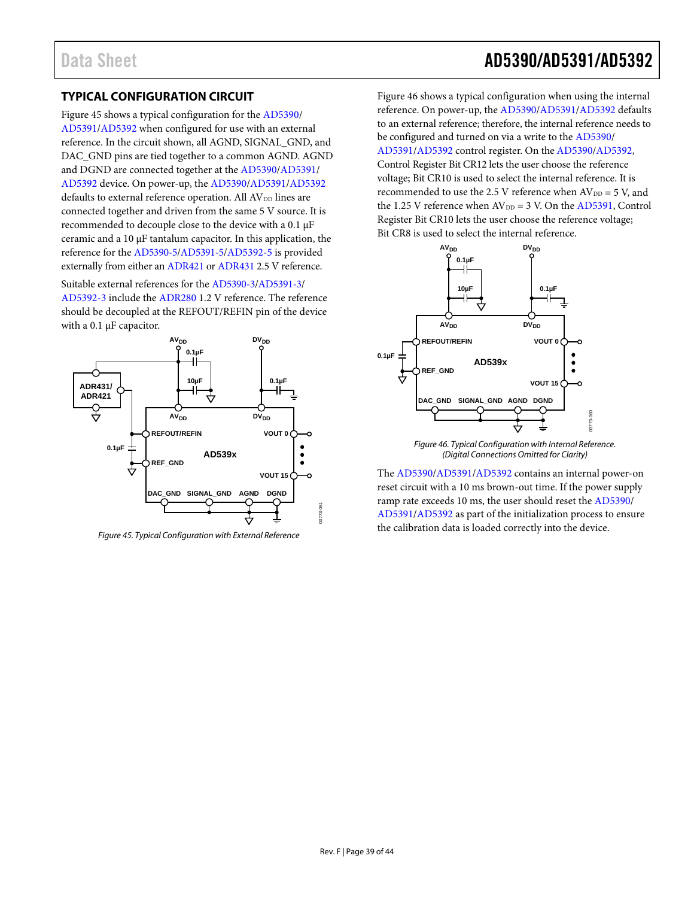## TYPICAL CONFIGURATION CIRCUIT

Figure 45 shows a typical configuration for the AD5390/AD5391/AD5392 when configured for use with an external reference. In the circuit shown, all AGND, SIGNAL_GND, and DAC_GND pins are tied together to a common AGND. AGND and DGND are connected together at the AD5390/AD5391/AD5392 device. On power-up, the AD5390/AD5391/AD5392 defaults to external reference operation. All $AV_{DD}$ lines are connected together and driven from the same 5 V source. It is recommended to decouple close to the device with a 0.1 µF ceramic and a 10 µF tantalum capacitor. In this application, the reference for the AD5390-5/AD5391-5/AD5392-5 is provided externally from either an ADR421 or ADR431 2.5 V reference.

Suitable external references for the AD5390-3/AD5391-3/AD5392-3 include the ADR280 1.2 V reference. The reference should be decoupled at the REFOUT/REFIN pin of the device with a 0.1 µF capacitor.

*Figure 45. Typical Configuration with External Reference*

Figure 46 shows a typical configuration when using the internal reference. On power-up, the AD5390/AD5391/AD5392 defaults to an external reference; therefore, the internal reference needs to be configured and turned on via a write to the AD5390/AD5391/AD5392 control register. On the AD5390/AD5392, Control Register Bit CR12 lets the user choose the reference voltage; Bit CR10 is used to select the internal reference. It is recommended to use the 2.5 V reference when $AV_{DD}$ = 5 V, and the 1.25 V reference when $AV_{DD}$ = 3 V. On the AD5391, Control Register Bit CR10 lets the user choose the reference voltage; Bit CR8 is used to select the internal reference.

*Figure 46. Typical Configuration with Internal Reference. (Digital Connections Omitted for Clarity)*

The AD5390/AD5391/AD5392 contains an internal power-on reset circuit with a 10 ms brown-out time. If the power supply ramp rate exceeds 10 ms, the user should reset the AD5390/AD5391/AD5392 as part of the initialization process to ensure the calibration data is loaded correctly into the device.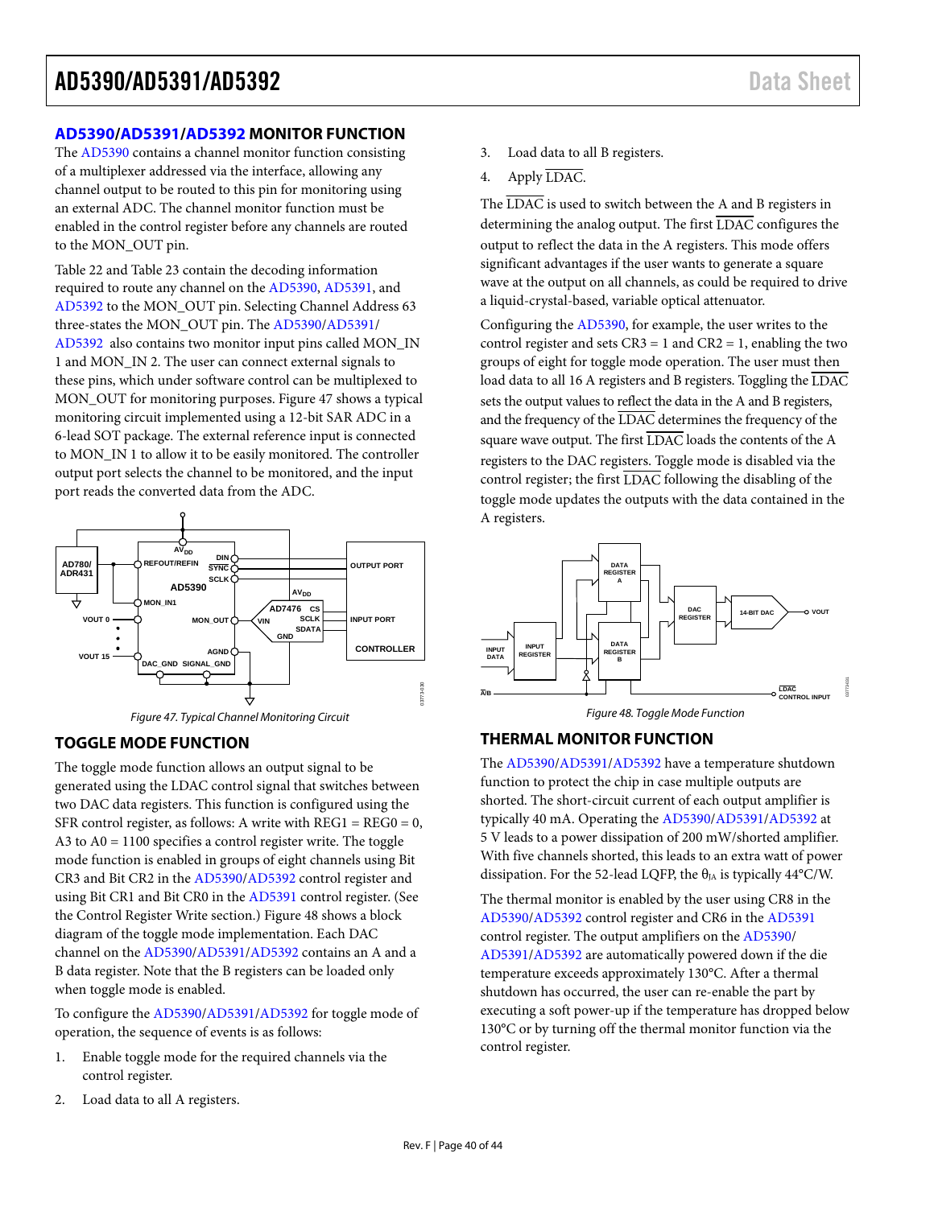## AD5390/AD5391/AD5392 MONITOR FUNCTION

The AD5390 contains a channel monitor function consisting of a multiplexer addressed via the interface, allowing any channel output to be routed to this pin for monitoring using an external ADC. The channel monitor function must be enabled in the control register before any channels are routed to the MON_OUT pin.

Table 22 and Table 23 contain the decoding information required to route any channel on the AD5390, AD5391, and AD5392 to the MON_OUT pin. Selecting Channel Address 63 three-states the MON_OUT pin. The AD5390/AD5391/AD5392 also contains two monitor input pins called MON_IN 1 and MON_IN 2. The user can connect external signals to these pins, which under software control can be multiplexed to MON_OUT for monitoring purposes. Figure 47 shows a typical monitoring circuit implemented using a 12-bit SAR ADC in a 6-lead SOT package. The external reference input is connected to MON_IN 1 to allow it to be easily monitored. The controller output port selects the channel to be monitored, and the input port reads the converted data from the ADC.

*Figure 47. Typical Channel Monitoring Circuit*

## TOGGLE MODE FUNCTION

The toggle mode function allows an output signal to be generated using the LDAC control signal that switches between two DAC data registers. This function is configured using the SFR control register, as follows: A write with REG1 = REG0 = 0, A3 to A0 = 1100 specifies a control register write. The toggle mode function is enabled in groups of eight channels using Bit CR3 and Bit CR2 in the AD5390/AD5392 control register and using Bit CR1 and Bit CR0 in the AD5391 control register. (See the Control Register Write section.) Figure 48 shows a block diagram of the toggle mode implementation. Each DAC channel on the AD5390/AD5391/AD5392 contains an A and a B data register. Note that the B registers can be loaded only when toggle mode is enabled.

To configure the AD5390/AD5391/AD5392 for toggle mode of operation, the sequence of events is as follows:

1. Enable toggle mode for the required channels via the control register.
2. Load data to all A registers.
3. Load data to all B registers.
4. Apply $\overline{LDAC}$.

The $\overline{LDAC}$ is used to switch between the A and B registers in determining the analog output. The first $\overline{LDAC}$ configures the output to reflect the data in the A registers. This mode offers significant advantages if the user wants to generate a square wave at the output on all channels, as could be required to drive a liquid-crystal-based, variable optical attenuator.

Configuring the AD5390, for example, the user writes to the control register and sets CR3 = 1 and CR2 = 1, enabling the two groups of eight for toggle mode operation. The user must then load data to all 16 A registers and B registers. Toggling the $\overline{LDAC}$ sets the output values to reflect the data in the A and B registers, and the frequency of the $\overline{LDAC}$ determines the frequency of the square wave output. The first $\overline{LDAC}$ loads the contents of the A registers to the DAC registers. Toggle mode is disabled via the control register; the first $\overline{LDAC}$ following the disabling of the toggle mode updates the outputs with the data contained in the A registers.

*Figure 48. Toggle Mode Function*

## THERMAL MONITOR FUNCTION

The AD5390/AD5391/AD5392 have a temperature shutdown function to protect the chip in case multiple outputs are shorted. The short-circuit current of each output amplifier is typically 40 mA. Operating the AD5390/AD5391/AD5392 at 5 V leads to a power dissipation of 200 mW/shorted amplifier. With five channels shorted, this leads to an extra watt of power dissipation. For the 52-lead LQFP, the $\theta_{JA}$ is typically 44°C/W.

The thermal monitor is enabled by the user using CR8 in the AD5390/AD5392 control register and CR6 in the AD5391 control register. The output amplifiers on the AD5390/AD5391/AD5392 are automatically powered down if the die temperature exceeds approximately 130°C. After a thermal shutdown has occurred, the user can re-enable the part by executing a soft power-up if the temperature has dropped below 130°C or by turning off the thermal monitor function via the control register.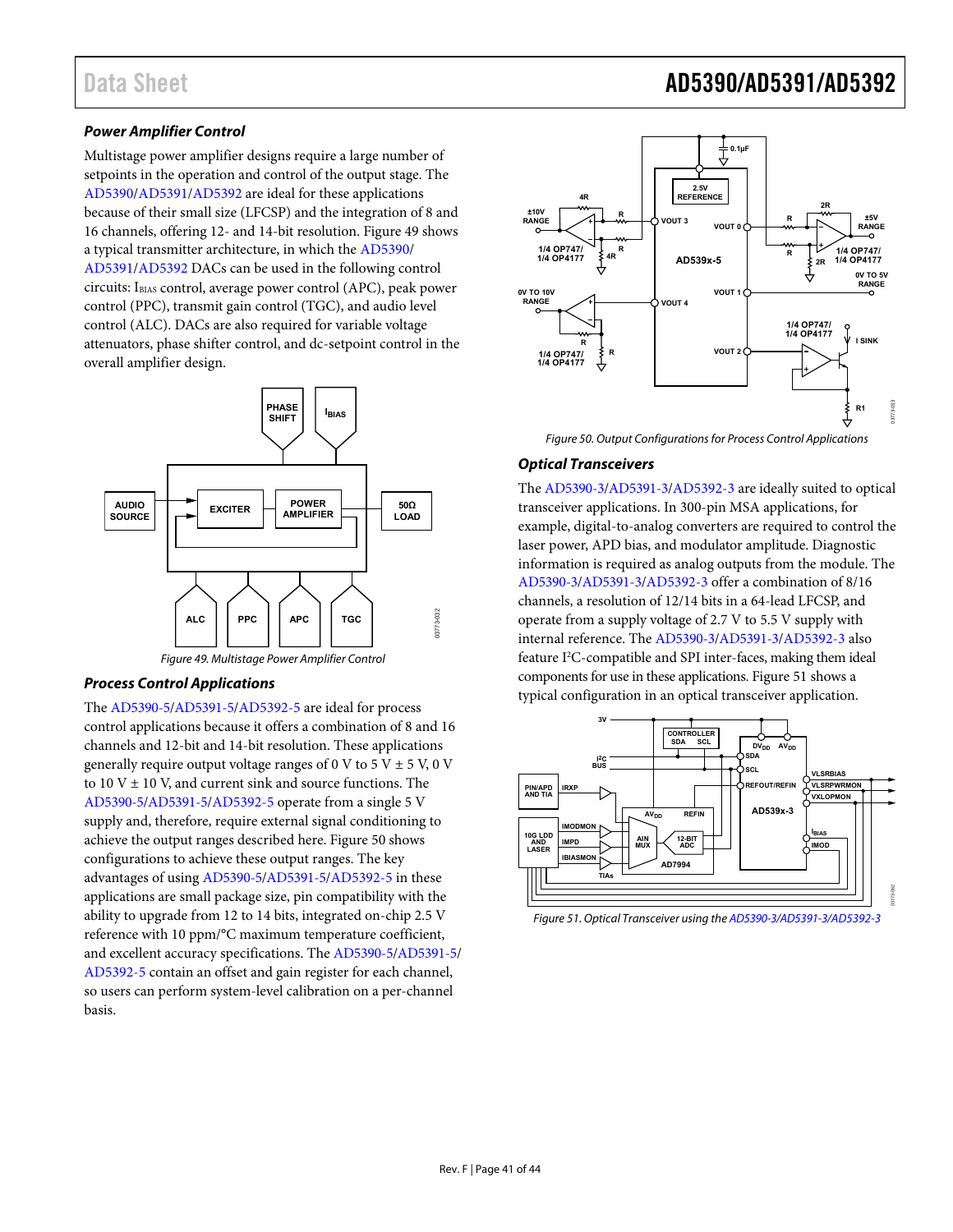### Power Amplifier Control

Multistage power amplifier designs require a large number of setpoints in the operation and control of the output stage. The AD5390/AD5391/AD5392 are ideal for these applications because of their small size (LFCSP) and the integration of 8 and 16 channels, offering 12- and 14-bit resolution. Figure 49 shows a typical transmitter architecture, in which the AD5390/AD5391/AD5392 DACs can be used in the following control circuits: $I_{BIAS}$ control, average power control (APC), peak power control (PPC), transmit gain control (TGC), and audio level control (ALC). DACs are also required for variable voltage attenuators, phase shifter control, and dc-setpoint control in the overall amplifier design.

Figure 49. Multistage Power Amplifier Control

### Process Control Applications

The AD5390-5/AD5391-5/AD5392-5 are ideal for process control applications because it offers a combination of 8 and 16 channels and 12-bit and 14-bit resolution. These applications generally require output voltage ranges of 0 V to 5 V ± 5 V, 0 V to 10 V ± 10 V, and current sink and source functions. The AD5390-5/AD5391-5/AD5392-5 operate from a single 5 V supply and, therefore, require external signal conditioning to achieve the output ranges described here. Figure 50 shows configurations to achieve these output ranges. The key advantages of using AD5390-5/AD5391-5/AD5392-5 in these applications are small package size, pin compatibility with the ability to upgrade from 12 to 14 bits, integrated on-chip 2.5 V reference with 10 ppm/°C maximum temperature coefficient, and excellent accuracy specifications. The AD5390-5/AD5391-5/AD5392-5 contain an offset and gain register for each channel, so users can perform system-level calibration on a per-channel basis.

Figure 50. Output Configurations for Process Control Applications

### Optical Transceivers

The AD5390-3/AD5391-3/AD5392-3 are ideally suited to optical transceiver applications. In 300-pin MSA applications, for example, digital-to-analog converters are required to control the laser power, APD bias, and modulator amplitude. Diagnostic information is required as analog outputs from the module. The AD5390-3/AD5391-3/AD5392-3 offer a combination of 8/16 channels, a resolution of 12/14 bits in a 64-lead LFCSP, and operate from a supply voltage of 2.7 V to 5.5 V supply with internal reference. The AD5390-3/AD5391-3/AD5392-3 also feature I²C-compatible and SPI inter-faces, making them ideal components for use in these applications. Figure 51 shows a typical configuration in an optical transceiver application.

Figure 51. Optical Transceiver using the AD5390-3/AD5391-3/AD5392-3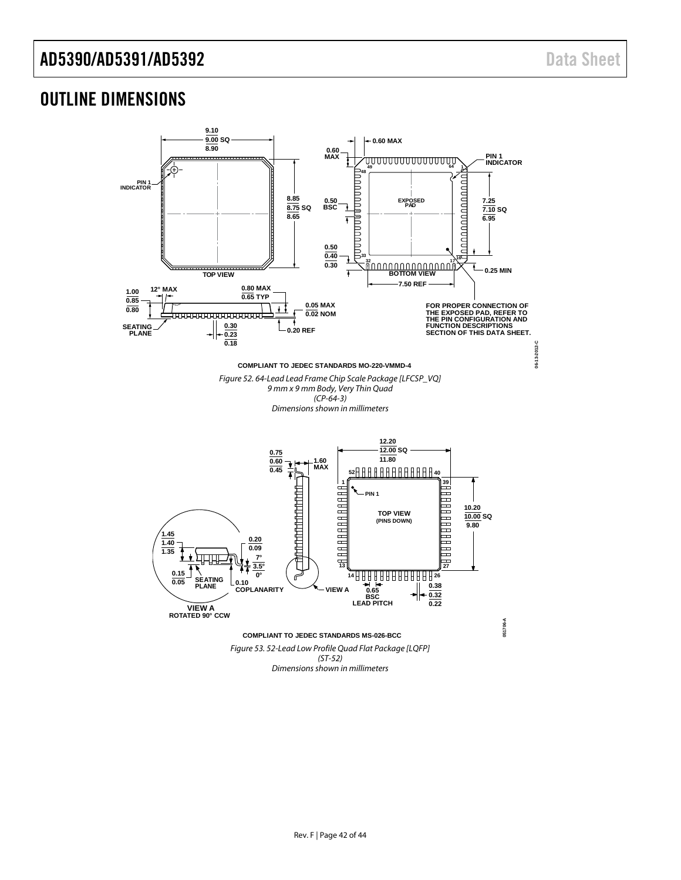## OUTLINE DIMENSIONS

COMPLIANT TO JEDEC STANDARDS MO-220-VMMD-4

*Figure 52. 64-Lead Lead Frame Chip Scale Package [LFCSP_VQ]*
*9 mm x 9 mm Body, Very Thin Quad*
*(CP-64-3)*
*Dimensions shown in millimeters*

COMPLIANT TO JEDEC STANDARDS MS-026-BCC

*Figure 53. 52-Lead Low Profile Quad Flat Package [LQFP]*
*(ST-52)*
*Dimensions shown in millimeters*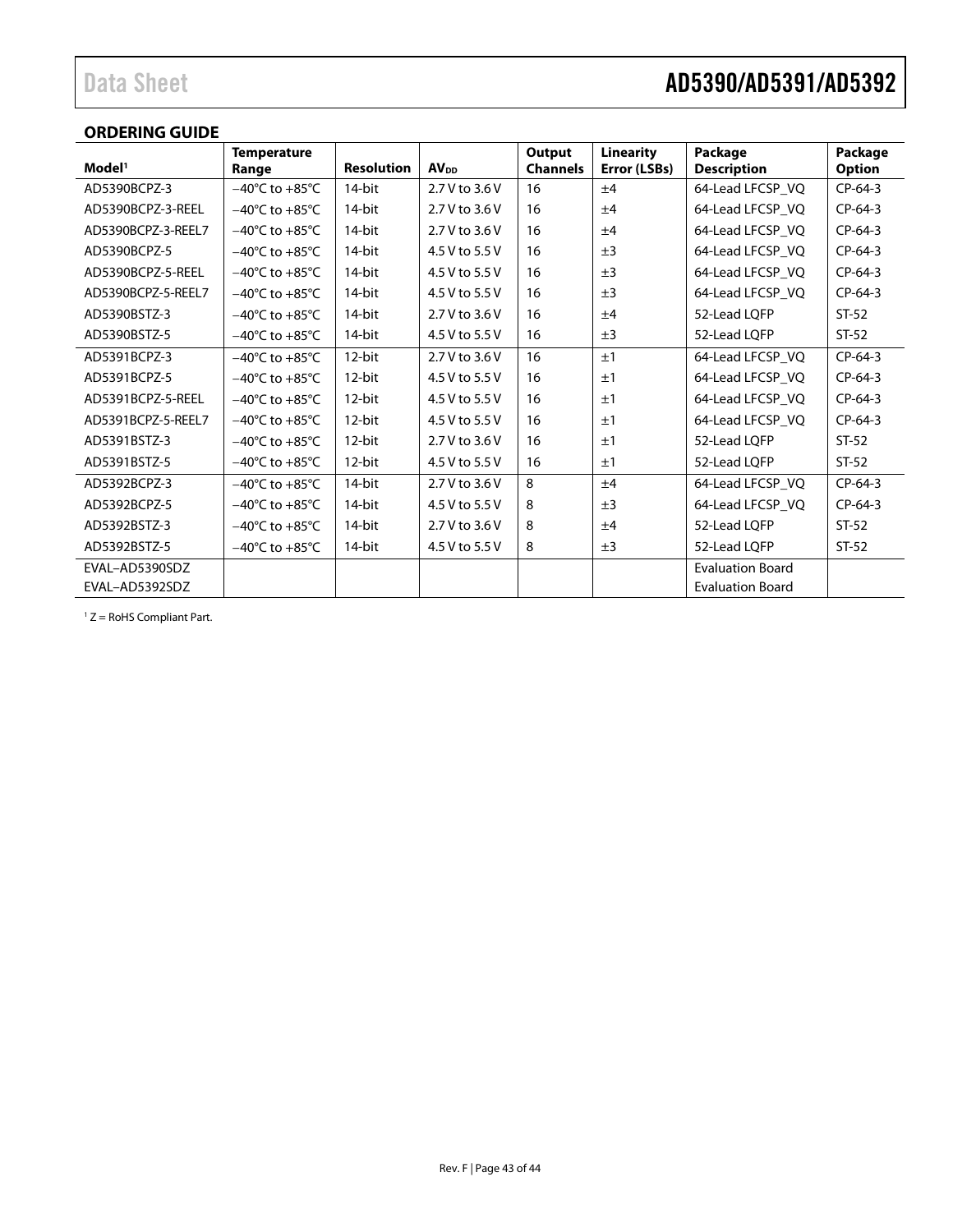## ORDERING GUIDE

| Model[1] | Temperature Range | Resolution | $AV_{DD}$ | Output Channels | Linearity Error (LSBs) | Package Description | Package Option |
|---|---|---|---|---|---|---|---|
| AD5390BCPZ-3 | −40°C to +85°C | 14-bit | 2.7 V to 3.6 V | 16 | ±4 | 64-Lead LFCSP_VQ | CP-64-3 |
| AD5390BCPZ-3-REEL | −40°C to +85°C | 14-bit | 2.7 V to 3.6 V | 16 | ±4 | 64-Lead LFCSP_VQ | CP-64-3 |
| AD5390BCPZ-3-REEL7 | −40°C to +85°C | 14-bit | 2.7 V to 3.6 V | 16 | ±4 | 64-Lead LFCSP_VQ | CP-64-3 |
| AD5390BCPZ-5 | −40°C to +85°C | 14-bit | 4.5 V to 5.5 V | 16 | ±3 | 64-Lead LFCSP_VQ | CP-64-3 |
| AD5390BCPZ-5-REEL | −40°C to +85°C | 14-bit | 4.5 V to 5.5 V | 16 | ±3 | 64-Lead LFCSP_VQ | CP-64-3 |
| AD5390BCPZ-5-REEL7 | −40°C to +85°C | 14-bit | 4.5 V to 5.5 V | 16 | ±3 | 64-Lead LFCSP_VQ | CP-64-3 |
| AD5390BSTZ-3 | −40°C to +85°C | 14-bit | 2.7 V to 3.6 V | 16 | ±4 | 52-Lead LQFP | ST-52 |
| AD5390BSTZ-5 | −40°C to +85°C | 14-bit | 4.5 V to 5.5 V | 16 | ±3 | 52-Lead LQFP | ST-52 |
| AD5391BCPZ-3 | −40°C to +85°C | 12-bit | 2.7 V to 3.6 V | 16 | ±1 | 64-Lead LFCSP_VQ | CP-64-3 |
| AD5391BCPZ-5 | −40°C to +85°C | 12-bit | 4.5 V to 5.5 V | 16 | ±1 | 64-Lead LFCSP_VQ | CP-64-3 |
| AD5391BCPZ-5-REEL | −40°C to +85°C | 12-bit | 4.5 V to 5.5 V | 16 | ±1 | 64-Lead LFCSP_VQ | CP-64-3 |
| AD5391BCPZ-5-REEL7 | −40°C to +85°C | 12-bit | 4.5 V to 5.5 V | 16 | ±1 | 64-Lead LFCSP_VQ | CP-64-3 |
| AD5391BSTZ-3 | −40°C to +85°C | 12-bit | 2.7 V to 3.6 V | 16 | ±1 | 52-Lead LQFP | ST-52 |
| AD5391BSTZ-5 | −40°C to +85°C | 12-bit | 4.5 V to 5.5 V | 16 | ±1 | 52-Lead LQFP | ST-52 |
| AD5392BCPZ-3 | −40°C to +85°C | 14-bit | 2.7 V to 3.6 V | 8 | ±4 | 64-Lead LFCSP_VQ | CP-64-3 |
| AD5392BCPZ-5 | −40°C to +85°C | 14-bit | 4.5 V to 5.5 V | 8 | ±3 | 64-Lead LFCSP_VQ | CP-64-3 |
| AD5392BSTZ-3 | −40°C to +85°C | 14-bit | 2.7 V to 3.6 V | 8 | ±4 | 52-Lead LQFP | ST-52 |
| AD5392BSTZ-5 | −40°C to +85°C | 14-bit | 4.5 V to 5.5 V | 8 | ±3 | 52-Lead LQFP | ST-52 |
| EVAL–AD5390SDZ | | | | | | Evaluation Board | |
| EVAL–AD5392SDZ | | | | | | Evaluation Board | |

[1] Z = RoHS Compliant Part.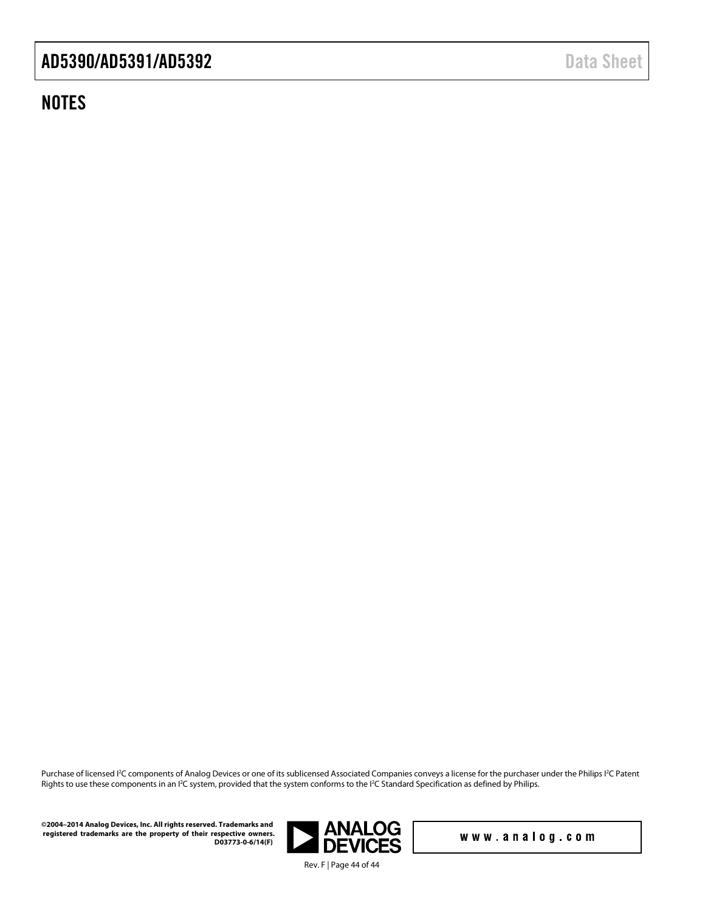## NOTES

Purchase of licensed I$^2$C components of Analog Devices or one of its sublicensed Associated Companies conveys a license for the purchaser under the Philips I$^2$C Patent Rights to use these components in an I$^2$C system, provided that the system conforms to the I$^2$C Standard Specification as defined by Philips.

**©2004–2014 Analog Devices, Inc. All rights reserved. Trademarks and registered trademarks are the property of their respective owners. D03773-0-6/14(F)**

www.analog.com